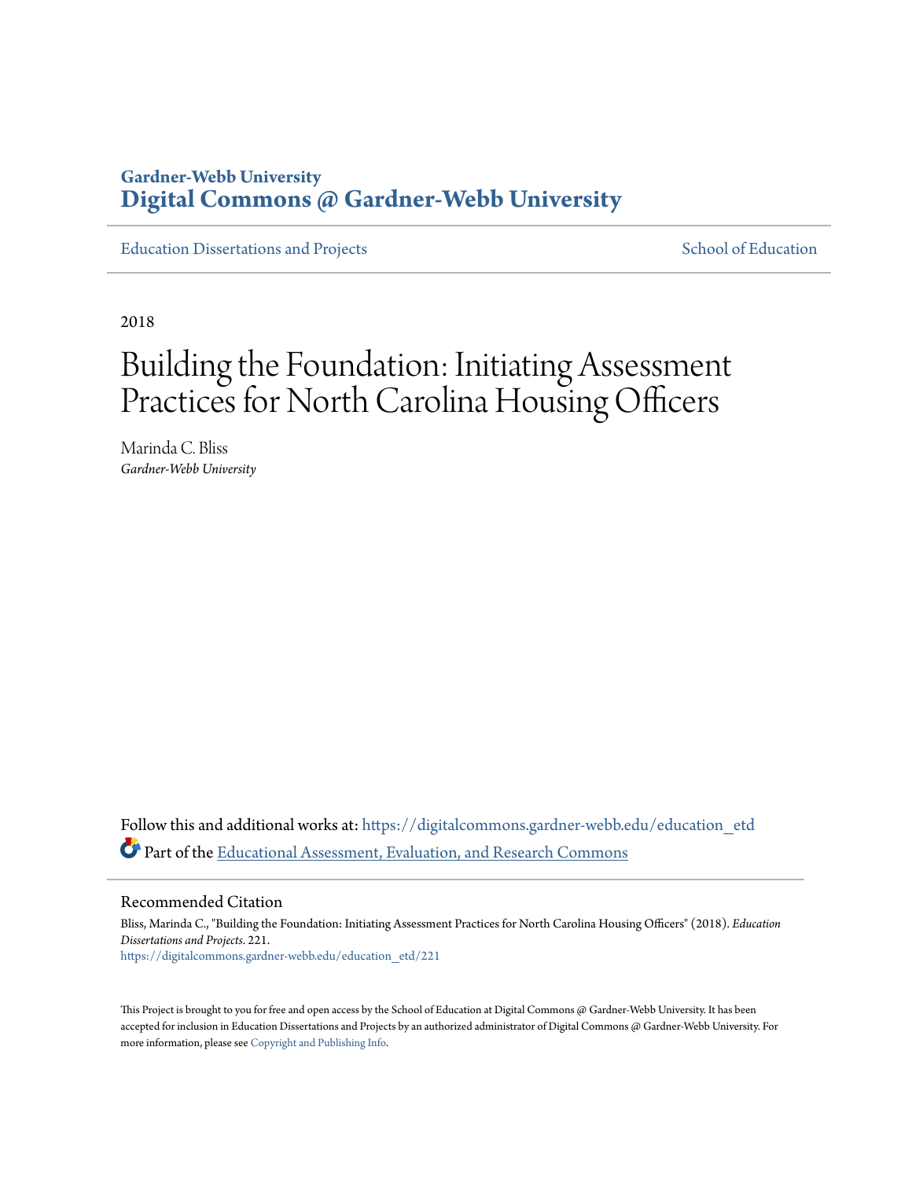Gardner-Webb University
**Digital Commons @ Gardner-Webb University**

Education Dissertations and Projects School of Education

2018

# Building the Foundation: Initiating Assessment Practices for North Carolina Housing Officers

Marinda C. Bliss
*Gardner-Webb University*

Follow this and additional works at: https://digitalcommons.gardner-webb.edu/education_etd

Part of the Educational Assessment, Evaluation, and Research Commons

## Recommended Citation

Bliss, Marinda C., "Building the Foundation: Initiating Assessment Practices for North Carolina Housing Officers" (2018). *Education Dissertations and Projects*. 221.
https://digitalcommons.gardner-webb.edu/education_etd/221

This Project is brought to you for free and open access by the School of Education at Digital Commons @ Gardner-Webb University. It has been accepted for inclusion in Education Dissertations and Projects by an authorized administrator of Digital Commons @ Gardner-Webb University. For more information, please see Copyright and Publishing Info.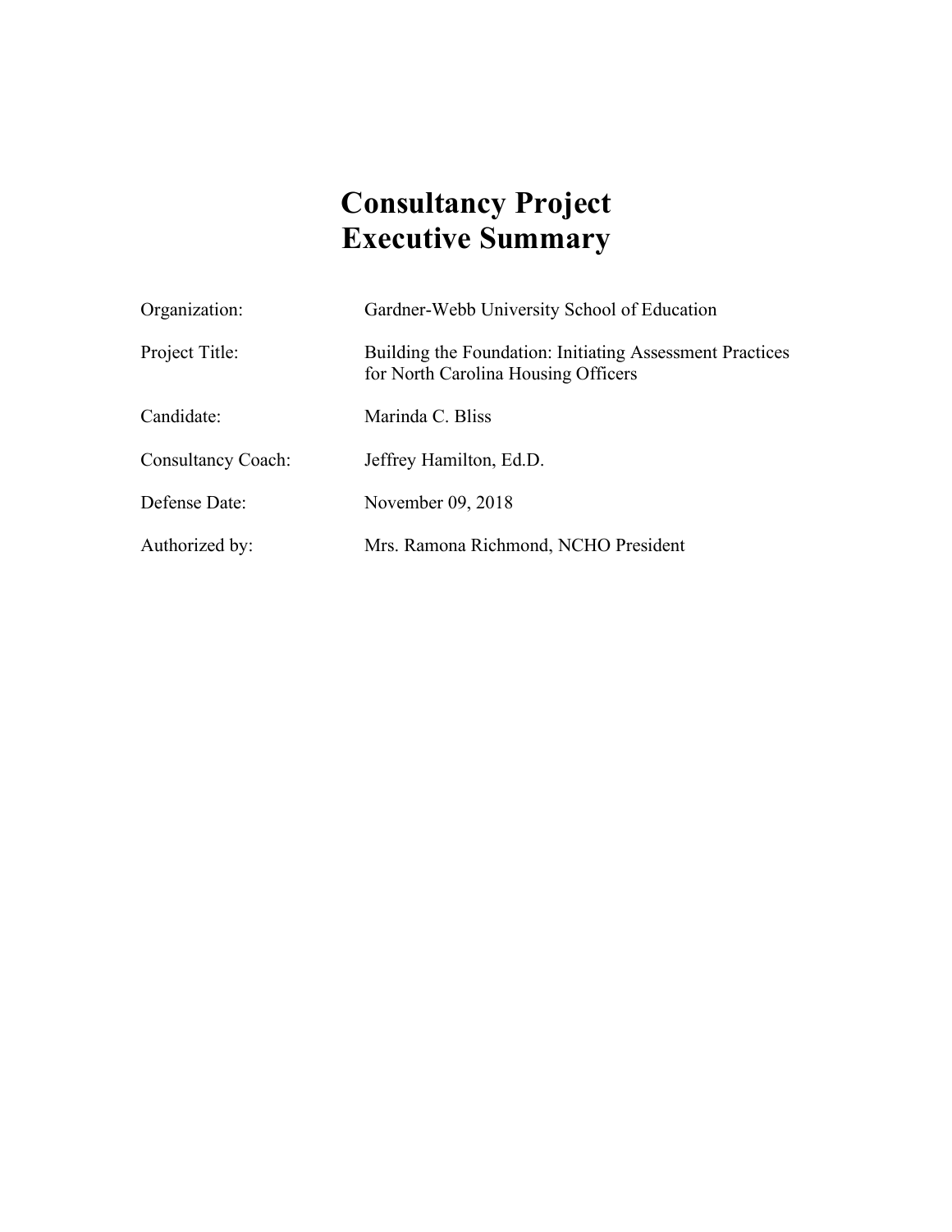# Consultancy Project Executive Summary

| | |
|---|---|
| Organization: | Gardner-Webb University School of Education |
| Project Title: | Building the Foundation: Initiating Assessment Practices for North Carolina Housing Officers |
| Candidate: | Marinda C. Bliss |
| Consultancy Coach: | Jeffrey Hamilton, Ed.D. |
| Defense Date: | November 09, 2018 |
| Authorized by: | Mrs. Ramona Richmond, NCHO President |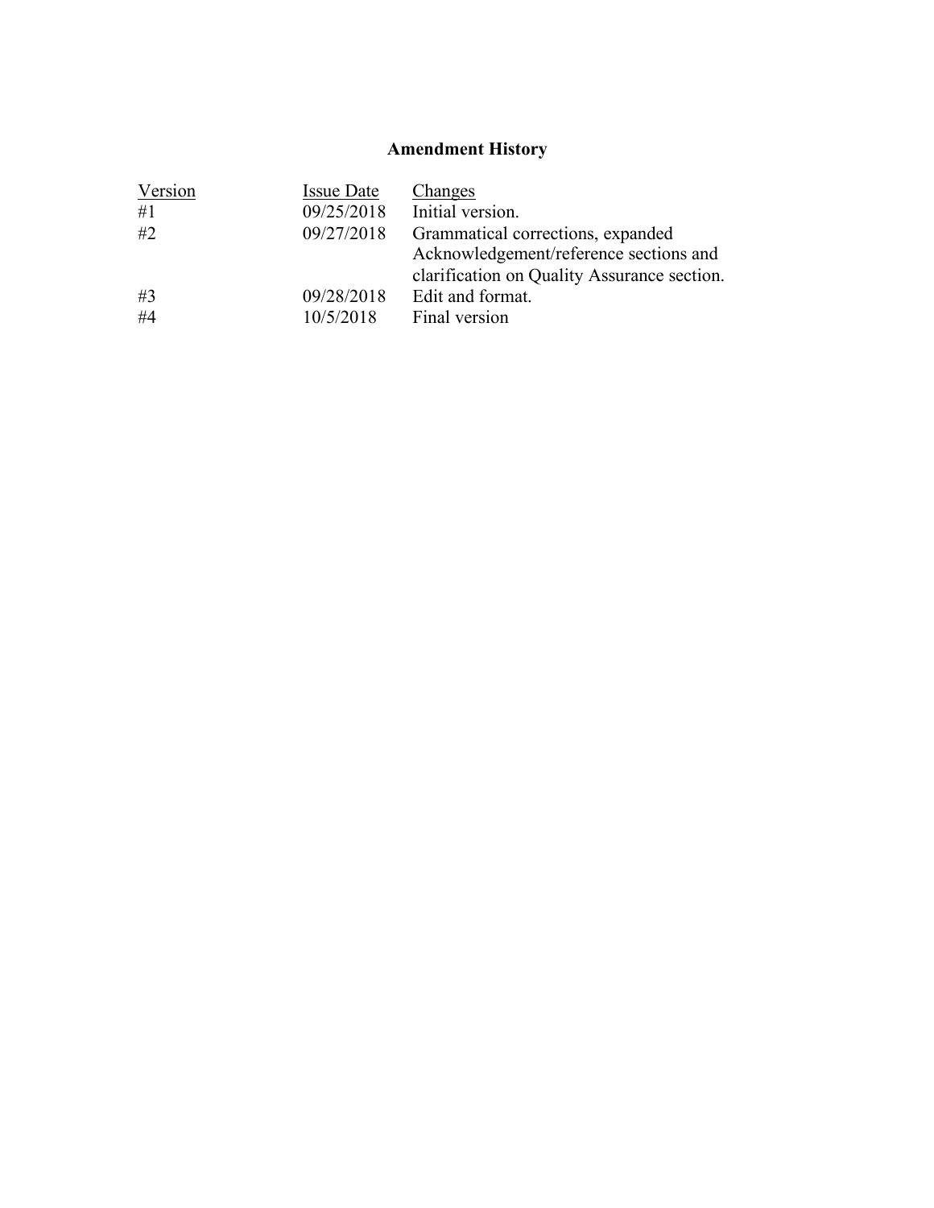# Amendment History

| Version | Issue Date | Changes |
| --- | --- | --- |
| #1 | 09/25/2018 | Initial version. |
| #2 | 09/27/2018 | Grammatical corrections, expanded Acknowledgement/reference sections and clarification on Quality Assurance section. |
| #3 | 09/28/2018 | Edit and format. |
| #4 | 10/5/2018 | Final version |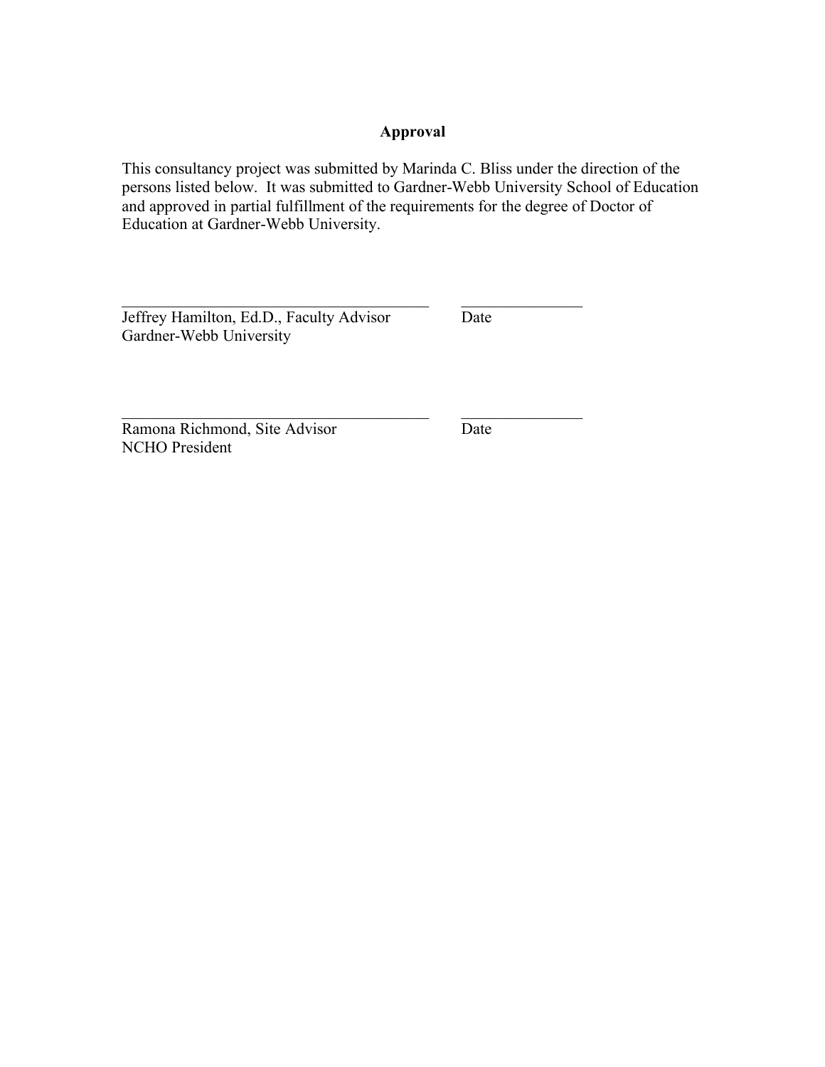## Approval

This consultancy project was submitted by Marinda C. Bliss under the direction of the persons listed below. It was submitted to Gardner-Webb University School of Education and approved in partial fulfillment of the requirements for the degree of Doctor of Education at Gardner-Webb University.

\_\_\_\_\_\_\_\_\_\_\_\_\_\_\_\_\_\_\_\_\_\_\_\_\_\_\_\_\_\_\_\_\_\_\_\_\_\_ \_\_\_\_\_\_\_\_\_\_\_\_\_\_\_
Jeffrey Hamilton, Ed.D., Faculty Advisor Date
Gardner-Webb University

\_\_\_\_\_\_\_\_\_\_\_\_\_\_\_\_\_\_\_\_\_\_\_\_\_\_\_\_\_\_\_\_\_\_\_\_\_\_ \_\_\_\_\_\_\_\_\_\_\_\_\_\_\_
Ramona Richmond, Site Advisor Date
NCHO President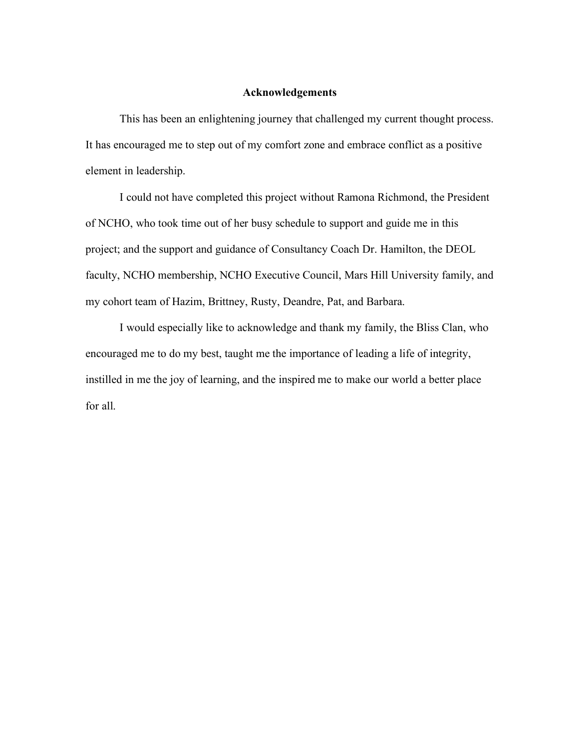## Acknowledgements

This has been an enlightening journey that challenged my current thought process. It has encouraged me to step out of my comfort zone and embrace conflict as a positive element in leadership.

I could not have completed this project without Ramona Richmond, the President of NCHO, who took time out of her busy schedule to support and guide me in this project; and the support and guidance of Consultancy Coach Dr. Hamilton, the DEOL faculty, NCHO membership, NCHO Executive Council, Mars Hill University family, and my cohort team of Hazim, Brittney, Rusty, Deandre, Pat, and Barbara.

I would especially like to acknowledge and thank my family, the Bliss Clan, who encouraged me to do my best, taught me the importance of leading a life of integrity, instilled in me the joy of learning, and the inspired me to make our world a better place for all.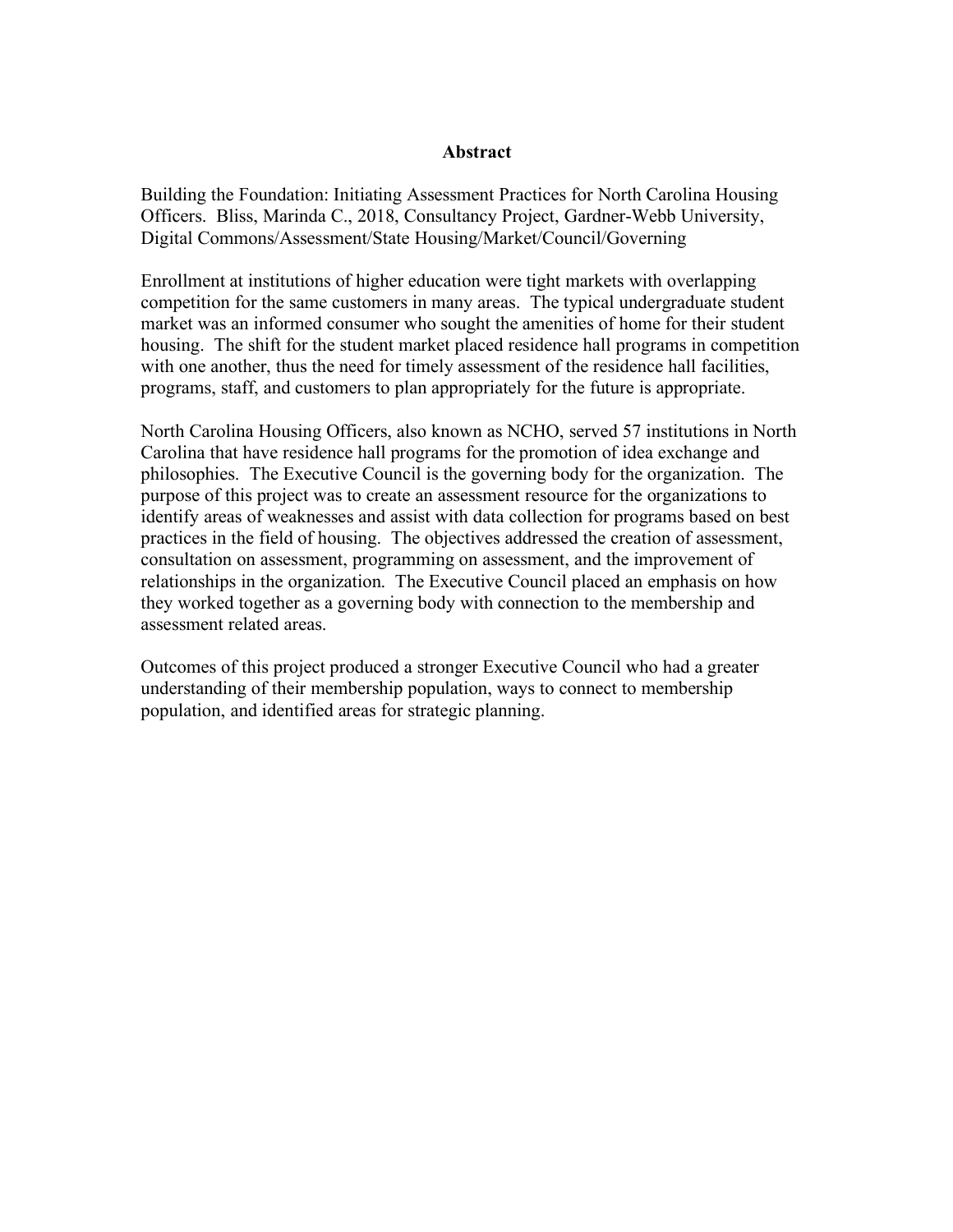# Abstract

Building the Foundation: Initiating Assessment Practices for North Carolina Housing Officers. Bliss, Marinda C., 2018, Consultancy Project, Gardner-Webb University, Digital Commons/Assessment/State Housing/Market/Council/Governing

Enrollment at institutions of higher education were tight markets with overlapping competition for the same customers in many areas. The typical undergraduate student market was an informed consumer who sought the amenities of home for their student housing. The shift for the student market placed residence hall programs in competition with one another, thus the need for timely assessment of the residence hall facilities, programs, staff, and customers to plan appropriately for the future is appropriate.

North Carolina Housing Officers, also known as NCHO, served 57 institutions in North Carolina that have residence hall programs for the promotion of idea exchange and philosophies. The Executive Council is the governing body for the organization. The purpose of this project was to create an assessment resource for the organizations to identify areas of weaknesses and assist with data collection for programs based on best practices in the field of housing. The objectives addressed the creation of assessment, consultation on assessment, programming on assessment, and the improvement of relationships in the organization. The Executive Council placed an emphasis on how they worked together as a governing body with connection to the membership and assessment related areas.

Outcomes of this project produced a stronger Executive Council who had a greater understanding of their membership population, ways to connect to membership population, and identified areas for strategic planning.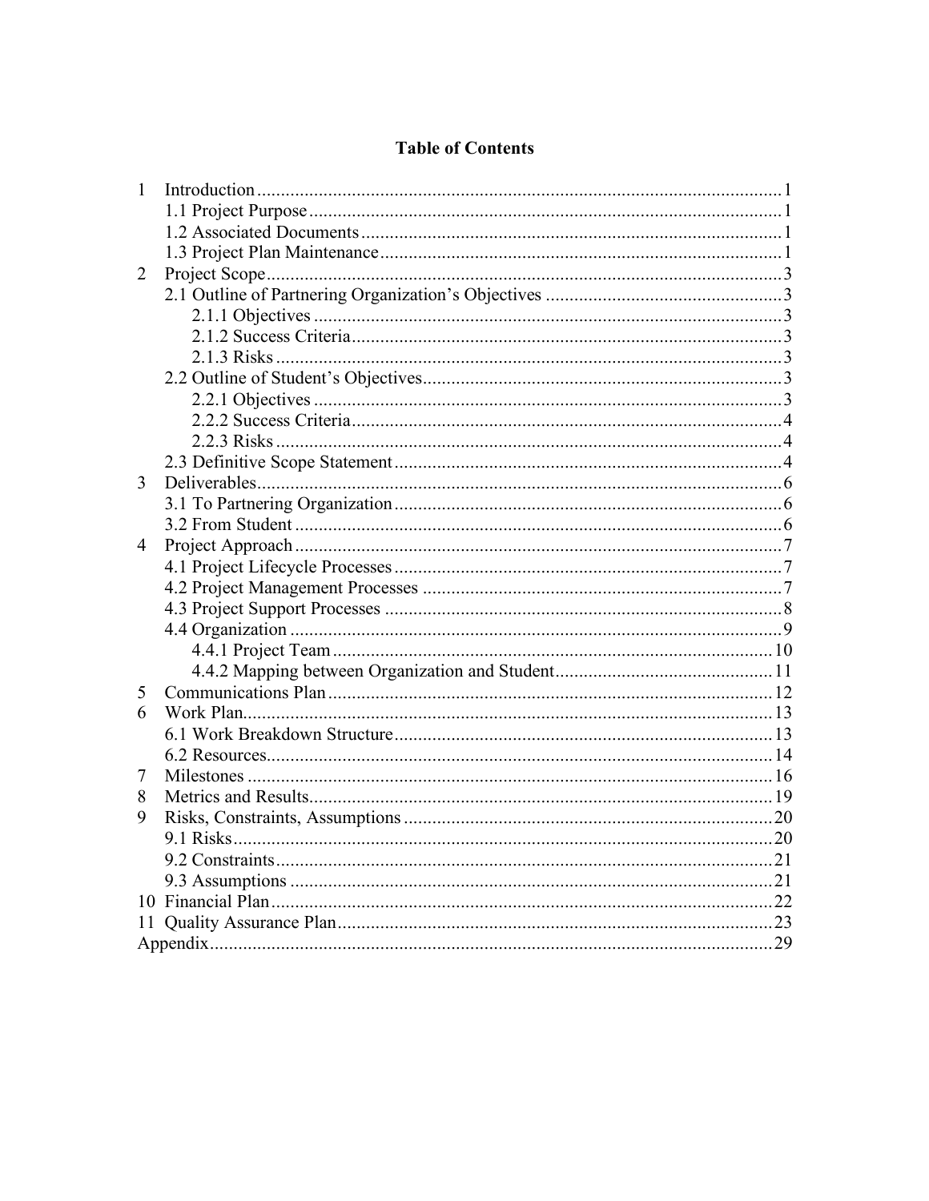# Table of Contents

- 1 Introduction ..... 1
  - 1.1 Project Purpose ..... 1
  - 1.2 Associated Documents ..... 1
  - 1.3 Project Plan Maintenance ..... 1
- 2 Project Scope ..... 3
  - 2.1 Outline of Partnering Organization's Objectives ..... 3
    - 2.1.1 Objectives ..... 3
    - 2.1.2 Success Criteria ..... 3
    - 2.1.3 Risks ..... 3
  - 2.2 Outline of Student's Objectives ..... 3
    - 2.2.1 Objectives ..... 3
    - 2.2.2 Success Criteria ..... 4
    - 2.2.3 Risks ..... 4
  - 2.3 Definitive Scope Statement ..... 4
- 3 Deliverables ..... 6
  - 3.1 To Partnering Organization ..... 6
  - 3.2 From Student ..... 6
- 4 Project Approach ..... 7
  - 4.1 Project Lifecycle Processes ..... 7
  - 4.2 Project Management Processes ..... 7
  - 4.3 Project Support Processes ..... 8
  - 4.4 Organization ..... 9
    - 4.4.1 Project Team ..... 10
    - 4.4.2 Mapping between Organization and Student ..... 11
- 5 Communications Plan ..... 12
- 6 Work Plan ..... 13
  - 6.1 Work Breakdown Structure ..... 13
  - 6.2 Resources ..... 14
- 7 Milestones ..... 16
- 8 Metrics and Results ..... 19
- 9 Risks, Constraints, Assumptions ..... 20
  - 9.1 Risks ..... 20
  - 9.2 Constraints ..... 21
  - 9.3 Assumptions ..... 21
- 10 Financial Plan ..... 22
- 11 Quality Assurance Plan ..... 23
- Appendix ..... 29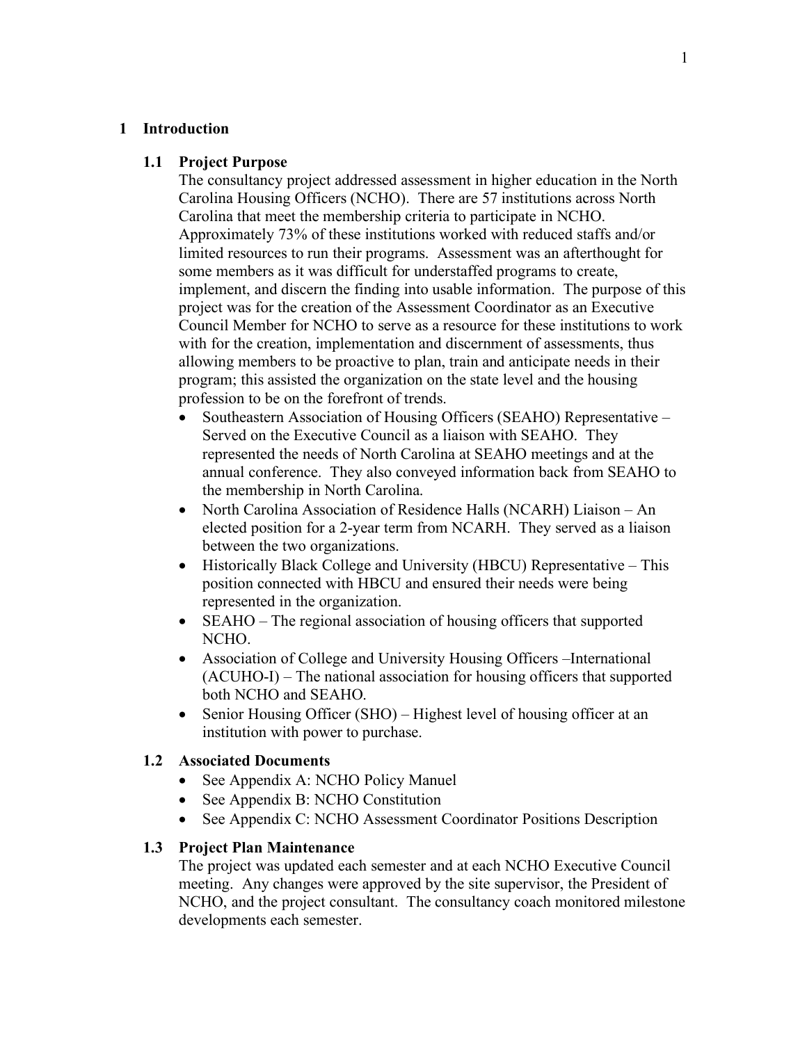# 1 Introduction

## 1.1 Project Purpose

The consultancy project addressed assessment in higher education in the North Carolina Housing Officers (NCHO). There are 57 institutions across North Carolina that meet the membership criteria to participate in NCHO. Approximately 73% of these institutions worked with reduced staffs and/or limited resources to run their programs. Assessment was an afterthought for some members as it was difficult for understaffed programs to create, implement, and discern the finding into usable information. The purpose of this project was for the creation of the Assessment Coordinator as an Executive Council Member for NCHO to serve as a resource for these institutions to work with for the creation, implementation and discernment of assessments, thus allowing members to be proactive to plan, train and anticipate needs in their program; this assisted the organization on the state level and the housing profession to be on the forefront of trends.

- Southeastern Association of Housing Officers (SEAHO) Representative – Served on the Executive Council as a liaison with SEAHO. They represented the needs of North Carolina at SEAHO meetings and at the annual conference. They also conveyed information back from SEAHO to the membership in North Carolina.
- North Carolina Association of Residence Halls (NCARH) Liaison – An elected position for a 2-year term from NCARH. They served as a liaison between the two organizations.
- Historically Black College and University (HBCU) Representative – This position connected with HBCU and ensured their needs were being represented in the organization.
- SEAHO – The regional association of housing officers that supported NCHO.
- Association of College and University Housing Officers –International (ACUHO-I) – The national association for housing officers that supported both NCHO and SEAHO.
- Senior Housing Officer (SHO) – Highest level of housing officer at an institution with power to purchase.

## 1.2 Associated Documents

- See Appendix A: NCHO Policy Manuel
- See Appendix B: NCHO Constitution
- See Appendix C: NCHO Assessment Coordinator Positions Description

## 1.3 Project Plan Maintenance

The project was updated each semester and at each NCHO Executive Council meeting. Any changes were approved by the site supervisor, the President of NCHO, and the project consultant. The consultancy coach monitored milestone developments each semester.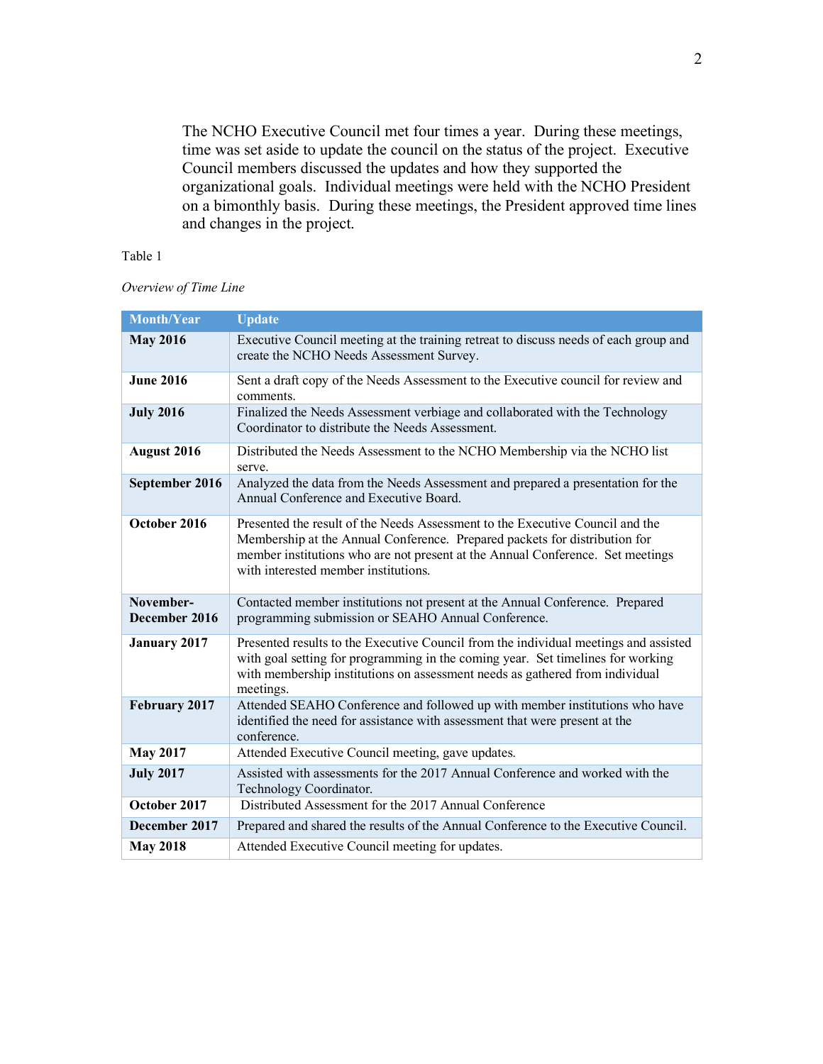The NCHO Executive Council met four times a year. During these meetings, time was set aside to update the council on the status of the project. Executive Council members discussed the updates and how they supported the organizational goals. Individual meetings were held with the NCHO President on a bimonthly basis. During these meetings, the President approved time lines and changes in the project.

Table 1

*Overview of Time Line*

| Month/Year | Update |
|---|---|
| **May 2016** | Executive Council meeting at the training retreat to discuss needs of each group and create the NCHO Needs Assessment Survey. |
| **June 2016** | Sent a draft copy of the Needs Assessment to the Executive council for review and comments. |
| **July 2016** | Finalized the Needs Assessment verbiage and collaborated with the Technology Coordinator to distribute the Needs Assessment. |
| **August 2016** | Distributed the Needs Assessment to the NCHO Membership via the NCHO list serve. |
| **September 2016** | Analyzed the data from the Needs Assessment and prepared a presentation for the Annual Conference and Executive Board. |
| **October 2016** | Presented the result of the Needs Assessment to the Executive Council and the Membership at the Annual Conference. Prepared packets for distribution for member institutions who are not present at the Annual Conference. Set meetings with interested member institutions. |
| **November-December 2016** | Contacted member institutions not present at the Annual Conference. Prepared programming submission or SEAHO Annual Conference. |
| **January 2017** | Presented results to the Executive Council from the individual meetings and assisted with goal setting for programming in the coming year. Set timelines for working with membership institutions on assessment needs as gathered from individual meetings. |
| **February 2017** | Attended SEAHO Conference and followed up with member institutions who have identified the need for assistance with assessment that were present at the conference. |
| **May 2017** | Attended Executive Council meeting, gave updates. |
| **July 2017** | Assisted with assessments for the 2017 Annual Conference and worked with the Technology Coordinator. |
| **October 2017** | Distributed Assessment for the 2017 Annual Conference |
| **December 2017** | Prepared and shared the results of the Annual Conference to the Executive Council. |
| **May 2018** | Attended Executive Council meeting for updates. |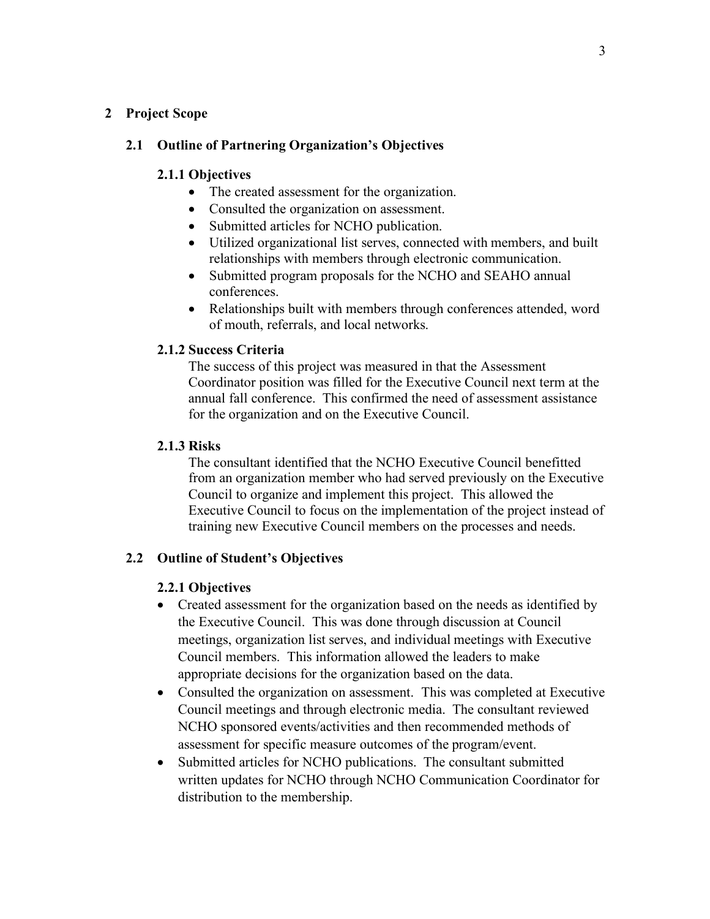# 2 Project Scope

## 2.1 Outline of Partnering Organization's Objectives

### 2.1.1 Objectives

- The created assessment for the organization.
- Consulted the organization on assessment.
- Submitted articles for NCHO publication.
- Utilized organizational list serves, connected with members, and built relationships with members through electronic communication.
- Submitted program proposals for the NCHO and SEAHO annual conferences.
- Relationships built with members through conferences attended, word of mouth, referrals, and local networks.

### 2.1.2 Success Criteria

The success of this project was measured in that the Assessment Coordinator position was filled for the Executive Council next term at the annual fall conference. This confirmed the need of assessment assistance for the organization and on the Executive Council.

### 2.1.3 Risks

The consultant identified that the NCHO Executive Council benefitted from an organization member who had served previously on the Executive Council to organize and implement this project. This allowed the Executive Council to focus on the implementation of the project instead of training new Executive Council members on the processes and needs.

## 2.2 Outline of Student's Objectives

### 2.2.1 Objectives

- Created assessment for the organization based on the needs as identified by the Executive Council. This was done through discussion at Council meetings, organization list serves, and individual meetings with Executive Council members. This information allowed the leaders to make appropriate decisions for the organization based on the data.
- Consulted the organization on assessment. This was completed at Executive Council meetings and through electronic media. The consultant reviewed NCHO sponsored events/activities and then recommended methods of assessment for specific measure outcomes of the program/event.
- Submitted articles for NCHO publications. The consultant submitted written updates for NCHO through NCHO Communication Coordinator for distribution to the membership.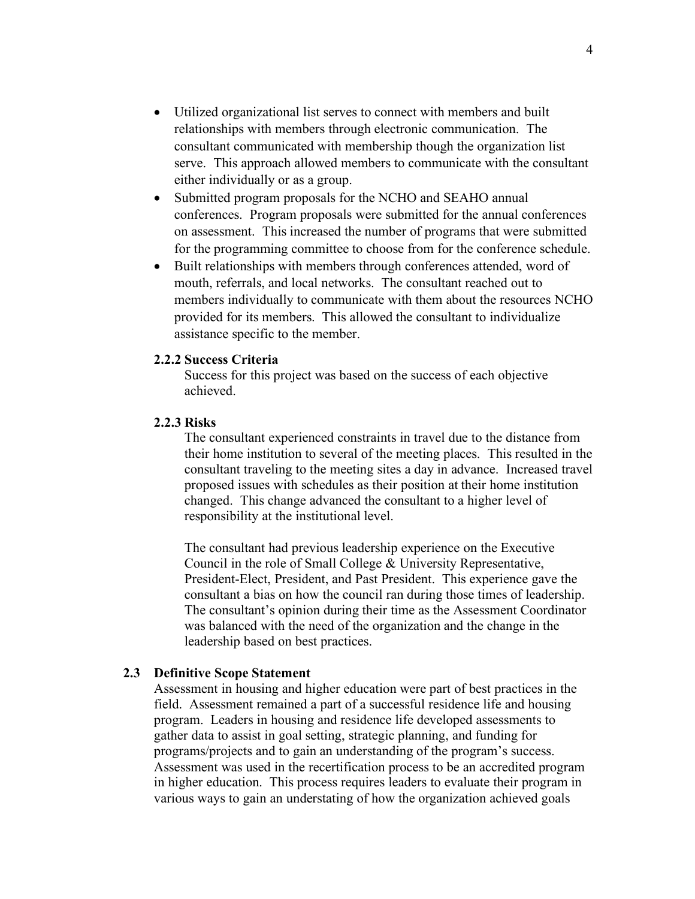- Utilized organizational list serves to connect with members and built relationships with members through electronic communication. The consultant communicated with membership though the organization list serve. This approach allowed members to communicate with the consultant either individually or as a group.
- Submitted program proposals for the NCHO and SEAHO annual conferences. Program proposals were submitted for the annual conferences on assessment. This increased the number of programs that were submitted for the programming committee to choose from for the conference schedule.
- Built relationships with members through conferences attended, word of mouth, referrals, and local networks. The consultant reached out to members individually to communicate with them about the resources NCHO provided for its members. This allowed the consultant to individualize assistance specific to the member.

#### 2.2.2 Success Criteria

Success for this project was based on the success of each objective achieved.

#### 2.2.3 Risks

The consultant experienced constraints in travel due to the distance from their home institution to several of the meeting places. This resulted in the consultant traveling to the meeting sites a day in advance. Increased travel proposed issues with schedules as their position at their home institution changed. This change advanced the consultant to a higher level of responsibility at the institutional level.

The consultant had previous leadership experience on the Executive Council in the role of Small College & University Representative, President-Elect, President, and Past President. This experience gave the consultant a bias on how the council ran during those times of leadership. The consultant's opinion during their time as the Assessment Coordinator was balanced with the need of the organization and the change in the leadership based on best practices.

### 2.3 Definitive Scope Statement

Assessment in housing and higher education were part of best practices in the field. Assessment remained a part of a successful residence life and housing program. Leaders in housing and residence life developed assessments to gather data to assist in goal setting, strategic planning, and funding for programs/projects and to gain an understanding of the program's success. Assessment was used in the recertification process to be an accredited program in higher education. This process requires leaders to evaluate their program in various ways to gain an understating of how the organization achieved goals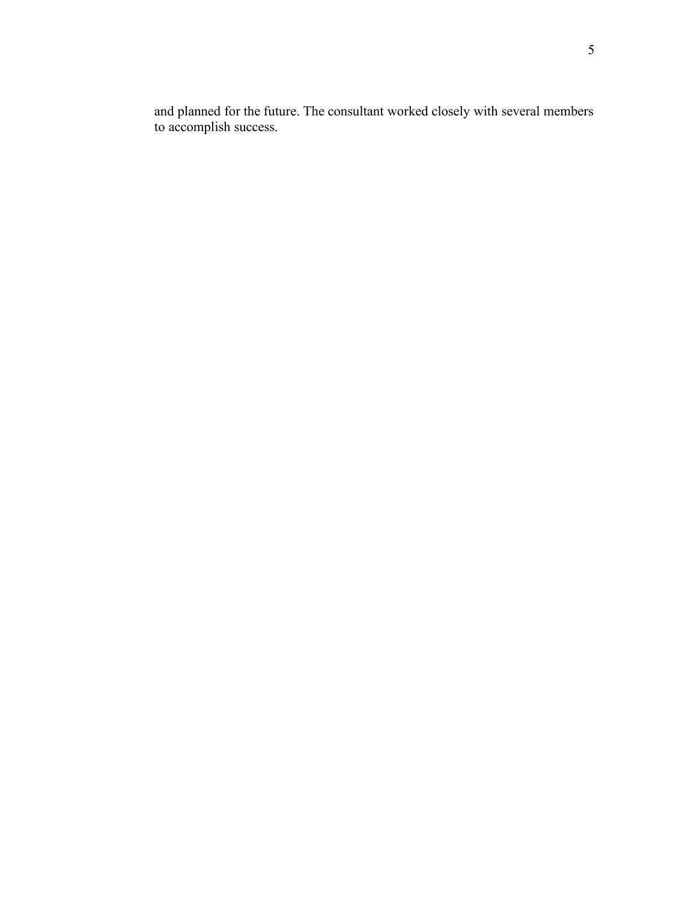and planned for the future. The consultant worked closely with several members to accomplish success.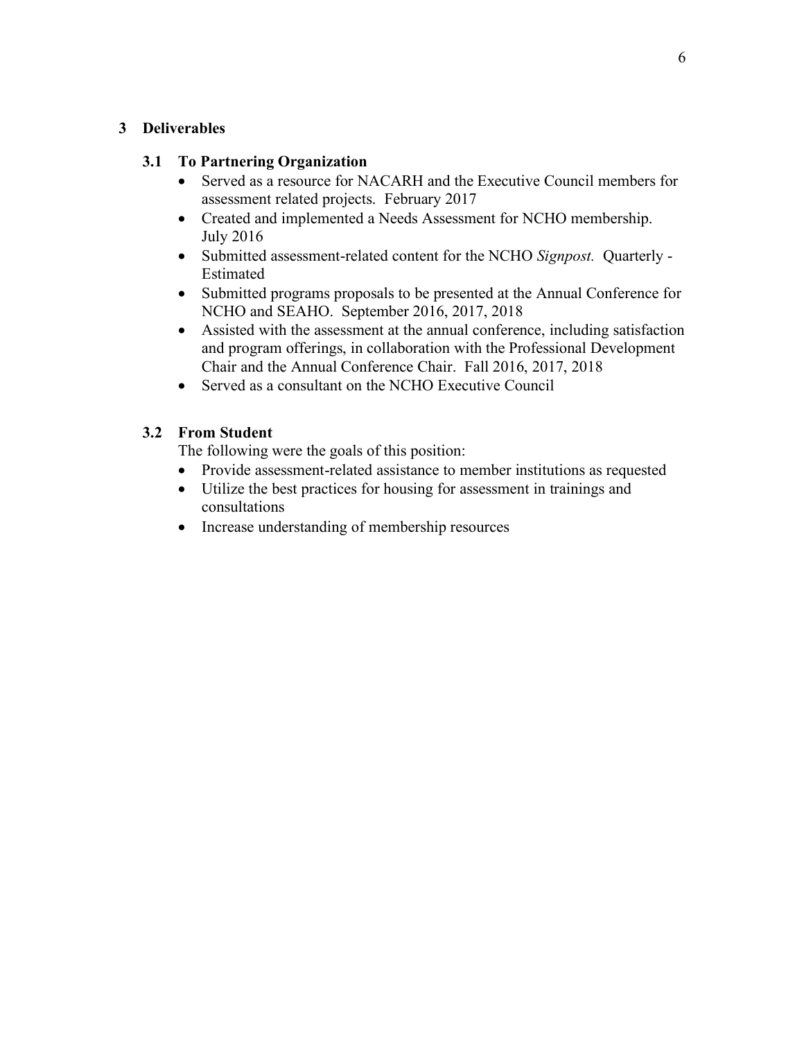## 3 Deliverables

### 3.1 To Partnering Organization

- Served as a resource for NACARH and the Executive Council members for assessment related projects. February 2017
- Created and implemented a Needs Assessment for NCHO membership. July 2016
- Submitted assessment-related content for the NCHO *Signpost*. Quarterly - Estimated
- Submitted programs proposals to be presented at the Annual Conference for NCHO and SEAHO. September 2016, 2017, 2018
- Assisted with the assessment at the annual conference, including satisfaction and program offerings, in collaboration with the Professional Development Chair and the Annual Conference Chair. Fall 2016, 2017, 2018
- Served as a consultant on the NCHO Executive Council

### 3.2 From Student

The following were the goals of this position:

- Provide assessment-related assistance to member institutions as requested
- Utilize the best practices for housing for assessment in trainings and consultations
- Increase understanding of membership resources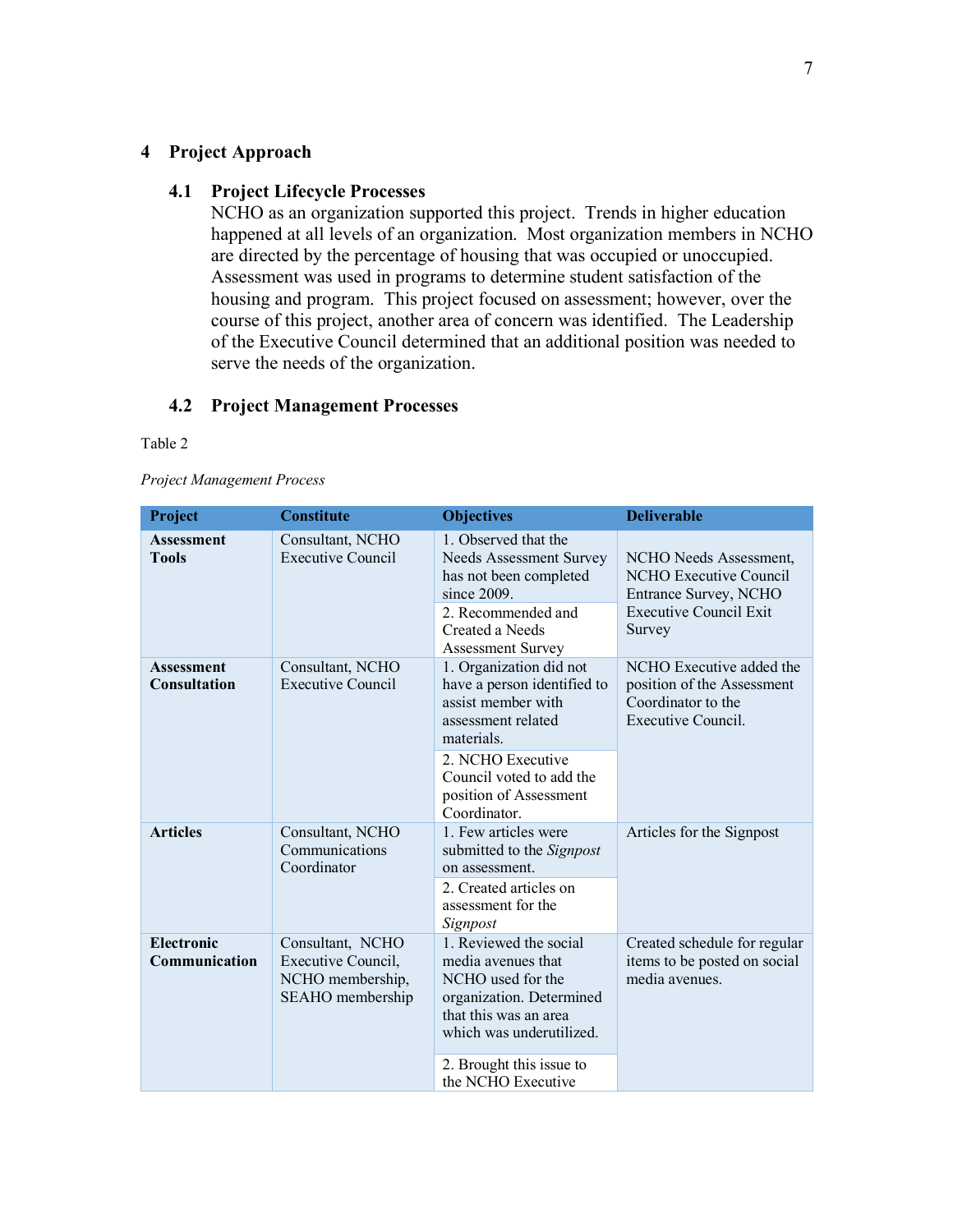# 4 Project Approach

## 4.1 Project Lifecycle Processes

NCHO as an organization supported this project. Trends in higher education happened at all levels of an organization. Most organization members in NCHO are directed by the percentage of housing that was occupied or unoccupied. Assessment was used in programs to determine student satisfaction of the housing and program. This project focused on assessment; however, over the course of this project, another area of concern was identified. The Leadership of the Executive Council determined that an additional position was needed to serve the needs of the organization.

## 4.2 Project Management Processes

Table 2

*Project Management Process*

| Project | Constitute | Objectives | Deliverable |
|---|---|---|---|
| **Assessment Tools** | Consultant, NCHO Executive Council | 1. Observed that the Needs Assessment Survey has not been completed since 2009. | NCHO Needs Assessment, NCHO Executive Council Entrance Survey, NCHO Executive Council Exit Survey |
| | | 2. Recommended and Created a Needs Assessment Survey | |
| **Assessment Consultation** | Consultant, NCHO Executive Council | 1. Organization did not have a person identified to assist member with assessment related materials. | NCHO Executive added the position of the Assessment Coordinator to the Executive Council. |
| | | 2. NCHO Executive Council voted to add the position of Assessment Coordinator. | |
| **Articles** | Consultant, NCHO Communications Coordinator | 1. Few articles were submitted to the *Signpost* on assessment. | Articles for the Signpost |
| | | 2. Created articles on assessment for the *Signpost* | |
| **Electronic Communication** | Consultant, NCHO Executive Council, NCHO membership, SEAHO membership | 1. Reviewed the social media avenues that NCHO used for the organization. Determined that this was an area which was underutilized. | Created schedule for regular items to be posted on social media avenues. |
| | | 2. Brought this issue to the NCHO Executive | |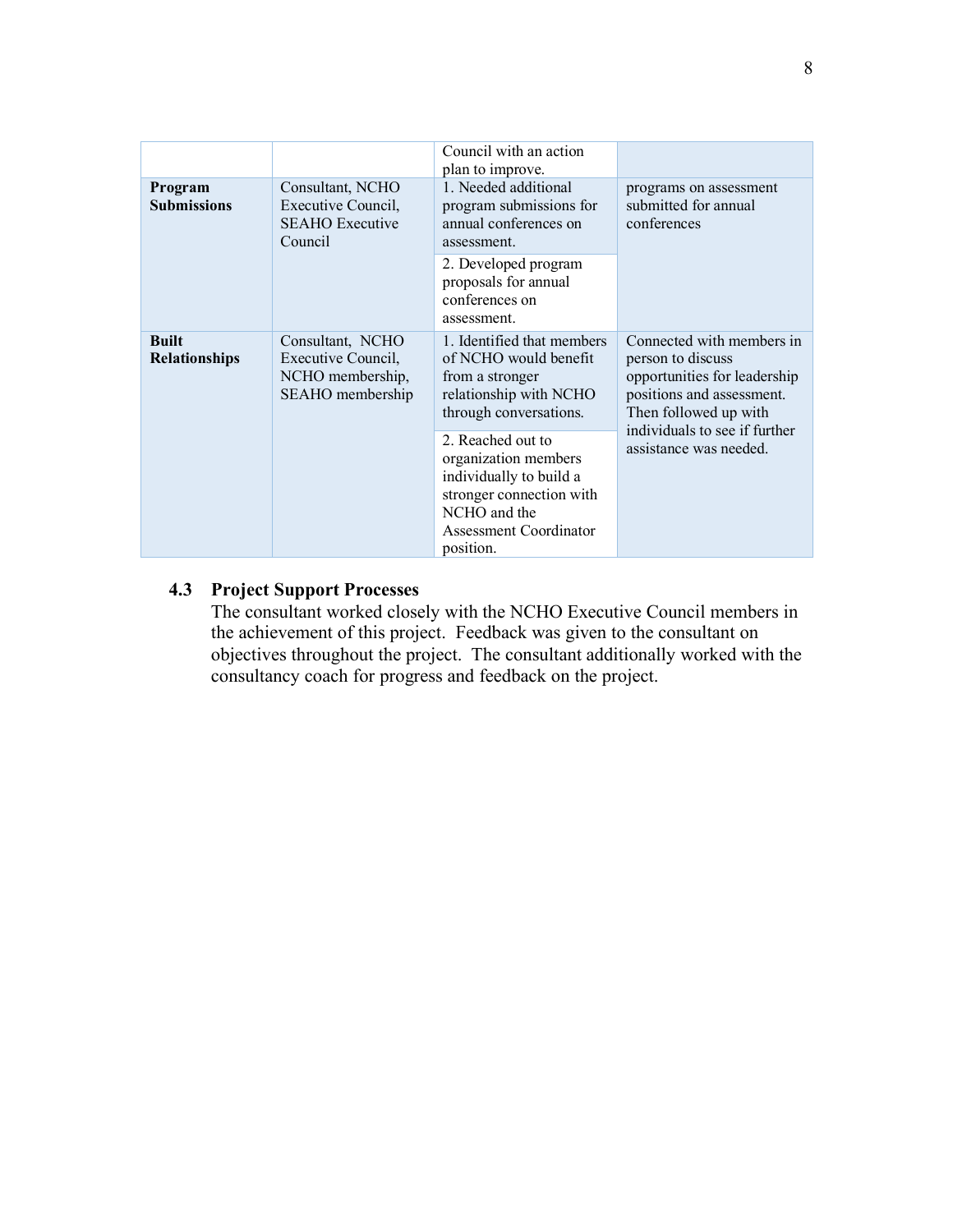| | | Council with an action plan to improve. | |
|---|---|---|---|
| **Program Submissions** | Consultant, NCHO Executive Council, SEAHO Executive Council | 1. Needed additional program submissions for annual conferences on assessment. | programs on assessment submitted for annual conferences |
| | | 2. Developed program proposals for annual conferences on assessment. | |
| **Built Relationships** | Consultant, NCHO Executive Council, NCHO membership, SEAHO membership | 1. Identified that members of NCHO would benefit from a stronger relationship with NCHO through conversations. | Connected with members in person to discuss opportunities for leadership positions and assessment. Then followed up with individuals to see if further assistance was needed. |
| | | 2. Reached out to organization members individually to build a stronger connection with NCHO and the Assessment Coordinator position. | |

### 4.3 Project Support Processes

The consultant worked closely with the NCHO Executive Council members in the achievement of this project. Feedback was given to the consultant on objectives throughout the project. The consultant additionally worked with the consultancy coach for progress and feedback on the project.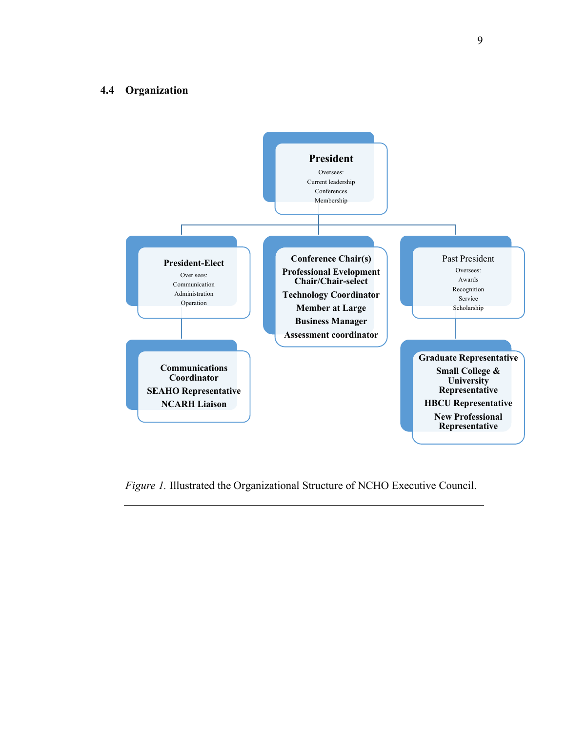## 4.4 Organization

**President**
Oversees:
Current leadership
Conferences
Membership

**President-Elect**
Over sees:
Communication
Administration
Operation

**Communications Coordinator**
**SEAHO Representative**
**NCARH Liaison**

**Conference Chair(s)**
**Professional Evelopment Chair/Chair-select**
**Technology Coordinator**
**Member at Large**
**Business Manager**
**Assessment coordinator**

Past President
Oversees:
Awards
Recognition
Service
Scholarship

**Graduate Representative**
**Small College & University Representative**
**HBCU Representative**
**New Professional Representative**

*Figure 1.* Illustrated the Organizational Structure of NCHO Executive Council.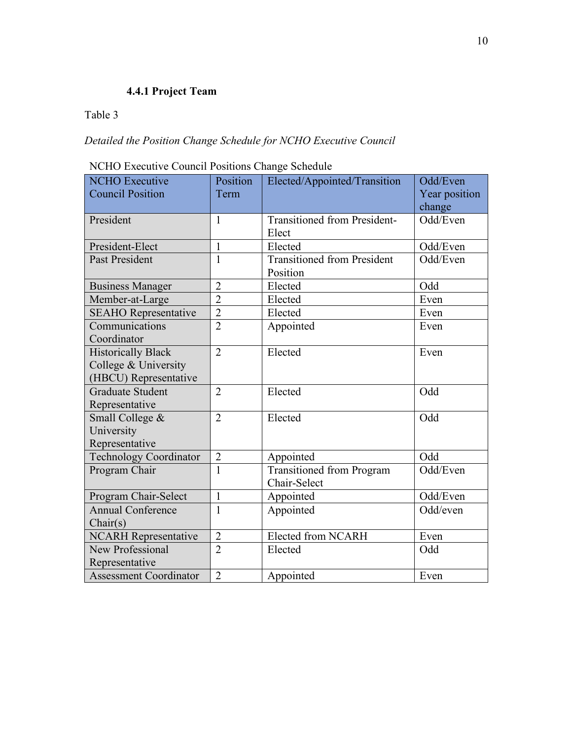#### 4.4.1 Project Team

Table 3

*Detailed the Position Change Schedule for NCHO Executive Council*

NCHO Executive Council Positions Change Schedule

| NCHO Executive Council Position | Position Term | Elected/Appointed/Transition | Odd/Even Year position change |
|---|---|---|---|
| President | 1 | Transitioned from President-Elect | Odd/Even |
| President-Elect | 1 | Elected | Odd/Even |
| Past President | 1 | Transitioned from President Position | Odd/Even |
| Business Manager | 2 | Elected | Odd |
| Member-at-Large | 2 | Elected | Even |
| SEAHO Representative | 2 | Elected | Even |
| Communications Coordinator | 2 | Appointed | Even |
| Historically Black College & University (HBCU) Representative | 2 | Elected | Even |
| Graduate Student Representative | 2 | Elected | Odd |
| Small College & University Representative | 2 | Elected | Odd |
| Technology Coordinator | 2 | Appointed | Odd |
| Program Chair | 1 | Transitioned from Program Chair-Select | Odd/Even |
| Program Chair-Select | 1 | Appointed | Odd/Even |
| Annual Conference Chair(s) | 1 | Appointed | Odd/even |
| NCARH Representative | 2 | Elected from NCARH | Even |
| New Professional Representative | 2 | Elected | Odd |
| Assessment Coordinator | 2 | Appointed | Even |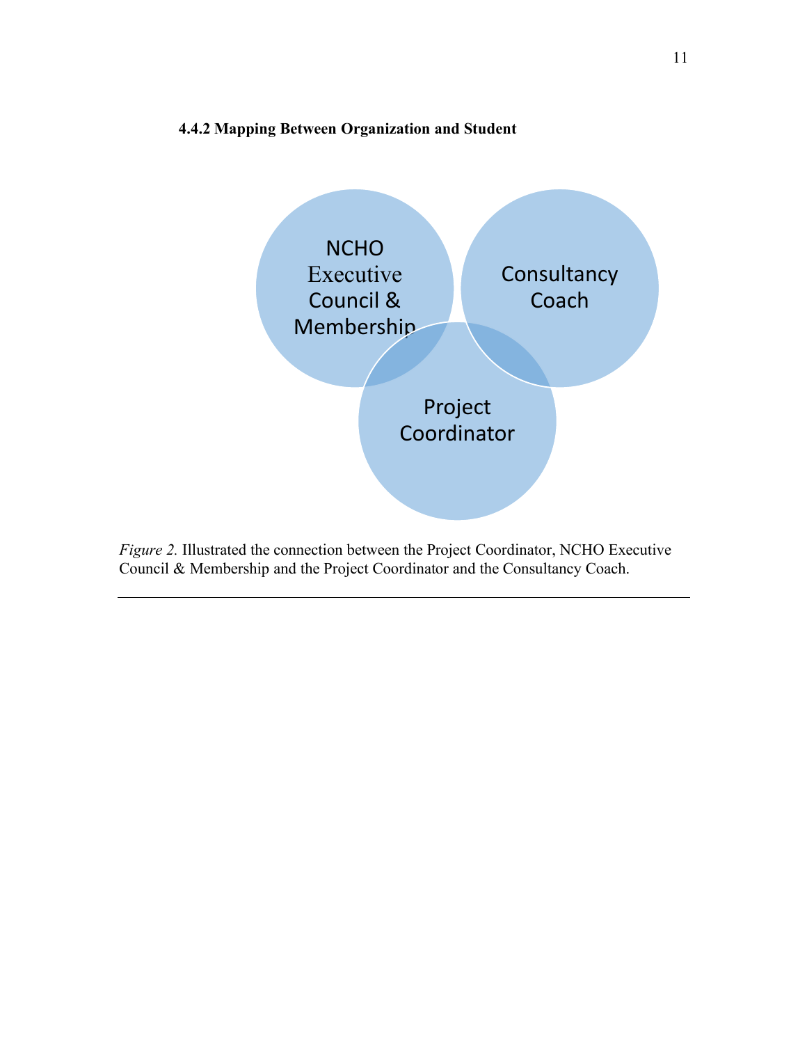#### 4.4.2 Mapping Between Organization and Student

NCHO Executive Council & Membership

Consultancy Coach

Project Coordinator

*Figure 2.* Illustrated the connection between the Project Coordinator, NCHO Executive Council & Membership and the Project Coordinator and the Consultancy Coach.

---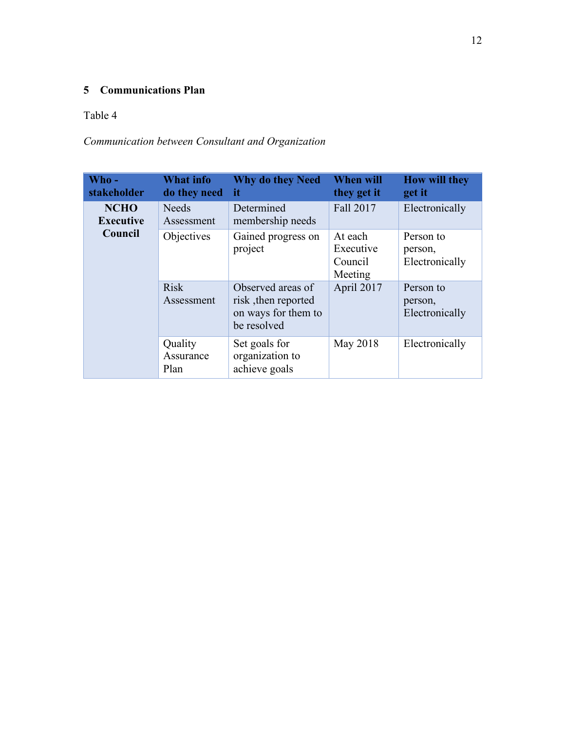## 5 Communications Plan

Table 4

*Communication between Consultant and Organization*

| Who - stakeholder | What info do they need | Why do they Need it | When will they get it | How will they get it |
|---|---|---|---|---|
| **NCHO Executive Council** | Needs Assessment | Determined membership needs | Fall 2017 | Electronically |
| | Objectives | Gained progress on project | At each Executive Council Meeting | Person to person, Electronically |
| | Risk Assessment | Observed areas of risk ,then reported on ways for them to be resolved | April 2017 | Person to person, Electronically |
| | Quality Assurance Plan | Set goals for organization to achieve goals | May 2018 | Electronically |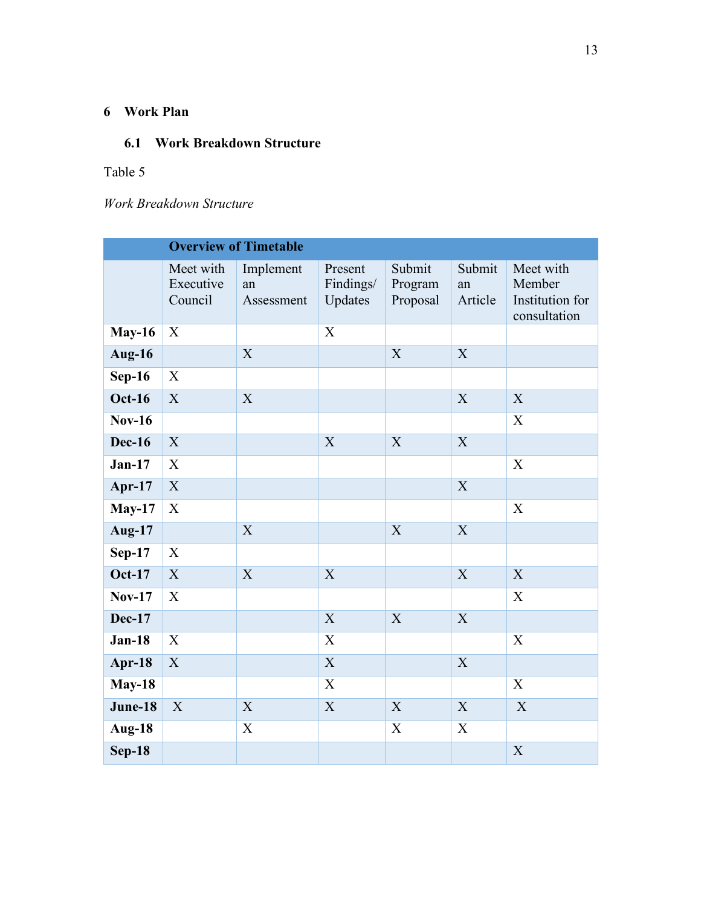## 6 Work Plan

### 6.1 Work Breakdown Structure

Table 5

*Work Breakdown Structure*

| | Overview of Timetable | | | | | |
|---|---|---|---|---|---|---|
| | Meet with Executive Council | Implement an Assessment | Present Findings/ Updates | Submit Program Proposal | Submit an Article | Meet with Member Institution for consultation |
| **May-16** | X | | X | | | |
| **Aug-16** | | X | | X | X | |
| **Sep-16** | X | | | | | |
| **Oct-16** | X | X | | | X | X |
| **Nov-16** | | | | | | X |
| **Dec-16** | X | | X | X | X | |
| **Jan-17** | X | | | | | X |
| **Apr-17** | X | | | | X | |
| **May-17** | X | | | | | X |
| **Aug-17** | | X | | X | X | |
| **Sep-17** | X | | | | | |
| **Oct-17** | X | X | X | | X | X |
| **Nov-17** | X | | | | | X |
| **Dec-17** | | | X | X | X | |
| **Jan-18** | X | | X | | | X |
| **Apr-18** | X | | X | | X | |
| **May-18** | | | X | | | X |
| **June-18** | X | X | X | X | X | X |
| **Aug-18** | | X | | X | X | |
| **Sep-18** | | | | | | X |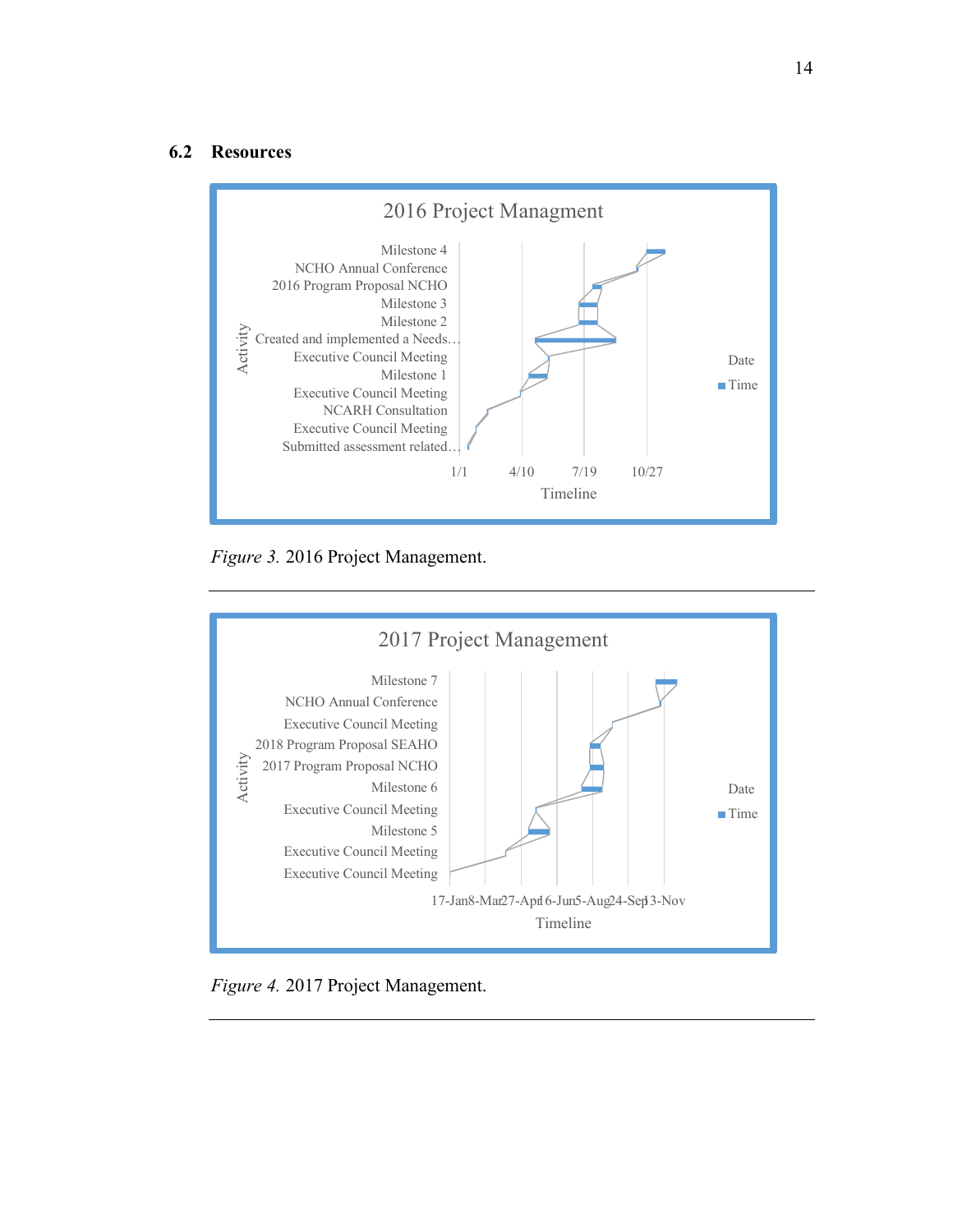## 6.2 Resources

2016 Project Managment

| Activity |
| --- |
| Milestone 4 |
| NCHO Annual Conference |
| 2016 Program Proposal NCHO |
| Milestone 3 |
| Milestone 2 |
| Created and implemented a Needs… |
| Executive Council Meeting |
| Milestone 1 |
| Executive Council Meeting |
| NCARH Consultation |
| Executive Council Meeting |
| Submitted assessment related… |

Timeline: 1/1, 4/10, 7/19, 10/27

Legend: Date, Time

*Figure 3.* 2016 Project Management.

---

2017 Project Management

| Activity |
| --- |
| Milestone 7 |
| NCHO Annual Conference |
| Executive Council Meeting |
| 2018 Program Proposal SEAHO |
| 2017 Program Proposal NCHO |
| Milestone 6 |
| Executive Council Meeting |
| Milestone 5 |
| Executive Council Meeting |
| Executive Council Meeting |

Timeline: 17-Jan, 8-Mar, 27-Apr, 16-Jun, 5-Aug, 24-Sep, 13-Nov

Legend: Date, Time

*Figure 4.* 2017 Project Management.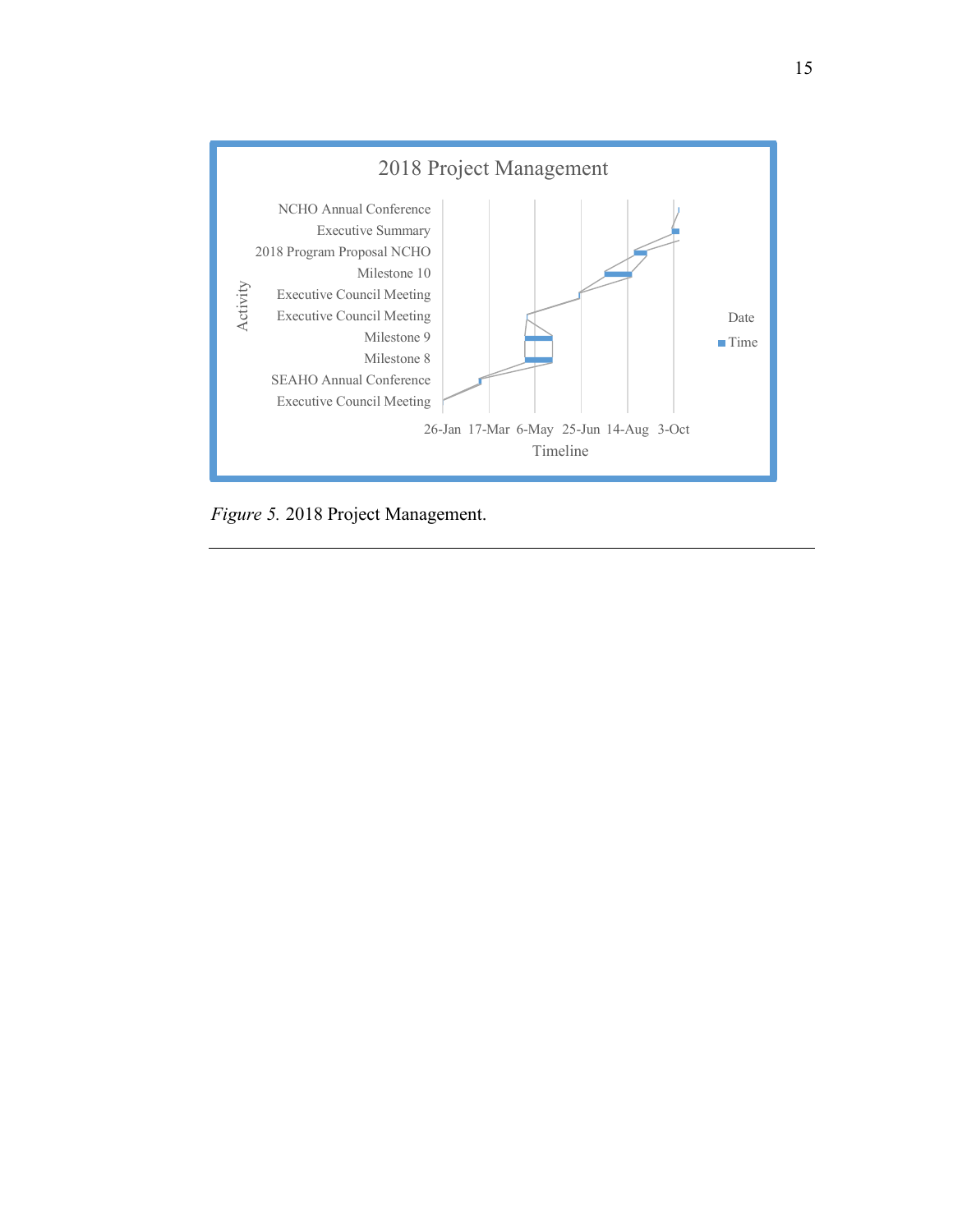2018 Project Management

| Activity |
|---|
| NCHO Annual Conference |
| Executive Summary |
| 2018 Program Proposal NCHO |
| Milestone 10 |
| Executive Council Meeting |
| Executive Council Meeting |
| Milestone 9 |
| Milestone 8 |
| SEAHO Annual Conference |
| Executive Council Meeting |

Timeline: 26-Jan 17-Mar 6-May 25-Jun 14-Aug 3-Oct

Date
Time

*Figure 5.* 2018 Project Management.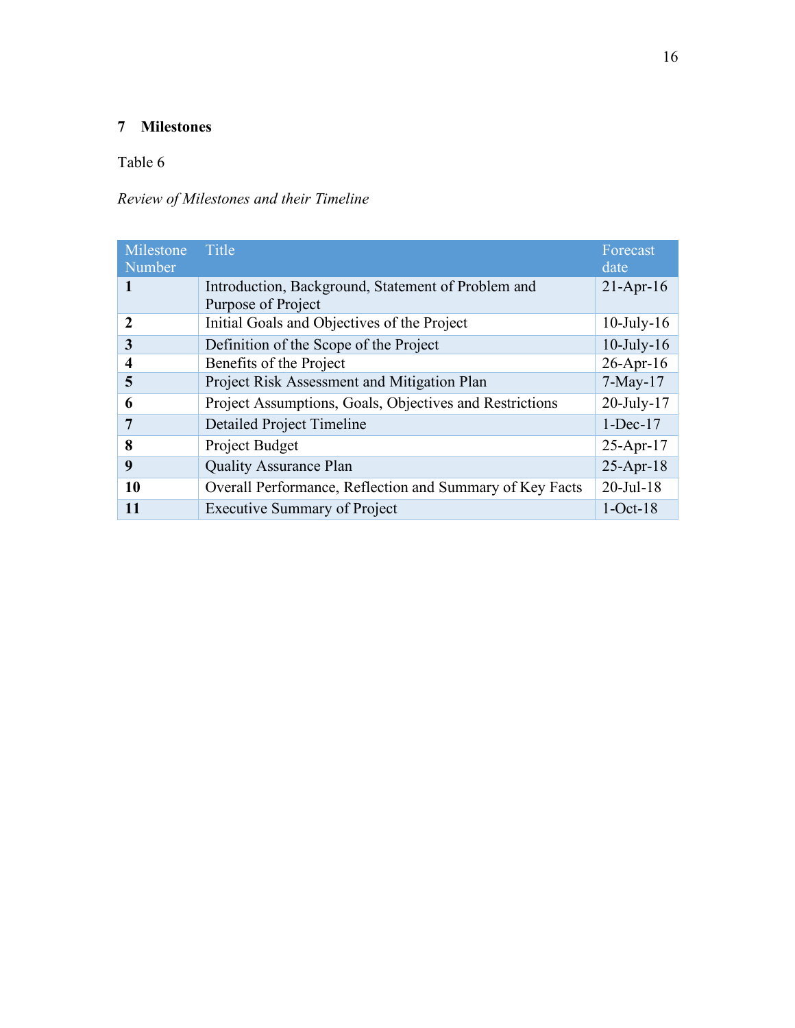## 7 Milestones

Table 6

*Review of Milestones and their Timeline*

| Milestone Number | Title | Forecast date |
| --- | --- | --- |
| **1** | Introduction, Background, Statement of Problem and Purpose of Project | 21-Apr-16 |
| **2** | Initial Goals and Objectives of the Project | 10-July-16 |
| **3** | Definition of the Scope of the Project | 10-July-16 |
| **4** | Benefits of the Project | 26-Apr-16 |
| **5** | Project Risk Assessment and Mitigation Plan | 7-May-17 |
| **6** | Project Assumptions, Goals, Objectives and Restrictions | 20-July-17 |
| **7** | Detailed Project Timeline | 1-Dec-17 |
| **8** | Project Budget | 25-Apr-17 |
| **9** | Quality Assurance Plan | 25-Apr-18 |
| **10** | Overall Performance, Reflection and Summary of Key Facts | 20-Jul-18 |
| **11** | Executive Summary of Project | 1-Oct-18 |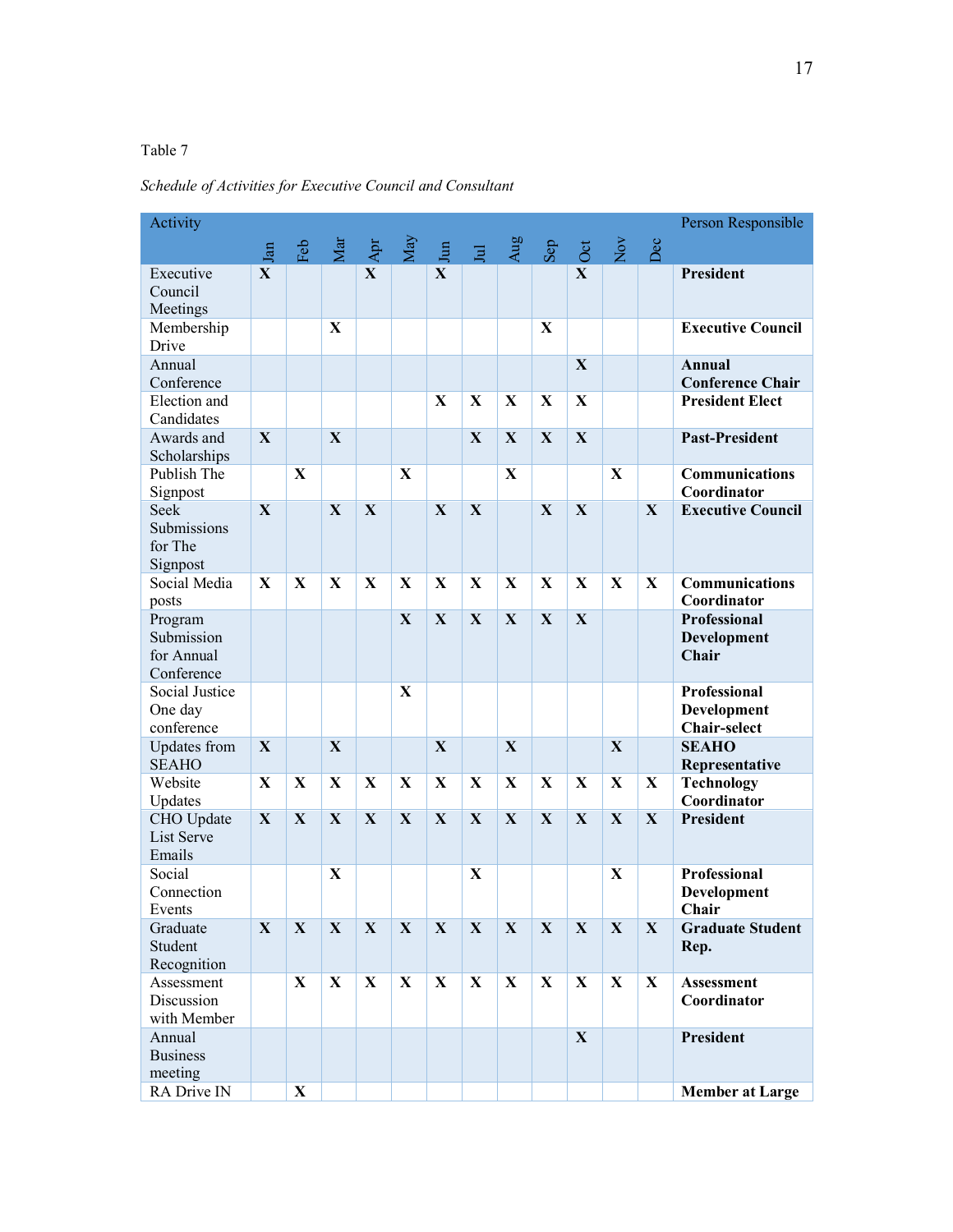Table 7

*Schedule of Activities for Executive Council and Consultant*

| Activity | Jan | Feb | Mar | Apr | May | Jun | Jul | Aug | Sep | Oct | Nov | Dec | Person Responsible |
|---|---|---|---|---|---|---|---|---|---|---|---|---|---|
| Executive Council Meetings | X | | | X | | X | | | | X | | | **President** |
| Membership Drive | | | X | | | | | | X | | | | **Executive Council** |
| Annual Conference | | | | | | | | | | X | | | **Annual Conference Chair** |
| Election and Candidates | | | | | | X | X | X | X | X | | | **President Elect** |
| Awards and Scholarships | X | | X | | | | X | X | X | X | | | **Past-President** |
| Publish The Signpost | | X | | | X | | | X | | | X | | **Communications Coordinator** |
| Seek Submissions for The Signpost | X | | X | X | | X | X | | X | X | | X | **Executive Council** |
| Social Media posts | X | X | X | X | X | X | X | X | X | X | X | X | **Communications Coordinator** |
| Program Submission for Annual Conference | | | | | X | X | X | X | X | X | | | **Professional Development Chair** |
| Social Justice One day conference | | | | | X | | | | | | | | **Professional Development Chair-select** |
| Updates from SEAHO | X | | X | | | X | | X | | | X | | **SEAHO Representative** |
| Website Updates | X | X | X | X | X | X | X | X | X | X | X | X | **Technology Coordinator** |
| CHO Update List Serve Emails | X | X | X | X | X | X | X | X | X | X | X | X | **President** |
| Social Connection Events | | | X | | | | X | | | | X | | **Professional Development Chair** |
| Graduate Student Recognition | X | X | X | X | X | X | X | X | X | X | X | X | **Graduate Student Rep.** |
| Assessment Discussion with Member | | X | X | X | X | X | X | X | X | X | X | X | **Assessment Coordinator** |
| Annual Business meeting | | | | | | | | | | X | | | **President** |
| RA Drive IN | | X | | | | | | | | | | | **Member at Large** |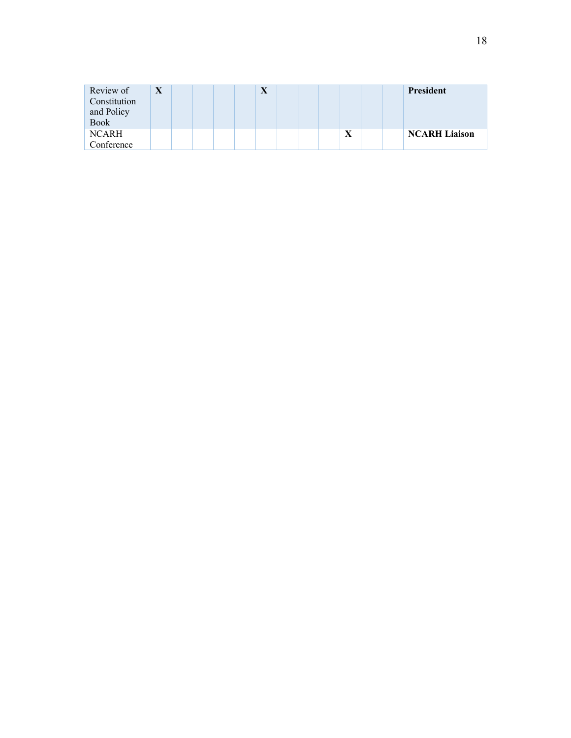| Review of Constitution and Policy Book | **X** | | | | | **X** | | | | | | | **President** |
|---|---|---|---|---|---|---|---|---|---|---|---|---|---|
| NCARH Conference | | | | | | | | | | **X** | | | **NCARH Liaison** |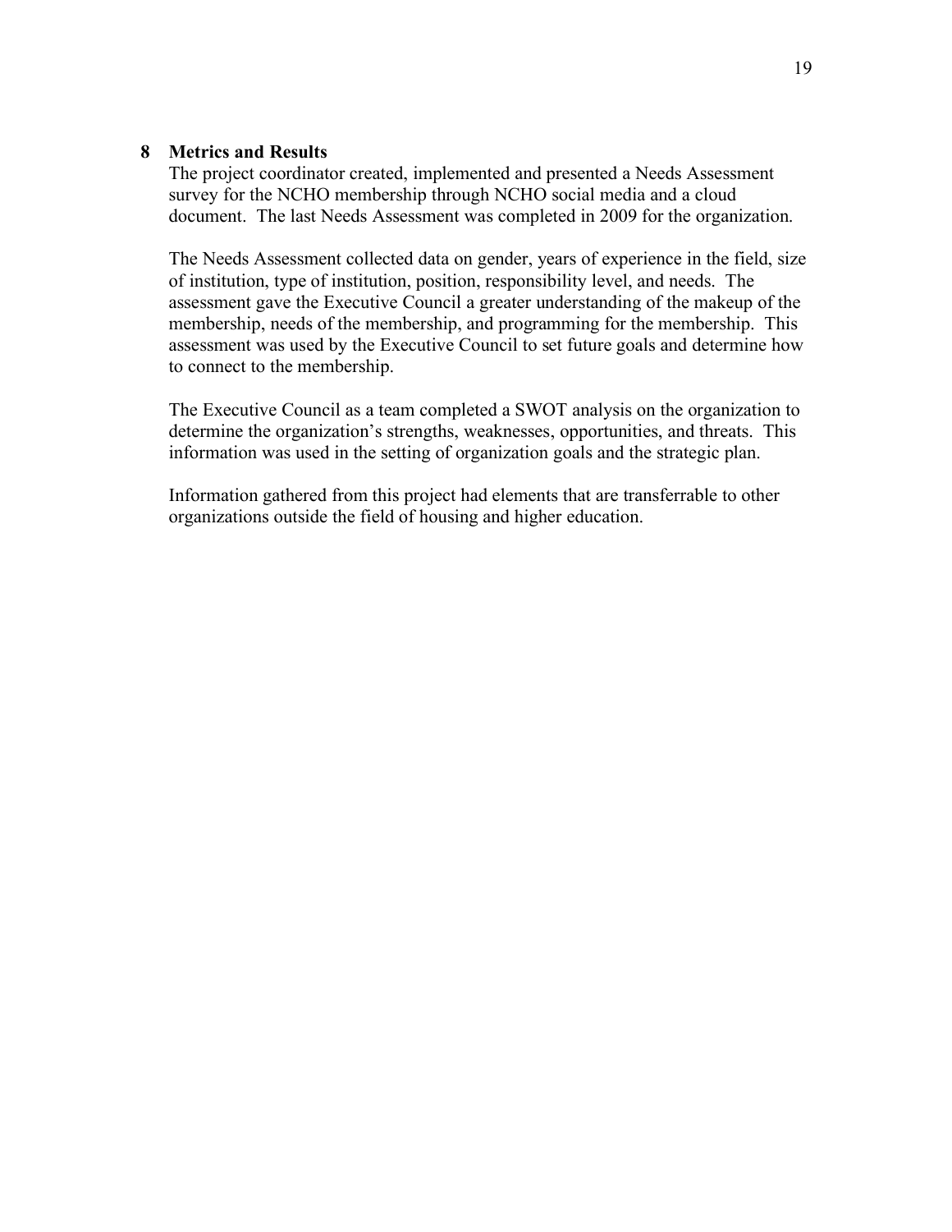## 8 Metrics and Results

The project coordinator created, implemented and presented a Needs Assessment survey for the NCHO membership through NCHO social media and a cloud document. The last Needs Assessment was completed in 2009 for the organization.

The Needs Assessment collected data on gender, years of experience in the field, size of institution, type of institution, position, responsibility level, and needs. The assessment gave the Executive Council a greater understanding of the makeup of the membership, needs of the membership, and programming for the membership. This assessment was used by the Executive Council to set future goals and determine how to connect to the membership.

The Executive Council as a team completed a SWOT analysis on the organization to determine the organization's strengths, weaknesses, opportunities, and threats. This information was used in the setting of organization goals and the strategic plan.

Information gathered from this project had elements that are transferrable to other organizations outside the field of housing and higher education.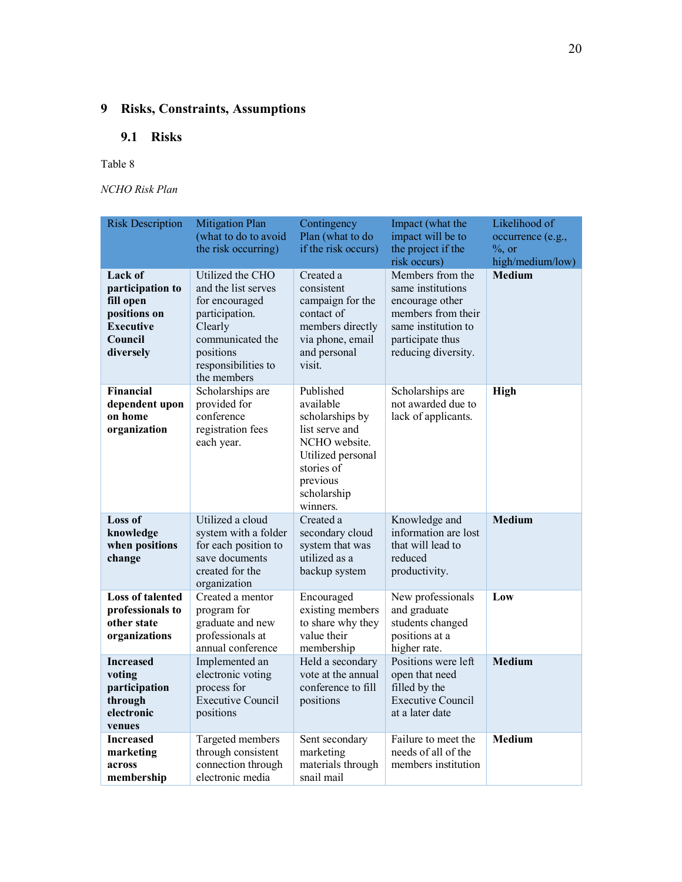# 9 Risks, Constraints, Assumptions

## 9.1 Risks

Table 8

*NCHO Risk Plan*

| Risk Description | Mitigation Plan (what to do to avoid the risk occurring) | Contingency Plan (what to do if the risk occurs) | Impact (what the impact will be to the project if the risk occurs) | Likelihood of occurrence (e.g., %, or high/medium/low) |
|---|---|---|---|---|
| **Lack of participation to fill open positions on Executive Council diversely** | Utilized the CHO and the list serves for encouraged participation. Clearly communicated the positions responsibilities to the members | Created a consistent campaign for the contact of members directly via phone, email and personal visit. | Members from the same institutions encourage other members from their same institution to participate thus reducing diversity. | **Medium** |
| **Financial dependent upon on home organization** | Scholarships are provided for conference registration fees each year. | Published available scholarships by list serve and NCHO website. Utilized personal stories of previous scholarship winners. | Scholarships are not awarded due to lack of applicants. | **High** |
| **Loss of knowledge when positions change** | Utilized a cloud system with a folder for each position to save documents created for the organization | Created a secondary cloud system that was utilized as a backup system | Knowledge and information are lost that will lead to reduced productivity. | **Medium** |
| **Loss of talented professionals to other state organizations** | Created a mentor program for graduate and new professionals at annual conference | Encouraged existing members to share why they value their membership | New professionals and graduate students changed positions at a higher rate. | **Low** |
| **Increased voting participation through electronic venues** | Implemented an electronic voting process for Executive Council positions | Held a secondary vote at the annual conference to fill positions | Positions were left open that need filled by the Executive Council at a later date | **Medium** |
| **Increased marketing across membership** | Targeted members through consistent connection through electronic media | Sent secondary marketing materials through snail mail | Failure to meet the needs of all of the members institution | **Medium** |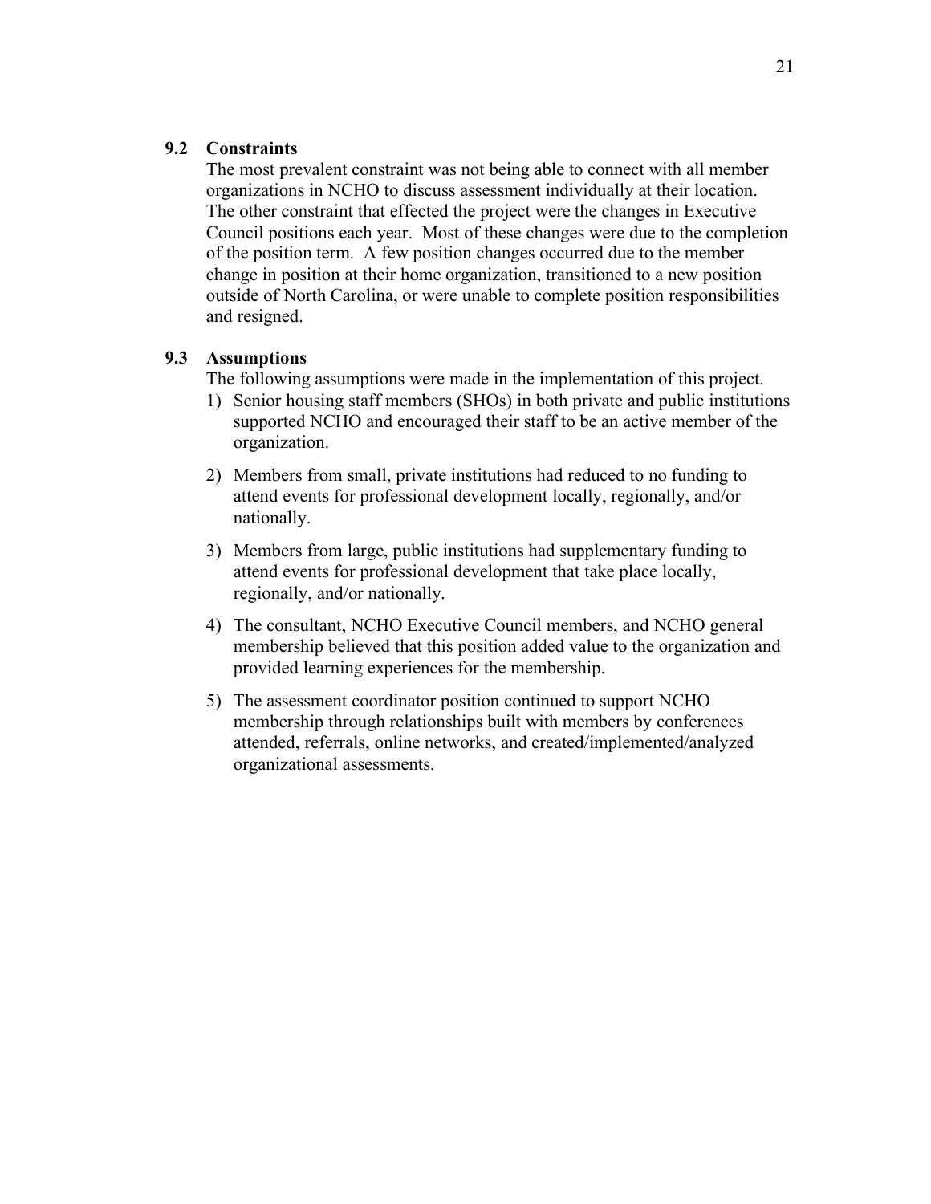### 9.2 Constraints

The most prevalent constraint was not being able to connect with all member organizations in NCHO to discuss assessment individually at their location. The other constraint that effected the project were the changes in Executive Council positions each year. Most of these changes were due to the completion of the position term. A few position changes occurred due to the member change in position at their home organization, transitioned to a new position outside of North Carolina, or were unable to complete position responsibilities and resigned.

### 9.3 Assumptions

The following assumptions were made in the implementation of this project.

1) Senior housing staff members (SHOs) in both private and public institutions supported NCHO and encouraged their staff to be an active member of the organization.

2) Members from small, private institutions had reduced to no funding to attend events for professional development locally, regionally, and/or nationally.

3) Members from large, public institutions had supplementary funding to attend events for professional development that take place locally, regionally, and/or nationally.

4) The consultant, NCHO Executive Council members, and NCHO general membership believed that this position added value to the organization and provided learning experiences for the membership.

5) The assessment coordinator position continued to support NCHO membership through relationships built with members by conferences attended, referrals, online networks, and created/implemented/analyzed organizational assessments.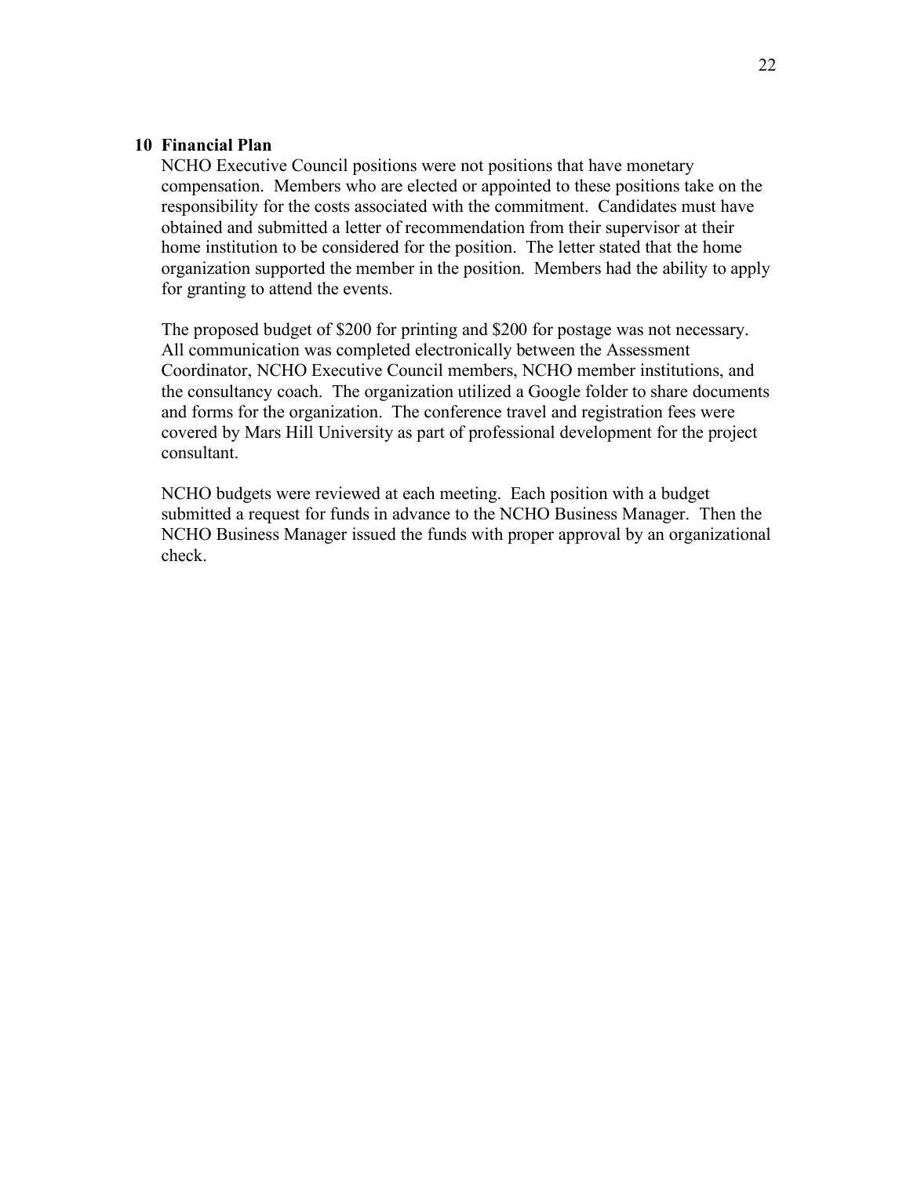## 10 Financial Plan

NCHO Executive Council positions were not positions that have monetary compensation. Members who are elected or appointed to these positions take on the responsibility for the costs associated with the commitment. Candidates must have obtained and submitted a letter of recommendation from their supervisor at their home institution to be considered for the position. The letter stated that the home organization supported the member in the position. Members had the ability to apply for granting to attend the events.

The proposed budget of $200 for printing and $200 for postage was not necessary. All communication was completed electronically between the Assessment Coordinator, NCHO Executive Council members, NCHO member institutions, and the consultancy coach. The organization utilized a Google folder to share documents and forms for the organization. The conference travel and registration fees were covered by Mars Hill University as part of professional development for the project consultant.

NCHO budgets were reviewed at each meeting. Each position with a budget submitted a request for funds in advance to the NCHO Business Manager. Then the NCHO Business Manager issued the funds with proper approval by an organizational check.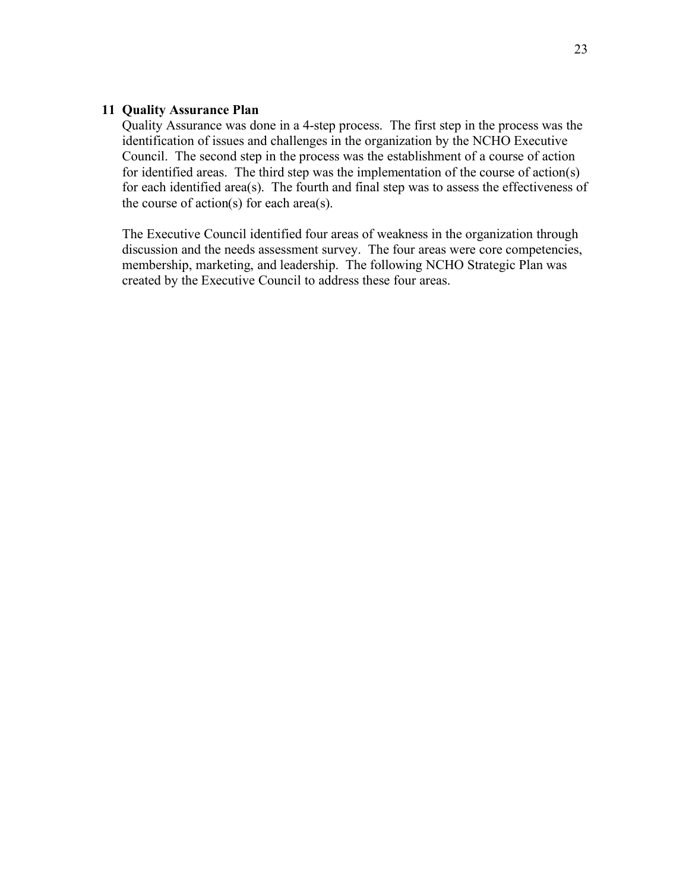## 11 Quality Assurance Plan

Quality Assurance was done in a 4-step process. The first step in the process was the identification of issues and challenges in the organization by the NCHO Executive Council. The second step in the process was the establishment of a course of action for identified areas. The third step was the implementation of the course of action(s) for each identified area(s). The fourth and final step was to assess the effectiveness of the course of action(s) for each area(s).

The Executive Council identified four areas of weakness in the organization through discussion and the needs assessment survey. The four areas were core competencies, membership, marketing, and leadership. The following NCHO Strategic Plan was created by the Executive Council to address these four areas.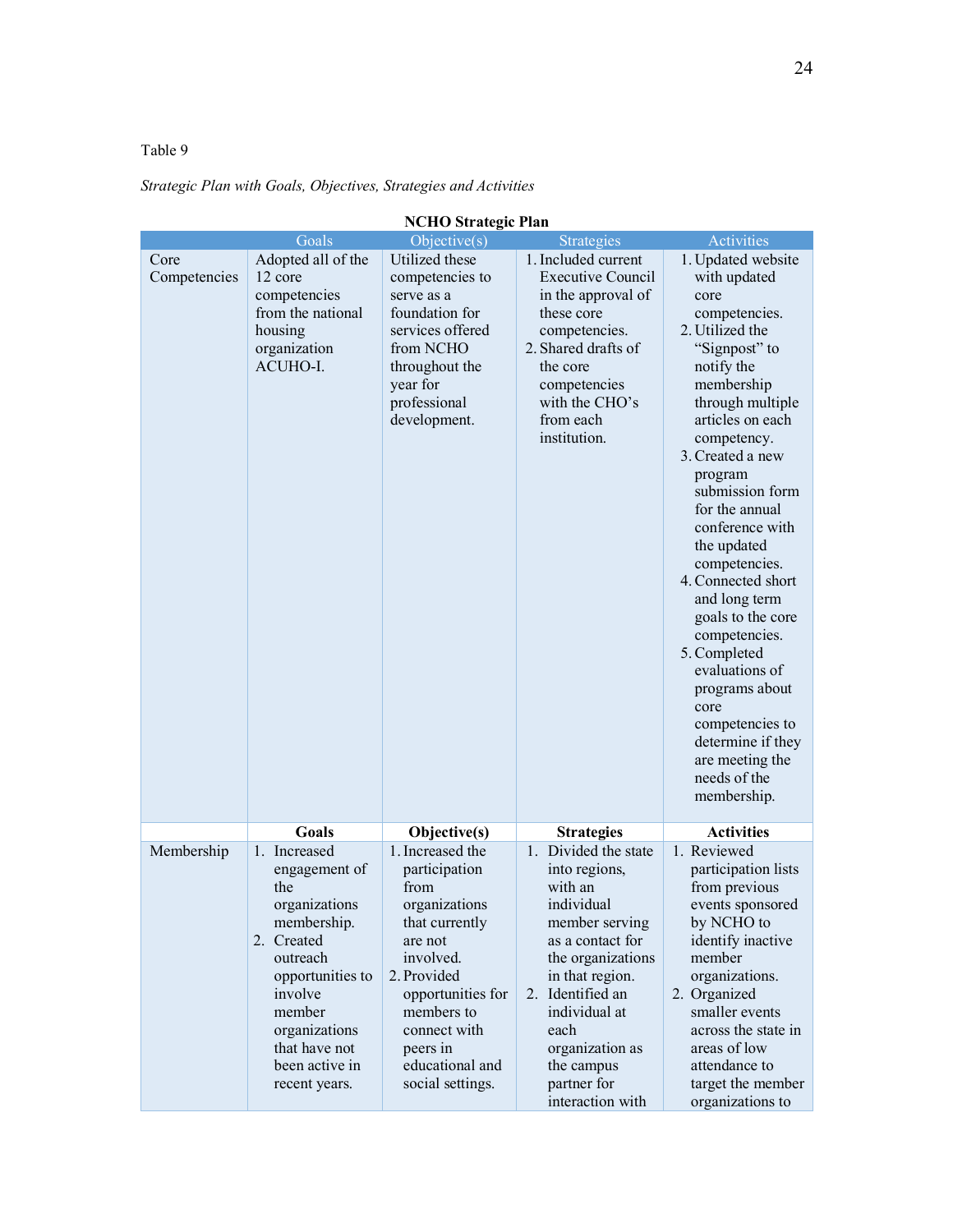Table 9

*Strategic Plan with Goals, Objectives, Strategies and Activities*

**NCHO Strategic Plan**

| | Goals | Objective(s) | Strategies | Activities |
|---|---|---|---|---|
| Core Competencies | Adopted all of the 12 core competencies from the national housing organization ACUHO-I. | Utilized these competencies to serve as a foundation for services offered from NCHO throughout the year for professional development. | 1. Included current Executive Council in the approval of these core competencies. 2. Shared drafts of the core competencies with the CHO's from each institution. | 1. Updated website with updated core competencies. 2. Utilized the "Signpost" to notify the membership through multiple articles on each competency. 3. Created a new program submission form for the annual conference with the updated competencies. 4. Connected short and long term goals to the core competencies. 5. Completed evaluations of programs about core competencies to determine if they are meeting the needs of the membership. |
| | **Goals** | **Objective(s)** | **Strategies** | **Activities** |
| Membership | 1. Increased engagement of the organizations membership. 2. Created outreach opportunities to involve member organizations that have not been active in recent years. | 1. Increased the participation from organizations that currently are not involved. 2. Provided opportunities for members to connect with peers in educational and social settings. | 1. Divided the state into regions, with an individual member serving as a contact for the organizations in that region. 2. Identified an individual at each organization as the campus partner for interaction with | 1. Reviewed participation lists from previous events sponsored by NCHO to identify inactive member organizations. 2. Organized smaller events across the state in areas of low attendance to target the member organizations to |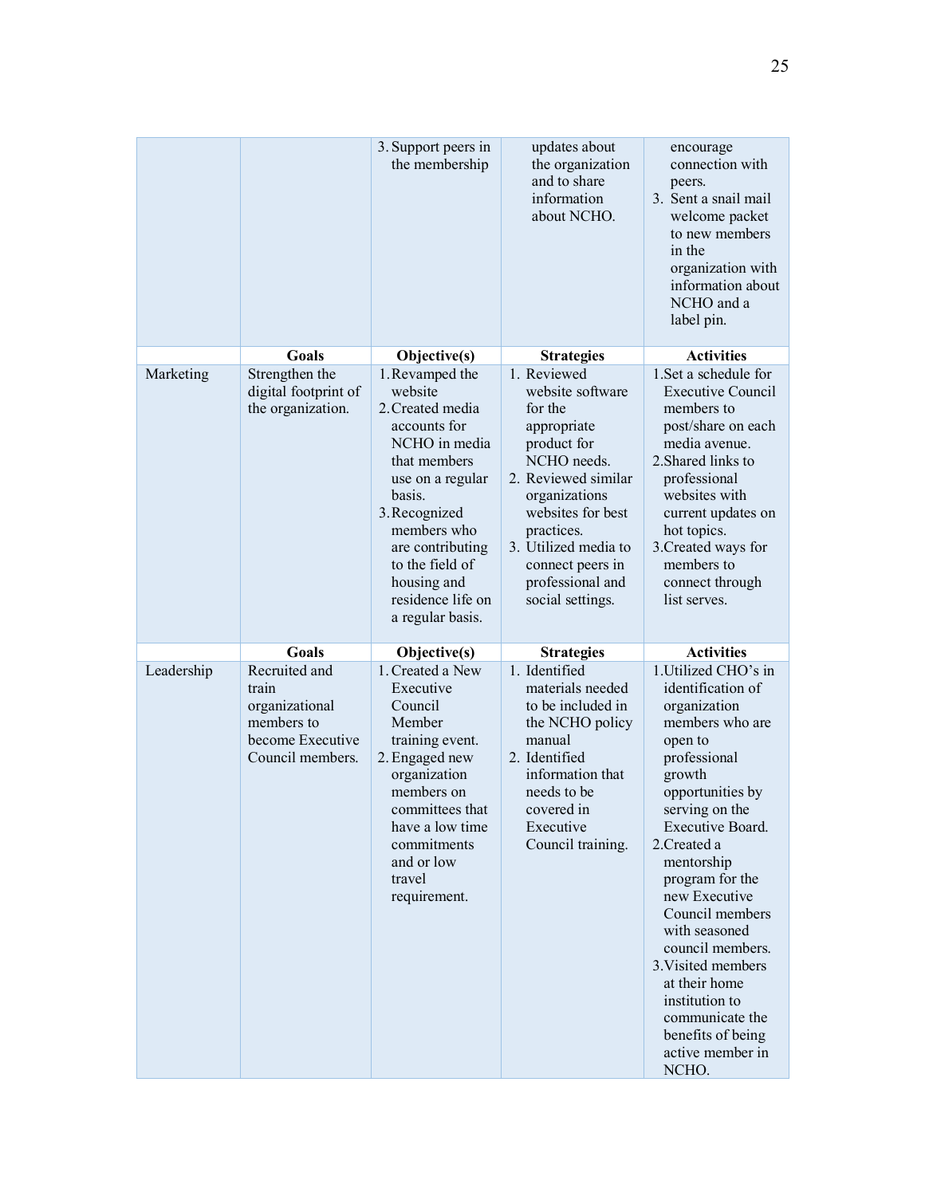| | | | | |
|---|---|---|---|---|
| | | 3. Support peers in the membership | updates about the organization and to share information about NCHO. | encourage connection with peers.<br>3. Sent a snail mail welcome packet to new members in the organization with information about NCHO and a label pin. |
| | **Goals** | **Objective(s)** | **Strategies** | **Activities** |
| Marketing | Strengthen the digital footprint of the organization. | 1. Revamped the website<br>2. Created media accounts for NCHO in media that members use on a regular basis.<br>3. Recognized members who are contributing to the field of housing and residence life on a regular basis. | 1. Reviewed website software for the appropriate product for NCHO needs.<br>2. Reviewed similar organizations websites for best practices.<br>3. Utilized media to connect peers in professional and social settings. | 1. Set a schedule for Executive Council members to post/share on each media avenue.<br>2. Shared links to professional websites with current updates on hot topics.<br>3. Created ways for members to connect through list serves. |
| | **Goals** | **Objective(s)** | **Strategies** | **Activities** |
| Leadership | Recruited and train organizational members to become Executive Council members. | 1. Created a New Executive Council Member training event.<br>2. Engaged new organization members on committees that have a low time commitments and or low travel requirement. | 1. Identified materials needed to be included in the NCHO policy manual<br>2. Identified information that needs to be covered in Executive Council training. | 1. Utilized CHO's in identification of organization members who are open to professional growth opportunities by serving on the Executive Board.<br>2. Created a mentorship program for the new Executive Council members with seasoned council members.<br>3. Visited members at their home institution to communicate the benefits of being active member in NCHO. |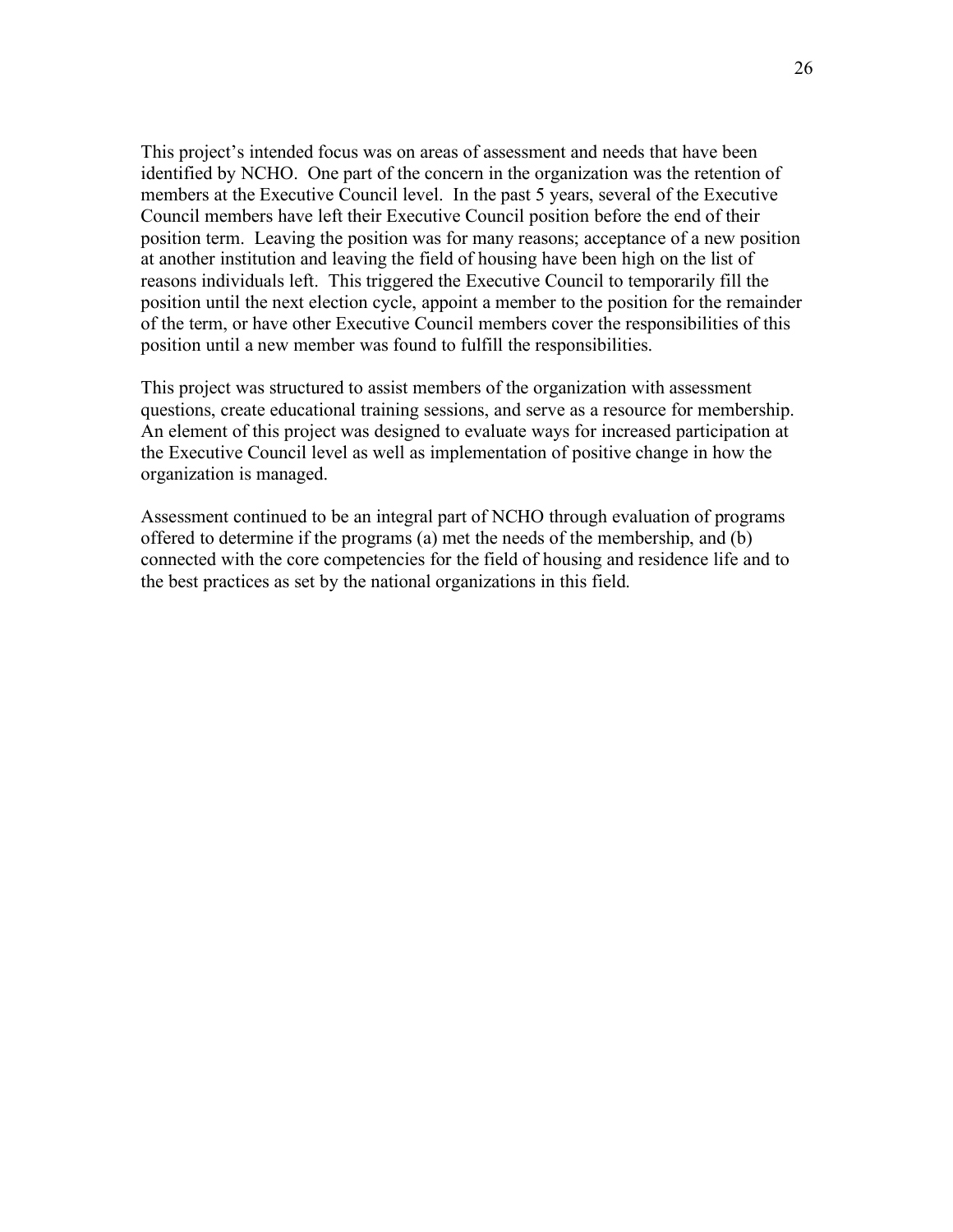This project's intended focus was on areas of assessment and needs that have been identified by NCHO. One part of the concern in the organization was the retention of members at the Executive Council level. In the past 5 years, several of the Executive Council members have left their Executive Council position before the end of their position term. Leaving the position was for many reasons; acceptance of a new position at another institution and leaving the field of housing have been high on the list of reasons individuals left. This triggered the Executive Council to temporarily fill the position until the next election cycle, appoint a member to the position for the remainder of the term, or have other Executive Council members cover the responsibilities of this position until a new member was found to fulfill the responsibilities.

This project was structured to assist members of the organization with assessment questions, create educational training sessions, and serve as a resource for membership. An element of this project was designed to evaluate ways for increased participation at the Executive Council level as well as implementation of positive change in how the organization is managed.

Assessment continued to be an integral part of NCHO through evaluation of programs offered to determine if the programs (a) met the needs of the membership, and (b) connected with the core competencies for the field of housing and residence life and to the best practices as set by the national organizations in this field.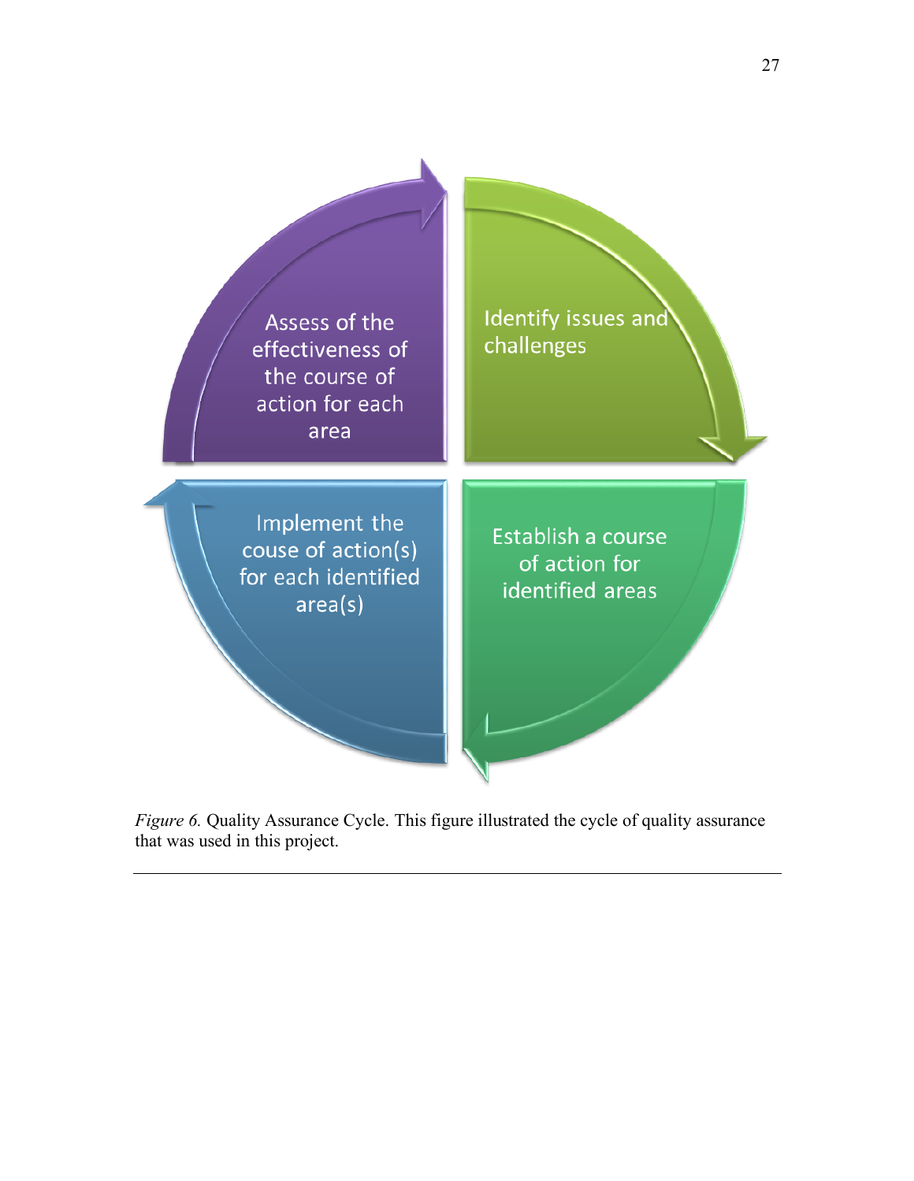Assess of the effectiveness of the course of action for each area

Identify issues and challenges

Implement the couse of action(s) for each identified area(s)

Establish a course of action for identified areas

*Figure 6.* Quality Assurance Cycle. This figure illustrated the cycle of quality assurance that was used in this project.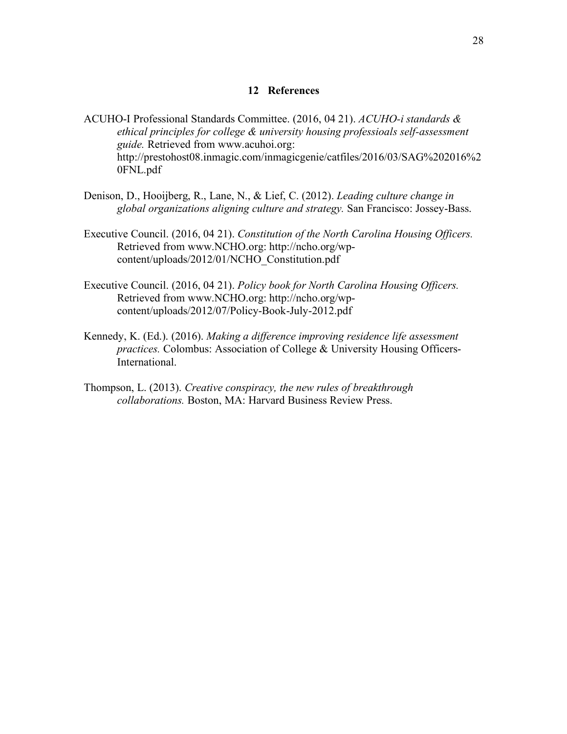## 12 References

ACUHO-I Professional Standards Committee. (2016, 04 21). *ACUHO-i standards & ethical principles for college & university housing professioals self-assessment guide.* Retrieved from www.acuhoi.org: http://prestohost08.inmagic.com/inmagicgenie/catfiles/2016/03/SAG%202016%20FNL.pdf

Denison, D., Hooijberg, R., Lane, N., & Lief, C. (2012). *Leading culture change in global organizations aligning culture and strategy.* San Francisco: Jossey-Bass.

Executive Council. (2016, 04 21). *Constitution of the North Carolina Housing Officers.* Retrieved from www.NCHO.org: http://ncho.org/wp-content/uploads/2012/01/NCHO_Constitution.pdf

Executive Council. (2016, 04 21). *Policy book for North Carolina Housing Officers.* Retrieved from www.NCHO.org: http://ncho.org/wp-content/uploads/2012/07/Policy-Book-July-2012.pdf

Kennedy, K. (Ed.). (2016). *Making a difference improving residence life assessment practices.* Colombus: Association of College & University Housing Officers-International.

Thompson, L. (2013). *Creative conspiracy, the new rules of breakthrough collaborations.* Boston, MA: Harvard Business Review Press.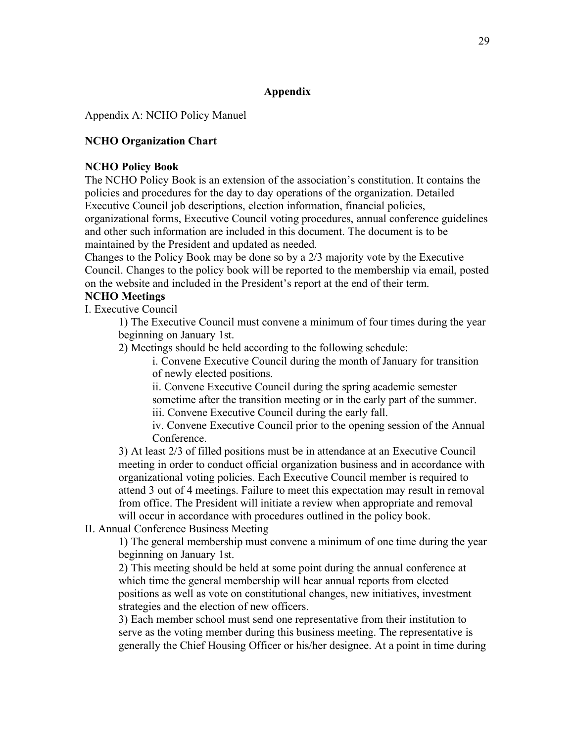## Appendix

Appendix A: NCHO Policy Manuel

**NCHO Organization Chart**

**NCHO Policy Book**

The NCHO Policy Book is an extension of the association's constitution. It contains the policies and procedures for the day to day operations of the organization. Detailed Executive Council job descriptions, election information, financial policies, organizational forms, Executive Council voting procedures, annual conference guidelines and other such information are included in this document. The document is to be maintained by the President and updated as needed.

Changes to the Policy Book may be done so by a 2/3 majority vote by the Executive Council. Changes to the policy book will be reported to the membership via email, posted on the website and included in the President's report at the end of their term.

**NCHO Meetings**

I. Executive Council

> 1) The Executive Council must convene a minimum of four times during the year beginning on January 1st.
>
> 2) Meetings should be held according to the following schedule:
>
> > i. Convene Executive Council during the month of January for transition of newly elected positions.
> >
> > ii. Convene Executive Council during the spring academic semester sometime after the transition meeting or in the early part of the summer.
> >
> > iii. Convene Executive Council during the early fall.
> >
> > iv. Convene Executive Council prior to the opening session of the Annual Conference.
>
> 3) At least 2/3 of filled positions must be in attendance at an Executive Council meeting in order to conduct official organization business and in accordance with organizational voting policies. Each Executive Council member is required to attend 3 out of 4 meetings. Failure to meet this expectation may result in removal from office. The President will initiate a review when appropriate and removal will occur in accordance with procedures outlined in the policy book.

II. Annual Conference Business Meeting

> 1) The general membership must convene a minimum of one time during the year beginning on January 1st.
>
> 2) This meeting should be held at some point during the annual conference at which time the general membership will hear annual reports from elected positions as well as vote on constitutional changes, new initiatives, investment strategies and the election of new officers.
>
> 3) Each member school must send one representative from their institution to serve as the voting member during this business meeting. The representative is generally the Chief Housing Officer or his/her designee. At a point in time during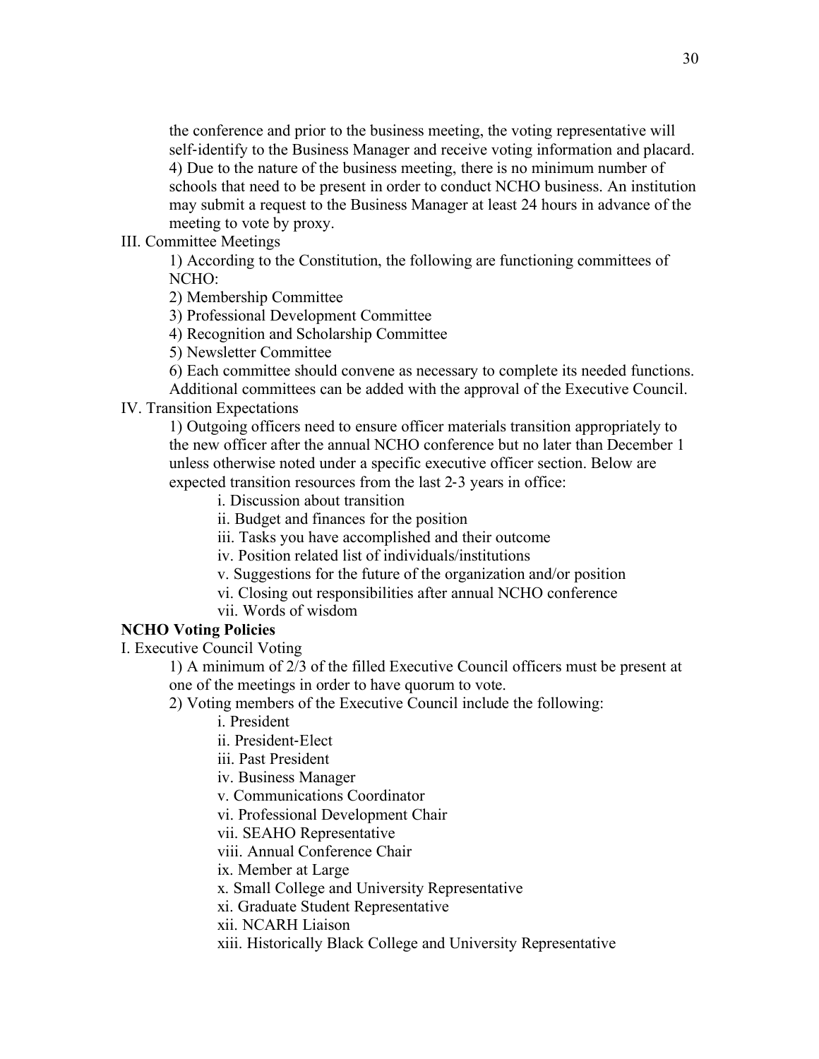the conference and prior to the business meeting, the voting representative will self-identify to the Business Manager and receive voting information and placard.

4) Due to the nature of the business meeting, there is no minimum number of schools that need to be present in order to conduct NCHO business. An institution may submit a request to the Business Manager at least 24 hours in advance of the meeting to vote by proxy.

III. Committee Meetings

1) According to the Constitution, the following are functioning committees of NCHO:

2) Membership Committee

3) Professional Development Committee

4) Recognition and Scholarship Committee

5) Newsletter Committee

6) Each committee should convene as necessary to complete its needed functions. Additional committees can be added with the approval of the Executive Council.

IV. Transition Expectations

1) Outgoing officers need to ensure officer materials transition appropriately to the new officer after the annual NCHO conference but no later than December 1 unless otherwise noted under a specific executive officer section. Below are expected transition resources from the last 2-3 years in office:

i. Discussion about transition

ii. Budget and finances for the position

iii. Tasks you have accomplished and their outcome

iv. Position related list of individuals/institutions

v. Suggestions for the future of the organization and/or position

vi. Closing out responsibilities after annual NCHO conference

vii. Words of wisdom

**NCHO Voting Policies**

I. Executive Council Voting

1) A minimum of 2/3 of the filled Executive Council officers must be present at one of the meetings in order to have quorum to vote.

2) Voting members of the Executive Council include the following:

i. President

ii. President-Elect

iii. Past President

iv. Business Manager

v. Communications Coordinator

vi. Professional Development Chair

vii. SEAHO Representative

viii. Annual Conference Chair

ix. Member at Large

x. Small College and University Representative

xi. Graduate Student Representative

xii. NCARH Liaison

xiii. Historically Black College and University Representative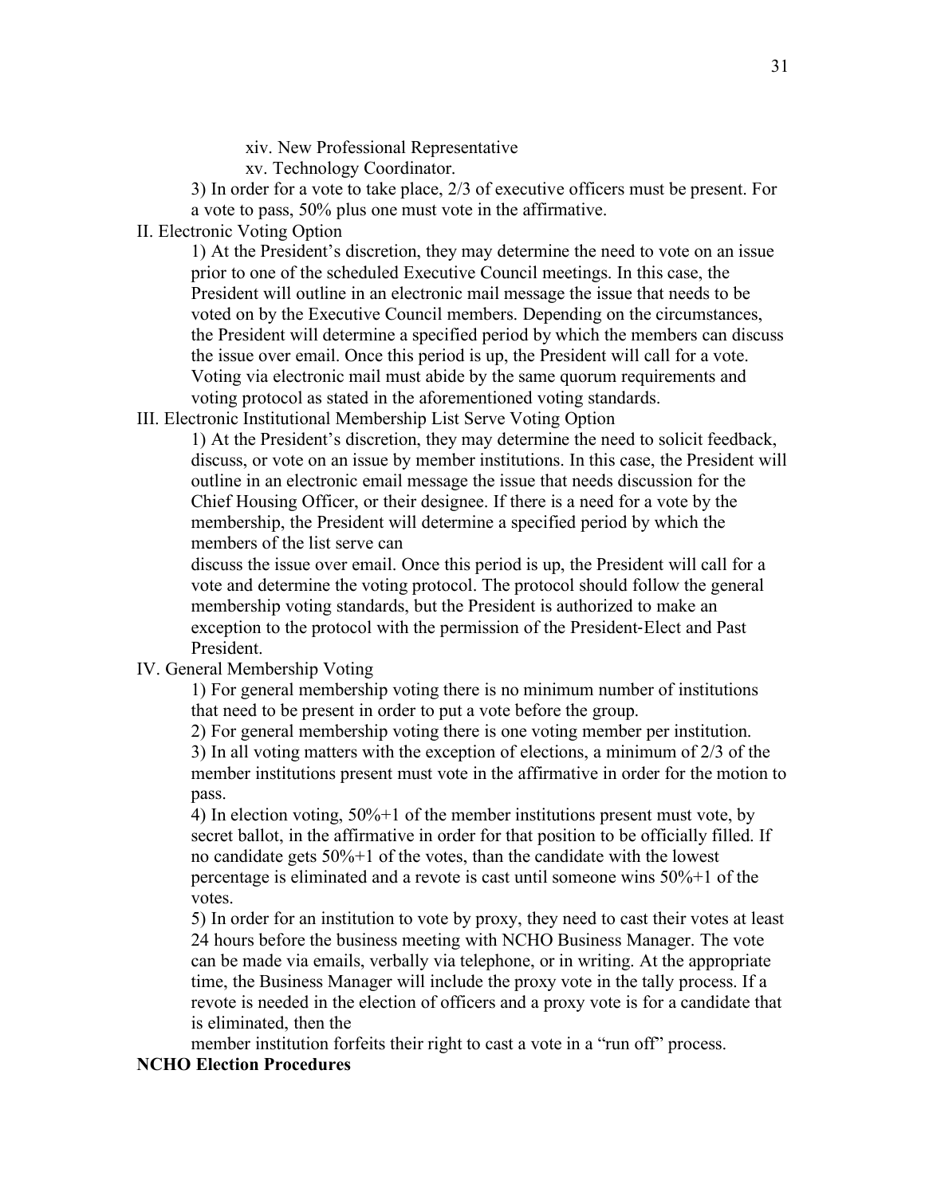xiv. New Professional Representative

xv. Technology Coordinator.

3) In order for a vote to take place, 2/3 of executive officers must be present. For a vote to pass, 50% plus one must vote in the affirmative.

II. Electronic Voting Option

1) At the President's discretion, they may determine the need to vote on an issue prior to one of the scheduled Executive Council meetings. In this case, the President will outline in an electronic mail message the issue that needs to be voted on by the Executive Council members. Depending on the circumstances, the President will determine a specified period by which the members can discuss the issue over email. Once this period is up, the President will call for a vote. Voting via electronic mail must abide by the same quorum requirements and voting protocol as stated in the aforementioned voting standards.

III. Electronic Institutional Membership List Serve Voting Option

1) At the President's discretion, they may determine the need to solicit feedback, discuss, or vote on an issue by member institutions. In this case, the President will outline in an electronic email message the issue that needs discussion for the Chief Housing Officer, or their designee. If there is a need for a vote by the membership, the President will determine a specified period by which the members of the list serve can discuss the issue over email. Once this period is up, the President will call for a vote and determine the voting protocol. The protocol should follow the general membership voting standards, but the President is authorized to make an exception to the protocol with the permission of the President-Elect and Past President.

IV. General Membership Voting

1) For general membership voting there is no minimum number of institutions that need to be present in order to put a vote before the group.

2) For general membership voting there is one voting member per institution.

3) In all voting matters with the exception of elections, a minimum of 2/3 of the member institutions present must vote in the affirmative in order for the motion to pass.

4) In election voting, 50%+1 of the member institutions present must vote, by secret ballot, in the affirmative in order for that position to be officially filled. If no candidate gets 50%+1 of the votes, than the candidate with the lowest percentage is eliminated and a revote is cast until someone wins 50%+1 of the votes.

5) In order for an institution to vote by proxy, they need to cast their votes at least 24 hours before the business meeting with NCHO Business Manager. The vote can be made via emails, verbally via telephone, or in writing. At the appropriate time, the Business Manager will include the proxy vote in the tally process. If a revote is needed in the election of officers and a proxy vote is for a candidate that is eliminated, then the member institution forfeits their right to cast a vote in a "run off" process.

**NCHO Election Procedures**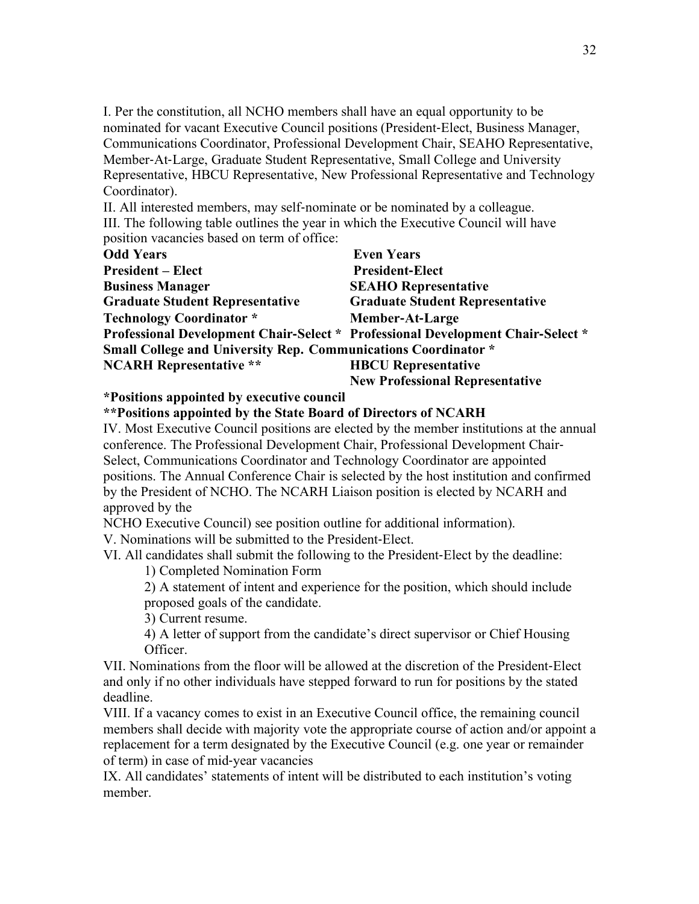I. Per the constitution, all NCHO members shall have an equal opportunity to be nominated for vacant Executive Council positions (President-Elect, Business Manager, Communications Coordinator, Professional Development Chair, SEAHO Representative, Member-At-Large, Graduate Student Representative, Small College and University Representative, HBCU Representative, New Professional Representative and Technology Coordinator).

II. All interested members, may self-nominate or be nominated by a colleague.

III. The following table outlines the year in which the Executive Council will have position vacancies based on term of office:

| **Odd Years** | **Even Years** |
|---|---|
| **President – Elect** | **President-Elect** |
| **Business Manager** | **SEAHO Representative** |
| **Graduate Student Representative** | **Graduate Student Representative** |
| **Technology Coordinator *** | **Member-At-Large** |
| **Professional Development Chair-Select *** | **Professional Development Chair-Select *** |
| **Small College and University Rep.** | **Communications Coordinator *** |
| **NCARH Representative **** | **HBCU Representative** |
| | **New Professional Representative** |

**\*Positions appointed by executive council**

**\*\*Positions appointed by the State Board of Directors of NCARH**

IV. Most Executive Council positions are elected by the member institutions at the annual conference. The Professional Development Chair, Professional Development Chair-Select, Communications Coordinator and Technology Coordinator are appointed positions. The Annual Conference Chair is selected by the host institution and confirmed by the President of NCHO. The NCARH Liaison position is elected by NCARH and approved by the NCHO Executive Council) see position outline for additional information).

V. Nominations will be submitted to the President-Elect.

VI. All candidates shall submit the following to the President-Elect by the deadline:

1) Completed Nomination Form
2) A statement of intent and experience for the position, which should include proposed goals of the candidate.
3) Current resume.
4) A letter of support from the candidate's direct supervisor or Chief Housing Officer.

VII. Nominations from the floor will be allowed at the discretion of the President-Elect and only if no other individuals have stepped forward to run for positions by the stated deadline.

VIII. If a vacancy comes to exist in an Executive Council office, the remaining council members shall decide with majority vote the appropriate course of action and/or appoint a replacement for a term designated by the Executive Council (e.g. one year or remainder of term) in case of mid-year vacancies

IX. All candidates' statements of intent will be distributed to each institution's voting member.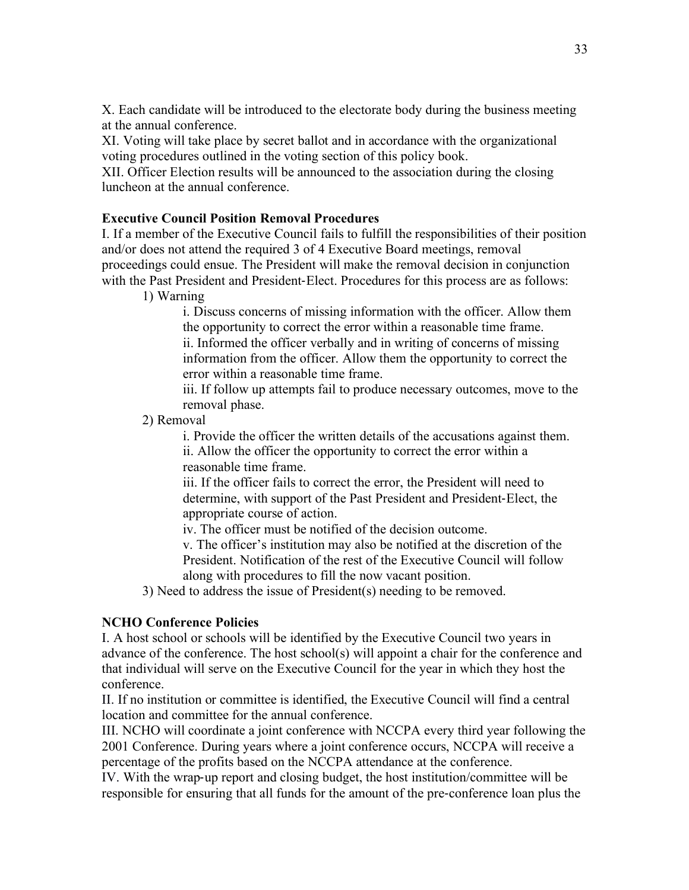X. Each candidate will be introduced to the electorate body during the business meeting at the annual conference.

XI. Voting will take place by secret ballot and in accordance with the organizational voting procedures outlined in the voting section of this policy book.

XII. Officer Election results will be announced to the association during the closing luncheon at the annual conference.

**Executive Council Position Removal Procedures**

I. If a member of the Executive Council fails to fulfill the responsibilities of their position and/or does not attend the required 3 of 4 Executive Board meetings, removal proceedings could ensue. The President will make the removal decision in conjunction with the Past President and President-Elect. Procedures for this process are as follows:

1) Warning
   - i. Discuss concerns of missing information with the officer. Allow them the opportunity to correct the error within a reasonable time frame.
   - ii. Informed the officer verbally and in writing of concerns of missing information from the officer. Allow them the opportunity to correct the error within a reasonable time frame.
   - iii. If follow up attempts fail to produce necessary outcomes, move to the removal phase.
2) Removal
   - i. Provide the officer the written details of the accusations against them.
   - ii. Allow the officer the opportunity to correct the error within a reasonable time frame.
   - iii. If the officer fails to correct the error, the President will need to determine, with support of the Past President and President-Elect, the appropriate course of action.
   - iv. The officer must be notified of the decision outcome.
   - v. The officer's institution may also be notified at the discretion of the President. Notification of the rest of the Executive Council will follow along with procedures to fill the now vacant position.
3) Need to address the issue of President(s) needing to be removed.

**NCHO Conference Policies**

I. A host school or schools will be identified by the Executive Council two years in advance of the conference. The host school(s) will appoint a chair for the conference and that individual will serve on the Executive Council for the year in which they host the conference.

II. If no institution or committee is identified, the Executive Council will find a central location and committee for the annual conference.

III. NCHO will coordinate a joint conference with NCCPA every third year following the 2001 Conference. During years where a joint conference occurs, NCCPA will receive a percentage of the profits based on the NCCPA attendance at the conference.

IV. With the wrap-up report and closing budget, the host institution/committee will be responsible for ensuring that all funds for the amount of the pre-conference loan plus the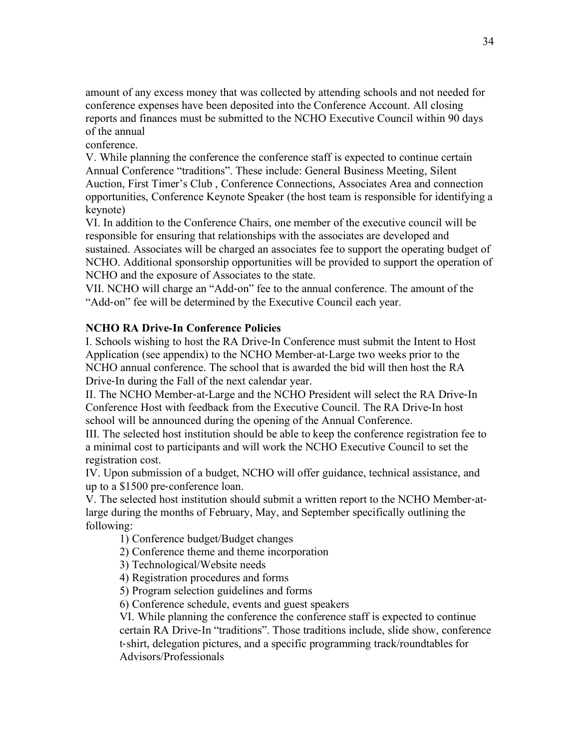amount of any excess money that was collected by attending schools and not needed for conference expenses have been deposited into the Conference Account. All closing reports and finances must be submitted to the NCHO Executive Council within 90 days of the annual conference.

V. While planning the conference the conference staff is expected to continue certain Annual Conference "traditions". These include: General Business Meeting, Silent Auction, First Timer's Club , Conference Connections, Associates Area and connection opportunities, Conference Keynote Speaker (the host team is responsible for identifying a keynote)

VI. In addition to the Conference Chairs, one member of the executive council will be responsible for ensuring that relationships with the associates are developed and sustained. Associates will be charged an associates fee to support the operating budget of NCHO. Additional sponsorship opportunities will be provided to support the operation of NCHO and the exposure of Associates to the state.

VII. NCHO will charge an "Add-on" fee to the annual conference. The amount of the "Add-on" fee will be determined by the Executive Council each year.

**NCHO RA Drive-In Conference Policies**

I. Schools wishing to host the RA Drive-In Conference must submit the Intent to Host Application (see appendix) to the NCHO Member-at-Large two weeks prior to the NCHO annual conference. The school that is awarded the bid will then host the RA Drive-In during the Fall of the next calendar year.

II. The NCHO Member-at-Large and the NCHO President will select the RA Drive-In Conference Host with feedback from the Executive Council. The RA Drive-In host school will be announced during the opening of the Annual Conference.

III. The selected host institution should be able to keep the conference registration fee to a minimal cost to participants and will work the NCHO Executive Council to set the registration cost.

IV. Upon submission of a budget, NCHO will offer guidance, technical assistance, and up to a $1500 pre-conference loan.

V. The selected host institution should submit a written report to the NCHO Member-at-large during the months of February, May, and September specifically outlining the following:

1) Conference budget/Budget changes
2) Conference theme and theme incorporation
3) Technological/Website needs
4) Registration procedures and forms
5) Program selection guidelines and forms
6) Conference schedule, events and guest speakers

VI. While planning the conference the conference staff is expected to continue certain RA Drive-In "traditions". Those traditions include, slide show, conference t-shirt, delegation pictures, and a specific programming track/roundtables for Advisors/Professionals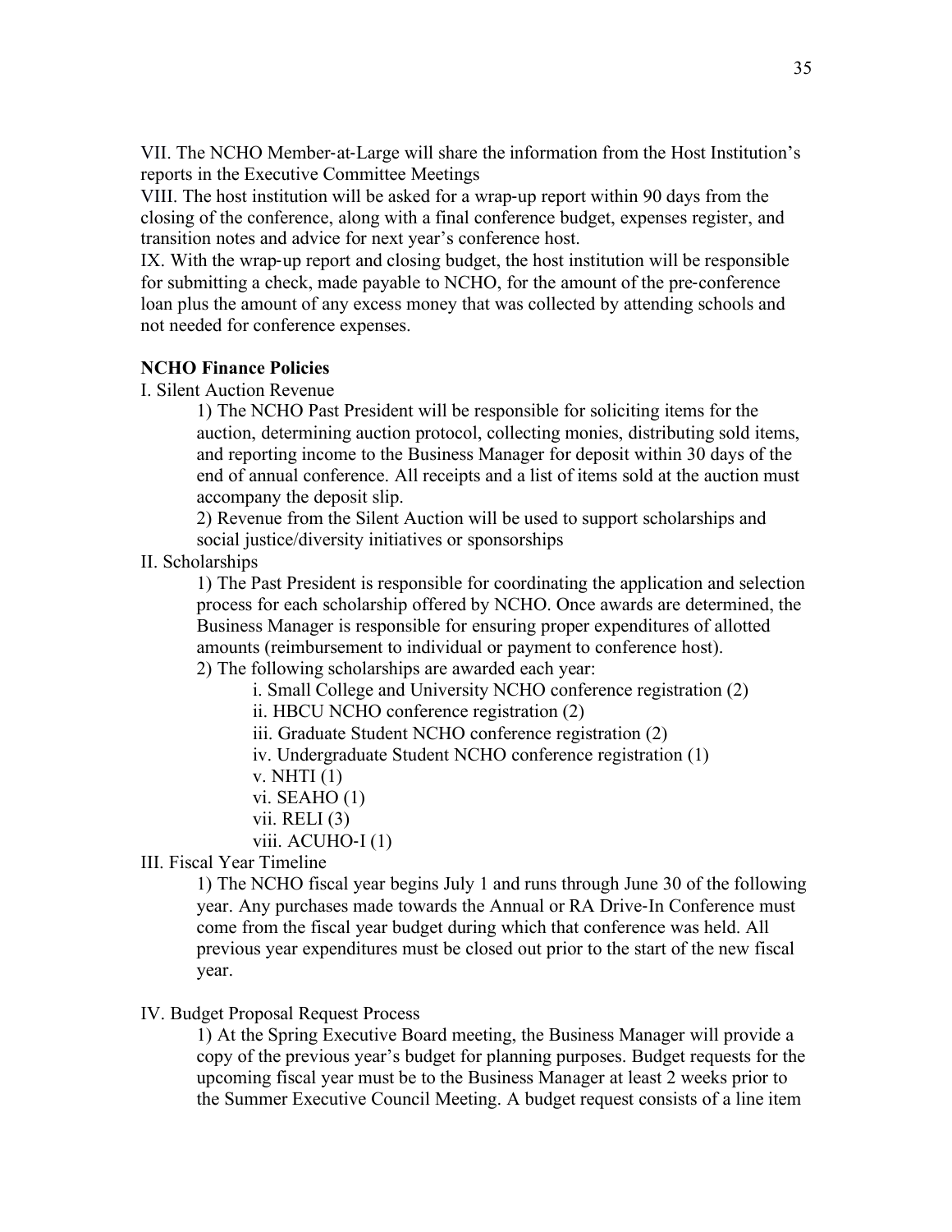VII. The NCHO Member-at-Large will share the information from the Host Institution's reports in the Executive Committee Meetings

VIII. The host institution will be asked for a wrap-up report within 90 days from the closing of the conference, along with a final conference budget, expenses register, and transition notes and advice for next year's conference host.

IX. With the wrap-up report and closing budget, the host institution will be responsible for submitting a check, made payable to NCHO, for the amount of the pre-conference loan plus the amount of any excess money that was collected by attending schools and not needed for conference expenses.

**NCHO Finance Policies**

I. Silent Auction Revenue

1) The NCHO Past President will be responsible for soliciting items for the auction, determining auction protocol, collecting monies, distributing sold items, and reporting income to the Business Manager for deposit within 30 days of the end of annual conference. All receipts and a list of items sold at the auction must accompany the deposit slip.

2) Revenue from the Silent Auction will be used to support scholarships and social justice/diversity initiatives or sponsorships

II. Scholarships

1) The Past President is responsible for coordinating the application and selection process for each scholarship offered by NCHO. Once awards are determined, the Business Manager is responsible for ensuring proper expenditures of allotted amounts (reimbursement to individual or payment to conference host).

2) The following scholarships are awarded each year:

i. Small College and University NCHO conference registration (2)
ii. HBCU NCHO conference registration (2)
iii. Graduate Student NCHO conference registration (2)
iv. Undergraduate Student NCHO conference registration (1)
v. NHTI (1)
vi. SEAHO (1)
vii. RELI (3)
viii. ACUHO-I (1)

III. Fiscal Year Timeline

1) The NCHO fiscal year begins July 1 and runs through June 30 of the following year. Any purchases made towards the Annual or RA Drive-In Conference must come from the fiscal year budget during which that conference was held. All previous year expenditures must be closed out prior to the start of the new fiscal year.

IV. Budget Proposal Request Process

1) At the Spring Executive Board meeting, the Business Manager will provide a copy of the previous year's budget for planning purposes. Budget requests for the upcoming fiscal year must be to the Business Manager at least 2 weeks prior to the Summer Executive Council Meeting. A budget request consists of a line item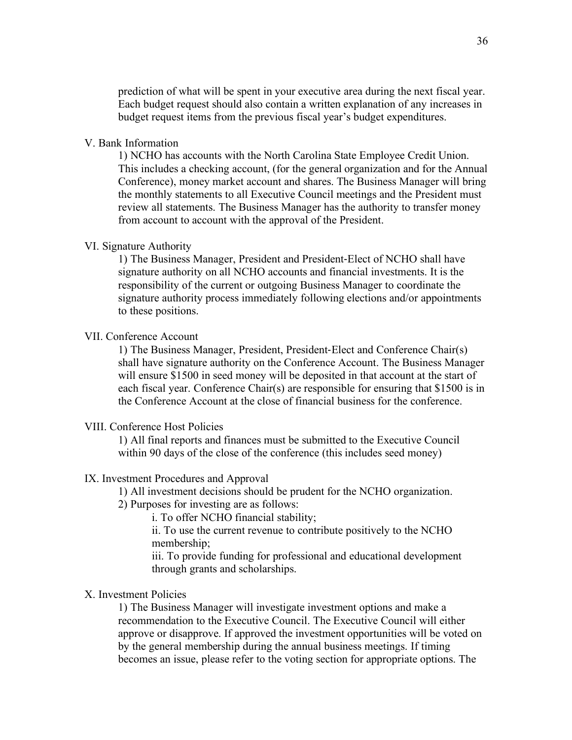prediction of what will be spent in your executive area during the next fiscal year. Each budget request should also contain a written explanation of any increases in budget request items from the previous fiscal year's budget expenditures.

V. Bank Information

1) NCHO has accounts with the North Carolina State Employee Credit Union. This includes a checking account, (for the general organization and for the Annual Conference), money market account and shares. The Business Manager will bring the monthly statements to all Executive Council meetings and the President must review all statements. The Business Manager has the authority to transfer money from account to account with the approval of the President.

VI. Signature Authority

1) The Business Manager, President and President-Elect of NCHO shall have signature authority on all NCHO accounts and financial investments. It is the responsibility of the current or outgoing Business Manager to coordinate the signature authority process immediately following elections and/or appointments to these positions.

VII. Conference Account

1) The Business Manager, President, President-Elect and Conference Chair(s) shall have signature authority on the Conference Account. The Business Manager will ensure $1500 in seed money will be deposited in that account at the start of each fiscal year. Conference Chair(s) are responsible for ensuring that $1500 is in the Conference Account at the close of financial business for the conference.

VIII. Conference Host Policies

1) All final reports and finances must be submitted to the Executive Council within 90 days of the close of the conference (this includes seed money)

IX. Investment Procedures and Approval

1) All investment decisions should be prudent for the NCHO organization.

2) Purposes for investing are as follows:

i. To offer NCHO financial stability;

ii. To use the current revenue to contribute positively to the NCHO membership;

iii. To provide funding for professional and educational development through grants and scholarships.

X. Investment Policies

1) The Business Manager will investigate investment options and make a recommendation to the Executive Council. The Executive Council will either approve or disapprove. If approved the investment opportunities will be voted on by the general membership during the annual business meetings. If timing becomes an issue, please refer to the voting section for appropriate options. The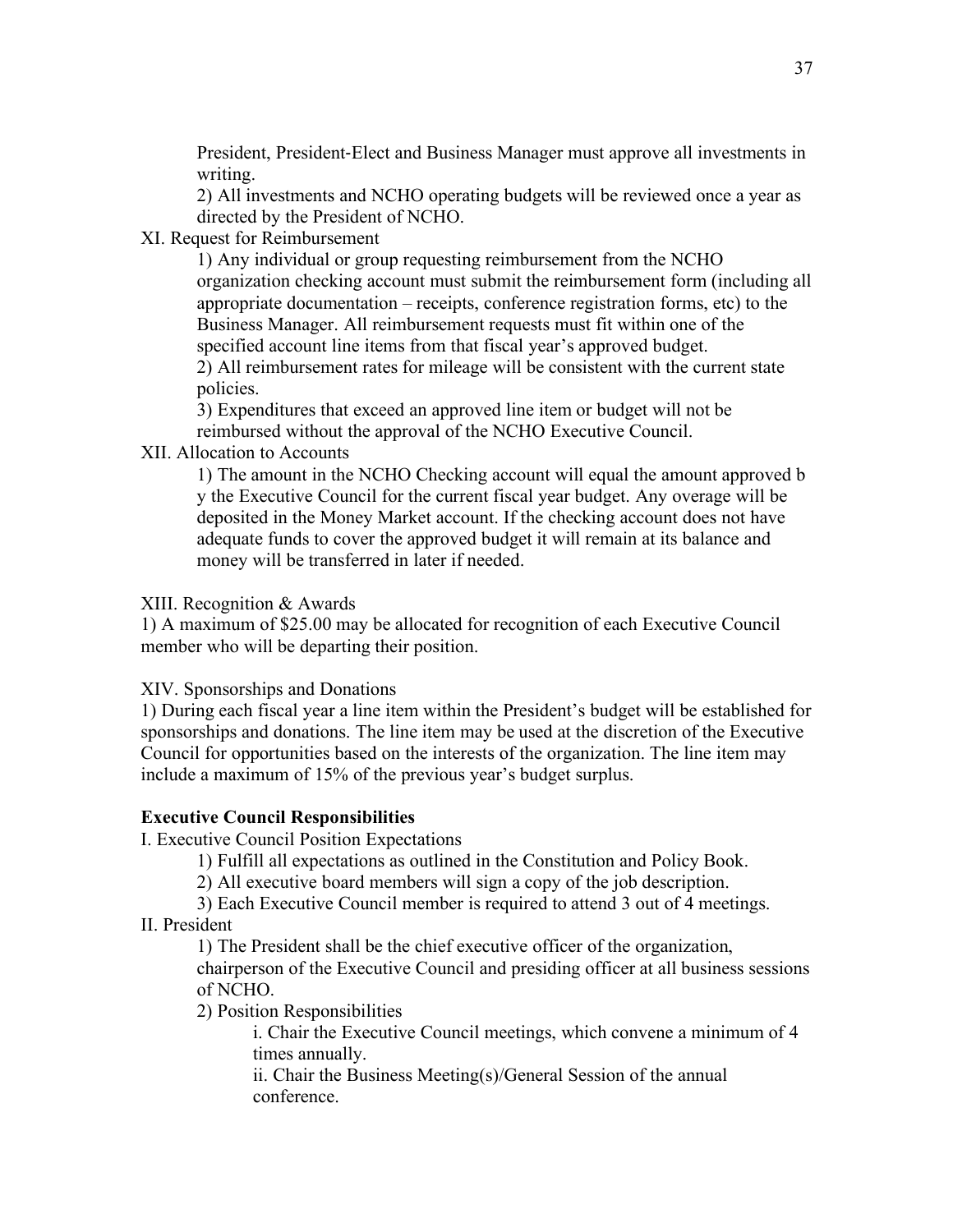President, President-Elect and Business Manager must approve all investments in writing.

2) All investments and NCHO operating budgets will be reviewed once a year as directed by the President of NCHO.

XI. Request for Reimbursement

1) Any individual or group requesting reimbursement from the NCHO organization checking account must submit the reimbursement form (including all appropriate documentation – receipts, conference registration forms, etc) to the Business Manager. All reimbursement requests must fit within one of the specified account line items from that fiscal year's approved budget.

2) All reimbursement rates for mileage will be consistent with the current state policies.

3) Expenditures that exceed an approved line item or budget will not be reimbursed without the approval of the NCHO Executive Council.

XII. Allocation to Accounts

1) The amount in the NCHO Checking account will equal the amount approved b y the Executive Council for the current fiscal year budget. Any overage will be deposited in the Money Market account. If the checking account does not have adequate funds to cover the approved budget it will remain at its balance and money will be transferred in later if needed.

XIII. Recognition & Awards

1) A maximum of $25.00 may be allocated for recognition of each Executive Council member who will be departing their position.

XIV. Sponsorships and Donations

1) During each fiscal year a line item within the President's budget will be established for sponsorships and donations. The line item may be used at the discretion of the Executive Council for opportunities based on the interests of the organization. The line item may include a maximum of 15% of the previous year's budget surplus.

**Executive Council Responsibilities**

I. Executive Council Position Expectations

1) Fulfill all expectations as outlined in the Constitution and Policy Book.

2) All executive board members will sign a copy of the job description.

3) Each Executive Council member is required to attend 3 out of 4 meetings.

II. President

1) The President shall be the chief executive officer of the organization, chairperson of the Executive Council and presiding officer at all business sessions of NCHO.

2) Position Responsibilities

i. Chair the Executive Council meetings, which convene a minimum of 4 times annually.

ii. Chair the Business Meeting(s)/General Session of the annual conference.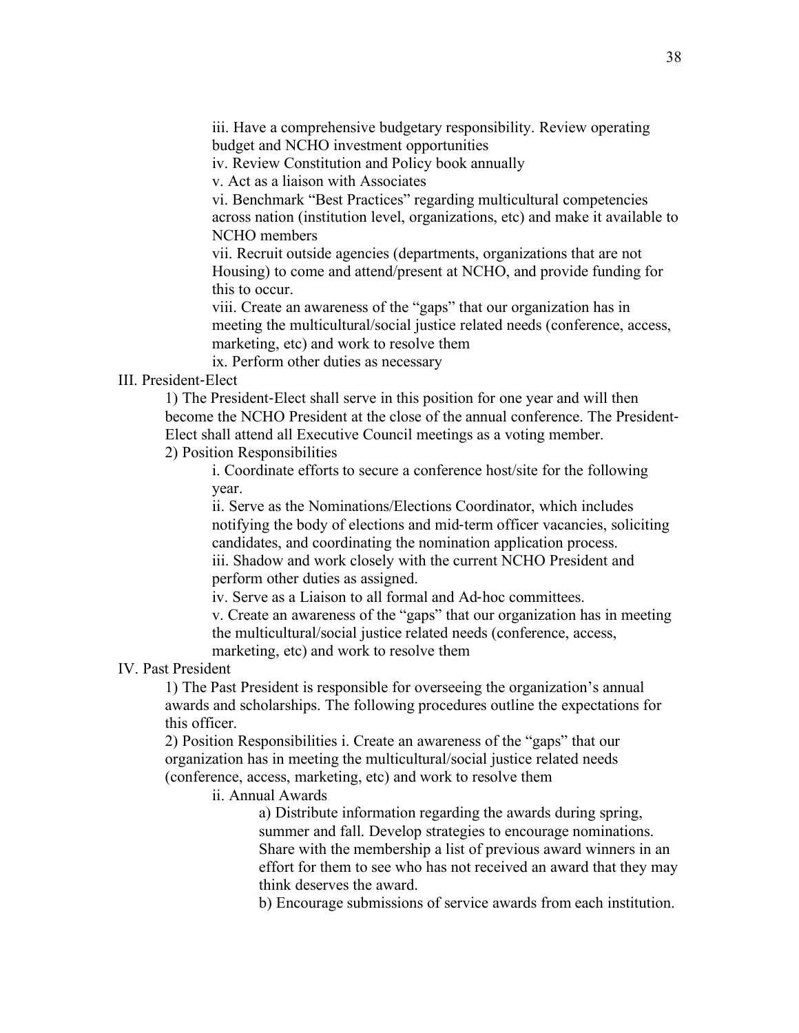iii. Have a comprehensive budgetary responsibility. Review operating budget and NCHO investment opportunities

iv. Review Constitution and Policy book annually

v. Act as a liaison with Associates

vi. Benchmark "Best Practices" regarding multicultural competencies across nation (institution level, organizations, etc) and make it available to NCHO members

vii. Recruit outside agencies (departments, organizations that are not Housing) to come and attend/present at NCHO, and provide funding for this to occur.

viii. Create an awareness of the "gaps" that our organization has in meeting the multicultural/social justice related needs (conference, access, marketing, etc) and work to resolve them

ix. Perform other duties as necessary

III. President-Elect

1) The President-Elect shall serve in this position for one year and will then become the NCHO President at the close of the annual conference. The President-Elect shall attend all Executive Council meetings as a voting member.

2) Position Responsibilities

i. Coordinate efforts to secure a conference host/site for the following year.

ii. Serve as the Nominations/Elections Coordinator, which includes notifying the body of elections and mid-term officer vacancies, soliciting candidates, and coordinating the nomination application process.

iii. Shadow and work closely with the current NCHO President and perform other duties as assigned.

iv. Serve as a Liaison to all formal and Ad-hoc committees.

v. Create an awareness of the "gaps" that our organization has in meeting the multicultural/social justice related needs (conference, access, marketing, etc) and work to resolve them

IV. Past President

1) The Past President is responsible for overseeing the organization's annual awards and scholarships. The following procedures outline the expectations for this officer.

2) Position Responsibilities i. Create an awareness of the "gaps" that our organization has in meeting the multicultural/social justice related needs (conference, access, marketing, etc) and work to resolve them

ii. Annual Awards

a) Distribute information regarding the awards during spring, summer and fall. Develop strategies to encourage nominations. Share with the membership a list of previous award winners in an effort for them to see who has not received an award that they may think deserves the award.

b) Encourage submissions of service awards from each institution.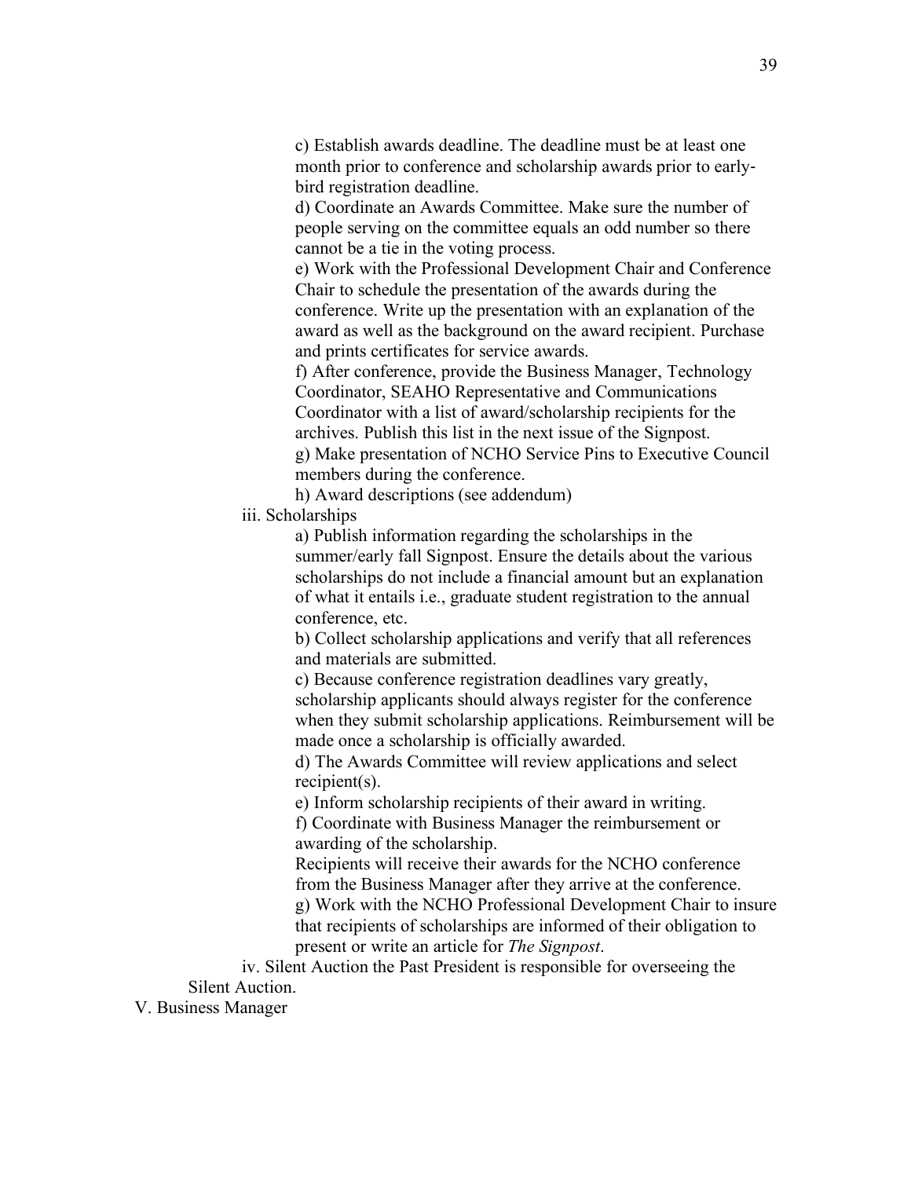c) Establish awards deadline. The deadline must be at least one month prior to conference and scholarship awards prior to early-bird registration deadline.

d) Coordinate an Awards Committee. Make sure the number of people serving on the committee equals an odd number so there cannot be a tie in the voting process.

e) Work with the Professional Development Chair and Conference Chair to schedule the presentation of the awards during the conference. Write up the presentation with an explanation of the award as well as the background on the award recipient. Purchase and prints certificates for service awards.

f) After conference, provide the Business Manager, Technology Coordinator, SEAHO Representative and Communications Coordinator with a list of award/scholarship recipients for the archives. Publish this list in the next issue of the Signpost.

g) Make presentation of NCHO Service Pins to Executive Council members during the conference.

h) Award descriptions (see addendum)

iii. Scholarships

a) Publish information regarding the scholarships in the summer/early fall Signpost. Ensure the details about the various scholarships do not include a financial amount but an explanation of what it entails i.e., graduate student registration to the annual conference, etc.

b) Collect scholarship applications and verify that all references and materials are submitted.

c) Because conference registration deadlines vary greatly, scholarship applicants should always register for the conference when they submit scholarship applications. Reimbursement will be made once a scholarship is officially awarded.

d) The Awards Committee will review applications and select recipient(s).

e) Inform scholarship recipients of their award in writing.

f) Coordinate with Business Manager the reimbursement or awarding of the scholarship.

Recipients will receive their awards for the NCHO conference from the Business Manager after they arrive at the conference.

g) Work with the NCHO Professional Development Chair to insure that recipients of scholarships are informed of their obligation to present or write an article for *The Signpost*.

iv. Silent Auction the Past President is responsible for overseeing the Silent Auction.

V. Business Manager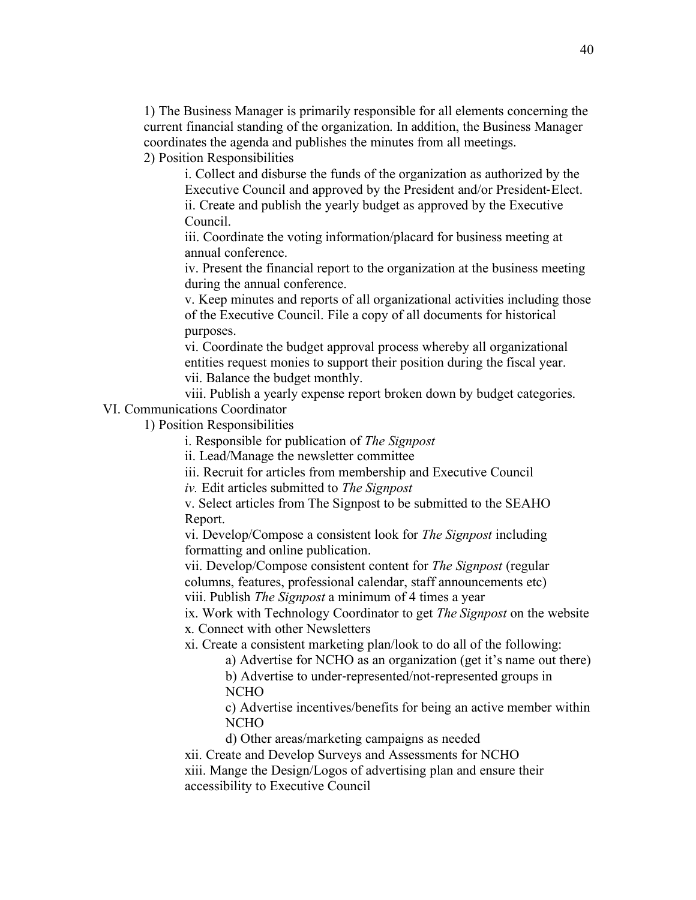1) The Business Manager is primarily responsible for all elements concerning the current financial standing of the organization. In addition, the Business Manager coordinates the agenda and publishes the minutes from all meetings.

2) Position Responsibilities

i. Collect and disburse the funds of the organization as authorized by the Executive Council and approved by the President and/or President-Elect.

ii. Create and publish the yearly budget as approved by the Executive Council.

iii. Coordinate the voting information/placard for business meeting at annual conference.

iv. Present the financial report to the organization at the business meeting during the annual conference.

v. Keep minutes and reports of all organizational activities including those of the Executive Council. File a copy of all documents for historical purposes.

vi. Coordinate the budget approval process whereby all organizational entities request monies to support their position during the fiscal year.

vii. Balance the budget monthly.

viii. Publish a yearly expense report broken down by budget categories.

VI. Communications Coordinator

1) Position Responsibilities

i. Responsible for publication of *The Signpost*

ii. Lead/Manage the newsletter committee

iii. Recruit for articles from membership and Executive Council

*iv.* Edit articles submitted to *The Signpost*

v. Select articles from The Signpost to be submitted to the SEAHO Report.

vi. Develop/Compose a consistent look for *The Signpost* including formatting and online publication.

vii. Develop/Compose consistent content for *The Signpost* (regular columns, features, professional calendar, staff announcements etc)

viii. Publish *The Signpost* a minimum of 4 times a year

ix. Work with Technology Coordinator to get *The Signpost* on the website

x. Connect with other Newsletters

xi. Create a consistent marketing plan/look to do all of the following:

a) Advertise for NCHO as an organization (get it's name out there)

b) Advertise to under-represented/not-represented groups in NCHO

c) Advertise incentives/benefits for being an active member within NCHO

d) Other areas/marketing campaigns as needed

xii. Create and Develop Surveys and Assessments for NCHO

xiii. Mange the Design/Logos of advertising plan and ensure their accessibility to Executive Council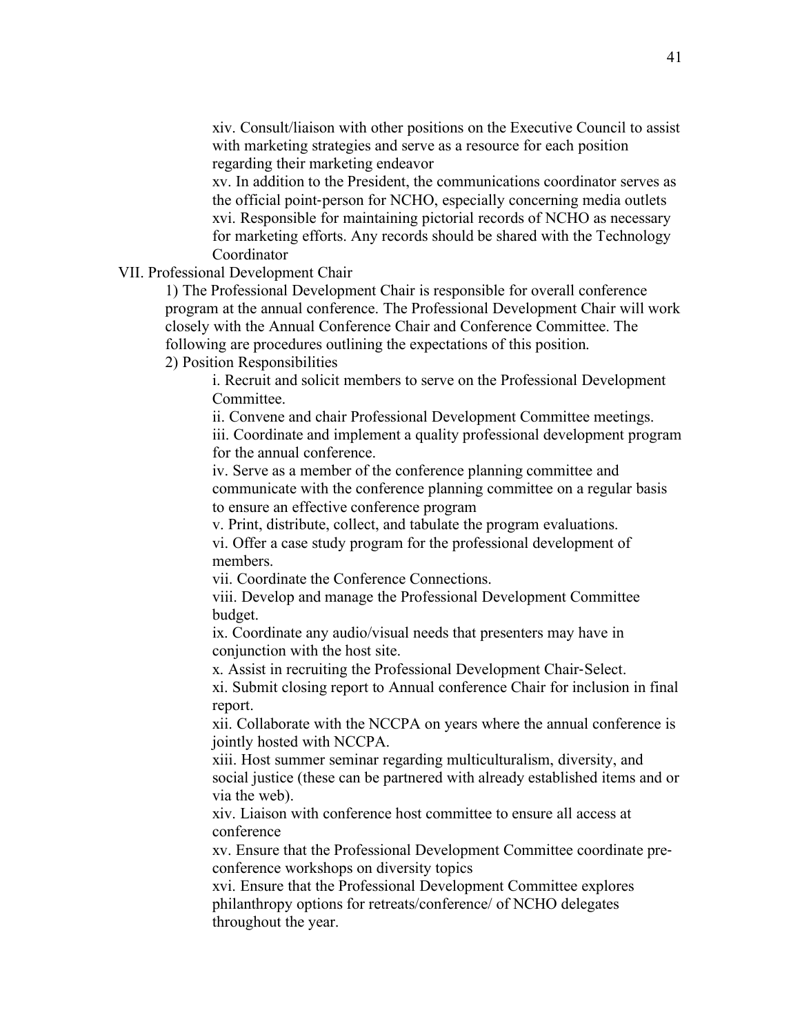xiv. Consult/liaison with other positions on the Executive Council to assist with marketing strategies and serve as a resource for each position regarding their marketing endeavor

xv. In addition to the President, the communications coordinator serves as the official point-person for NCHO, especially concerning media outlets

xvi. Responsible for maintaining pictorial records of NCHO as necessary for marketing efforts. Any records should be shared with the Technology Coordinator

VII. Professional Development Chair

1) The Professional Development Chair is responsible for overall conference program at the annual conference. The Professional Development Chair will work closely with the Annual Conference Chair and Conference Committee. The following are procedures outlining the expectations of this position.

2) Position Responsibilities

i. Recruit and solicit members to serve on the Professional Development Committee.

ii. Convene and chair Professional Development Committee meetings.

iii. Coordinate and implement a quality professional development program for the annual conference.

iv. Serve as a member of the conference planning committee and communicate with the conference planning committee on a regular basis to ensure an effective conference program

v. Print, distribute, collect, and tabulate the program evaluations.

vi. Offer a case study program for the professional development of members.

vii. Coordinate the Conference Connections.

viii. Develop and manage the Professional Development Committee budget.

ix. Coordinate any audio/visual needs that presenters may have in conjunction with the host site.

x. Assist in recruiting the Professional Development Chair-Select.

xi. Submit closing report to Annual conference Chair for inclusion in final report.

xii. Collaborate with the NCCPA on years where the annual conference is jointly hosted with NCCPA.

xiii. Host summer seminar regarding multiculturalism, diversity, and social justice (these can be partnered with already established items and or via the web).

xiv. Liaison with conference host committee to ensure all access at conference

xv. Ensure that the Professional Development Committee coordinate pre-conference workshops on diversity topics

xvi. Ensure that the Professional Development Committee explores philanthropy options for retreats/conference/ of NCHO delegates throughout the year.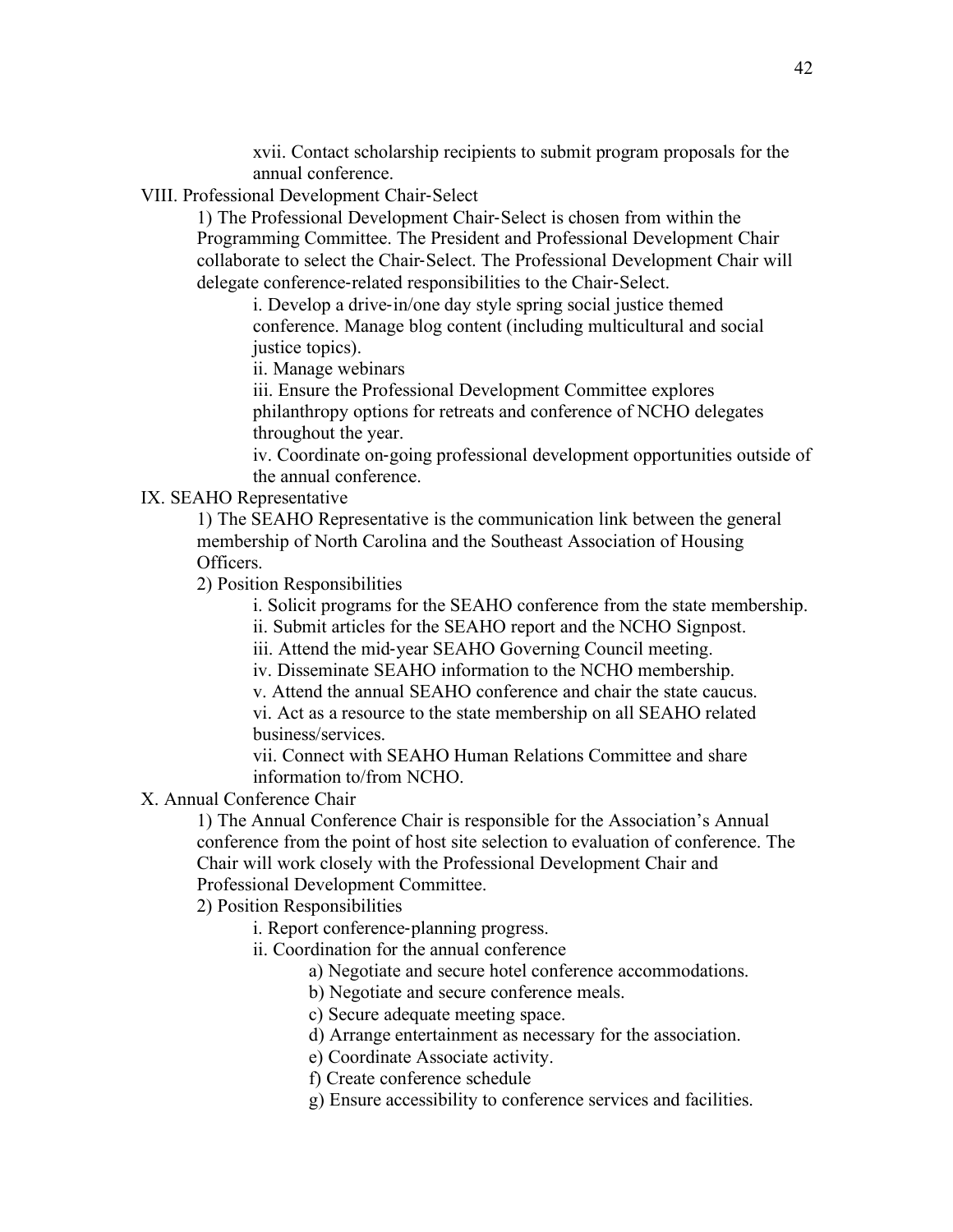xvii. Contact scholarship recipients to submit program proposals for the annual conference.

VIII. Professional Development Chair-Select

1) The Professional Development Chair-Select is chosen from within the Programming Committee. The President and Professional Development Chair collaborate to select the Chair-Select. The Professional Development Chair will delegate conference-related responsibilities to the Chair-Select.

i. Develop a drive-in/one day style spring social justice themed conference. Manage blog content (including multicultural and social justice topics).

ii. Manage webinars

iii. Ensure the Professional Development Committee explores philanthropy options for retreats and conference of NCHO delegates throughout the year.

iv. Coordinate on-going professional development opportunities outside of the annual conference.

IX. SEAHO Representative

1) The SEAHO Representative is the communication link between the general membership of North Carolina and the Southeast Association of Housing Officers.

2) Position Responsibilities

i. Solicit programs for the SEAHO conference from the state membership.

ii. Submit articles for the SEAHO report and the NCHO Signpost.

iii. Attend the mid-year SEAHO Governing Council meeting.

iv. Disseminate SEAHO information to the NCHO membership.

v. Attend the annual SEAHO conference and chair the state caucus.

vi. Act as a resource to the state membership on all SEAHO related business/services.

vii. Connect with SEAHO Human Relations Committee and share information to/from NCHO.

X. Annual Conference Chair

1) The Annual Conference Chair is responsible for the Association's Annual conference from the point of host site selection to evaluation of conference. The Chair will work closely with the Professional Development Chair and Professional Development Committee.

2) Position Responsibilities

i. Report conference-planning progress.

ii. Coordination for the annual conference

a) Negotiate and secure hotel conference accommodations.

b) Negotiate and secure conference meals.

c) Secure adequate meeting space.

d) Arrange entertainment as necessary for the association.

e) Coordinate Associate activity.

f) Create conference schedule

g) Ensure accessibility to conference services and facilities.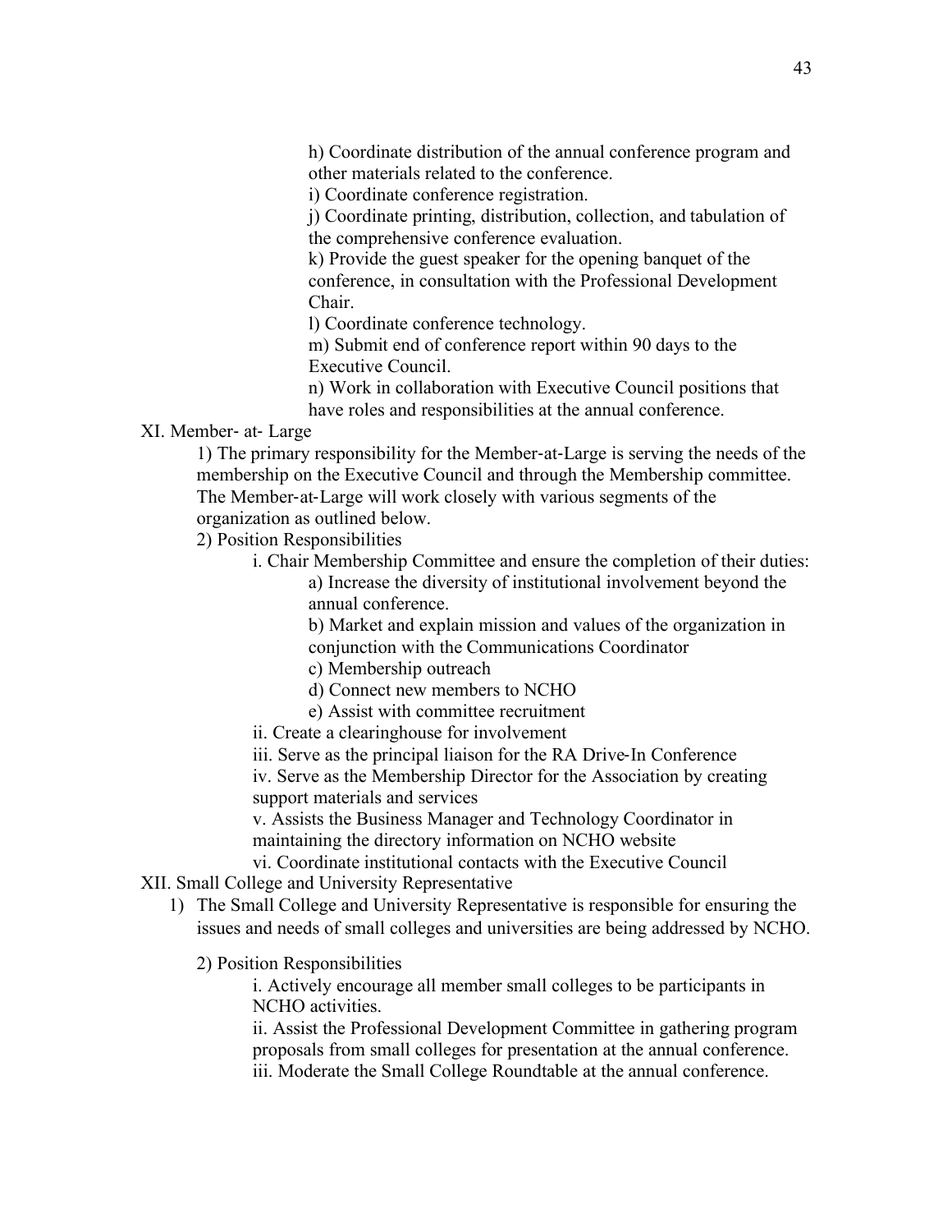h) Coordinate distribution of the annual conference program and other materials related to the conference.

i) Coordinate conference registration.

j) Coordinate printing, distribution, collection, and tabulation of the comprehensive conference evaluation.

k) Provide the guest speaker for the opening banquet of the conference, in consultation with the Professional Development Chair.

l) Coordinate conference technology.

m) Submit end of conference report within 90 days to the Executive Council.

n) Work in collaboration with Executive Council positions that have roles and responsibilities at the annual conference.

XI. Member- at- Large

1) The primary responsibility for the Member-at-Large is serving the needs of the membership on the Executive Council and through the Membership committee. The Member-at-Large will work closely with various segments of the organization as outlined below.

2) Position Responsibilities

i. Chair Membership Committee and ensure the completion of their duties:

a) Increase the diversity of institutional involvement beyond the annual conference.

b) Market and explain mission and values of the organization in conjunction with the Communications Coordinator

c) Membership outreach

d) Connect new members to NCHO

e) Assist with committee recruitment

ii. Create a clearinghouse for involvement

iii. Serve as the principal liaison for the RA Drive-In Conference

iv. Serve as the Membership Director for the Association by creating support materials and services

v. Assists the Business Manager and Technology Coordinator in maintaining the directory information on NCHO website

vi. Coordinate institutional contacts with the Executive Council

XII. Small College and University Representative

1) The Small College and University Representative is responsible for ensuring the issues and needs of small colleges and universities are being addressed by NCHO.

2) Position Responsibilities

i. Actively encourage all member small colleges to be participants in NCHO activities.

ii. Assist the Professional Development Committee in gathering program proposals from small colleges for presentation at the annual conference.

iii. Moderate the Small College Roundtable at the annual conference.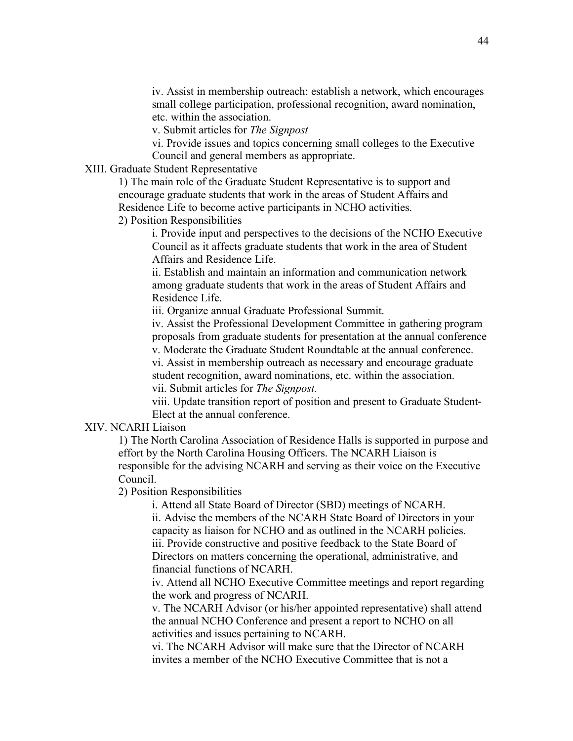iv. Assist in membership outreach: establish a network, which encourages small college participation, professional recognition, award nomination, etc. within the association.

v. Submit articles for *The Signpost*

vi. Provide issues and topics concerning small colleges to the Executive Council and general members as appropriate.

XIII. Graduate Student Representative

1) The main role of the Graduate Student Representative is to support and encourage graduate students that work in the areas of Student Affairs and Residence Life to become active participants in NCHO activities.

2) Position Responsibilities

i. Provide input and perspectives to the decisions of the NCHO Executive Council as it affects graduate students that work in the area of Student Affairs and Residence Life.

ii. Establish and maintain an information and communication network among graduate students that work in the areas of Student Affairs and Residence Life.

iii. Organize annual Graduate Professional Summit.

iv. Assist the Professional Development Committee in gathering program proposals from graduate students for presentation at the annual conference

v. Moderate the Graduate Student Roundtable at the annual conference.

vi. Assist in membership outreach as necessary and encourage graduate student recognition, award nominations, etc. within the association.

vii. Submit articles for *The Signpost.*

viii. Update transition report of position and present to Graduate Student-Elect at the annual conference.

XIV. NCARH Liaison

1) The North Carolina Association of Residence Halls is supported in purpose and effort by the North Carolina Housing Officers. The NCARH Liaison is responsible for the advising NCARH and serving as their voice on the Executive Council.

2) Position Responsibilities

i. Attend all State Board of Director (SBD) meetings of NCARH.

ii. Advise the members of the NCARH State Board of Directors in your capacity as liaison for NCHO and as outlined in the NCARH policies.

iii. Provide constructive and positive feedback to the State Board of Directors on matters concerning the operational, administrative, and financial functions of NCARH.

iv. Attend all NCHO Executive Committee meetings and report regarding the work and progress of NCARH.

v. The NCARH Advisor (or his/her appointed representative) shall attend the annual NCHO Conference and present a report to NCHO on all activities and issues pertaining to NCARH.

vi. The NCARH Advisor will make sure that the Director of NCARH invites a member of the NCHO Executive Committee that is not a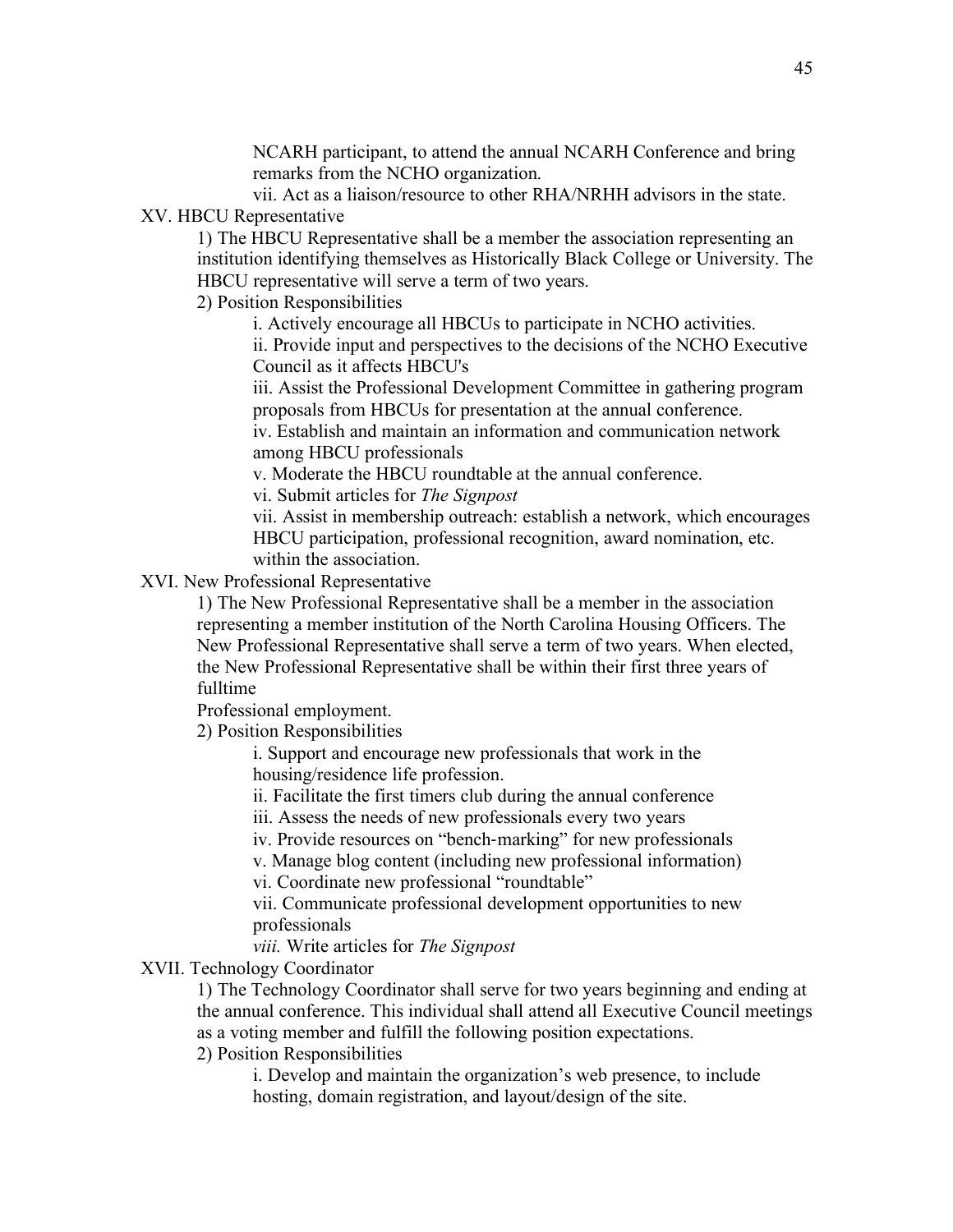NCARH participant, to attend the annual NCARH Conference and bring remarks from the NCHO organization.

vii. Act as a liaison/resource to other RHA/NRHH advisors in the state.

XV. HBCU Representative

1) The HBCU Representative shall be a member the association representing an institution identifying themselves as Historically Black College or University. The HBCU representative will serve a term of two years.

2) Position Responsibilities

i. Actively encourage all HBCUs to participate in NCHO activities.

ii. Provide input and perspectives to the decisions of the NCHO Executive Council as it affects HBCU's

iii. Assist the Professional Development Committee in gathering program proposals from HBCUs for presentation at the annual conference.

iv. Establish and maintain an information and communication network among HBCU professionals

v. Moderate the HBCU roundtable at the annual conference.

vi. Submit articles for *The Signpost*

vii. Assist in membership outreach: establish a network, which encourages HBCU participation, professional recognition, award nomination, etc. within the association.

XVI. New Professional Representative

1) The New Professional Representative shall be a member in the association representing a member institution of the North Carolina Housing Officers. The New Professional Representative shall serve a term of two years. When elected, the New Professional Representative shall be within their first three years of fulltime
Professional employment.

2) Position Responsibilities

i. Support and encourage new professionals that work in the housing/residence life profession.

ii. Facilitate the first timers club during the annual conference

iii. Assess the needs of new professionals every two years

iv. Provide resources on "bench-marking" for new professionals

v. Manage blog content (including new professional information)

vi. Coordinate new professional "roundtable"

vii. Communicate professional development opportunities to new professionals

*viii.* Write articles for *The Signpost*

XVII. Technology Coordinator

1) The Technology Coordinator shall serve for two years beginning and ending at the annual conference. This individual shall attend all Executive Council meetings as a voting member and fulfill the following position expectations.

2) Position Responsibilities

i. Develop and maintain the organization's web presence, to include hosting, domain registration, and layout/design of the site.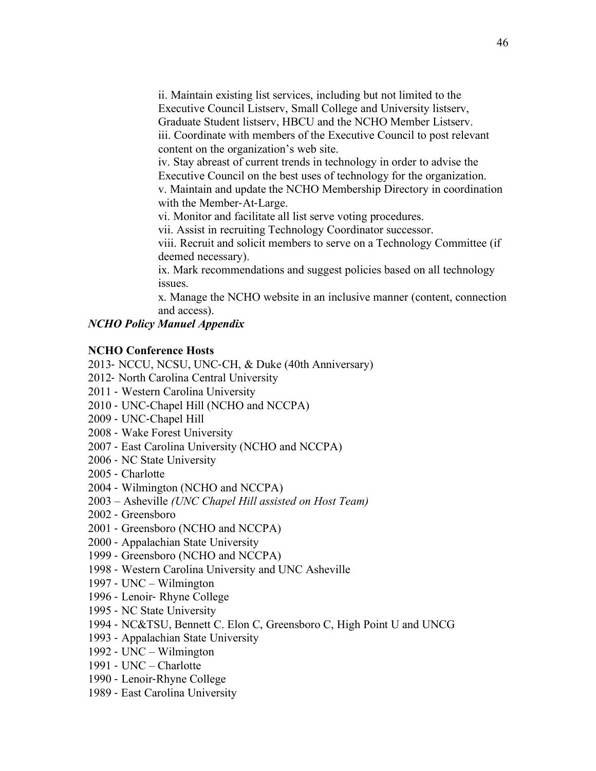ii. Maintain existing list services, including but not limited to the Executive Council Listserv, Small College and University listserv, Graduate Student listserv, HBCU and the NCHO Member Listserv.
iii. Coordinate with members of the Executive Council to post relevant content on the organization's web site.
iv. Stay abreast of current trends in technology in order to advise the Executive Council on the best uses of technology for the organization.
v. Maintain and update the NCHO Membership Directory in coordination with the Member-At-Large.
vi. Monitor and facilitate all list serve voting procedures.
vii. Assist in recruiting Technology Coordinator successor.
viii. Recruit and solicit members to serve on a Technology Committee (if deemed necessary).
ix. Mark recommendations and suggest policies based on all technology issues.
x. Manage the NCHO website in an inclusive manner (content, connection and access).

***NCHO Policy Manuel Appendix***

**NCHO Conference Hosts**

2013- NCCU, NCSU, UNC-CH, & Duke (40th Anniversary)
2012- North Carolina Central University
2011 - Western Carolina University
2010 - UNC-Chapel Hill (NCHO and NCCPA)
2009 - UNC-Chapel Hill
2008 - Wake Forest University
2007 - East Carolina University (NCHO and NCCPA)
2006 - NC State University
2005 - Charlotte
2004 - Wilmington (NCHO and NCCPA)
2003 – Asheville *(UNC Chapel Hill assisted on Host Team)*
2002 - Greensboro
2001 - Greensboro (NCHO and NCCPA)
2000 - Appalachian State University
1999 - Greensboro (NCHO and NCCPA)
1998 - Western Carolina University and UNC Asheville
1997 - UNC – Wilmington
1996 - Lenoir- Rhyne College
1995 - NC State University
1994 - NC&TSU, Bennett C. Elon C, Greensboro C, High Point U and UNCG
1993 - Appalachian State University
1992 - UNC – Wilmington
1991 - UNC – Charlotte
1990 - Lenoir-Rhyne College
1989 - East Carolina University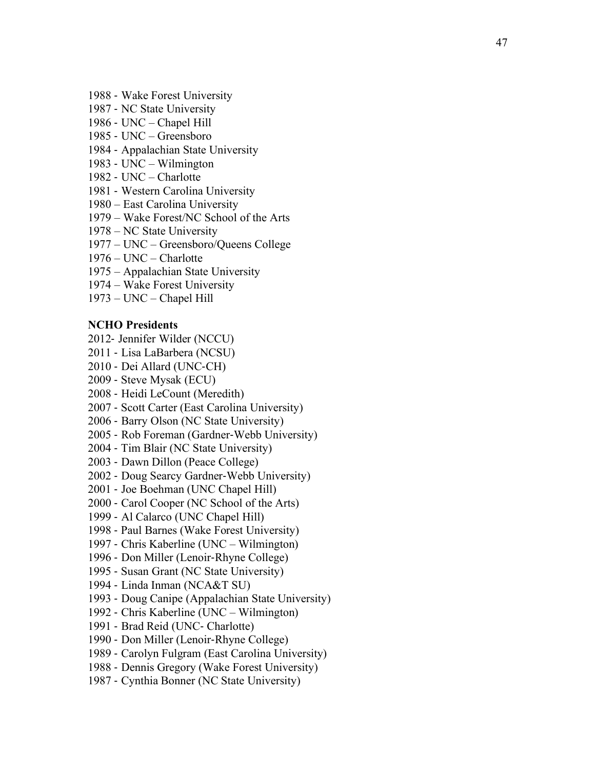1988 - Wake Forest University
1987 - NC State University
1986 - UNC – Chapel Hill
1985 - UNC – Greensboro
1984 - Appalachian State University
1983 - UNC – Wilmington
1982 - UNC – Charlotte
1981 - Western Carolina University
1980 – East Carolina University
1979 – Wake Forest/NC School of the Arts
1978 – NC State University
1977 – UNC – Greensboro/Queens College
1976 – UNC – Charlotte
1975 – Appalachian State University
1974 – Wake Forest University
1973 – UNC – Chapel Hill

**NCHO Presidents**

2012- Jennifer Wilder (NCCU)
2011 - Lisa LaBarbera (NCSU)
2010 - Dei Allard (UNC-CH)
2009 - Steve Mysak (ECU)
2008 - Heidi LeCount (Meredith)
2007 - Scott Carter (East Carolina University)
2006 - Barry Olson (NC State University)
2005 - Rob Foreman (Gardner-Webb University)
2004 - Tim Blair (NC State University)
2003 - Dawn Dillon (Peace College)
2002 - Doug Searcy Gardner-Webb University)
2001 - Joe Boehman (UNC Chapel Hill)
2000 - Carol Cooper (NC School of the Arts)
1999 - Al Calarco (UNC Chapel Hill)
1998 - Paul Barnes (Wake Forest University)
1997 - Chris Kaberline (UNC – Wilmington)
1996 - Don Miller (Lenoir-Rhyne College)
1995 - Susan Grant (NC State University)
1994 - Linda Inman (NCA&T SU)
1993 - Doug Canipe (Appalachian State University)
1992 - Chris Kaberline (UNC – Wilmington)
1991 - Brad Reid (UNC- Charlotte)
1990 - Don Miller (Lenoir-Rhyne College)
1989 - Carolyn Fulgram (East Carolina University)
1988 - Dennis Gregory (Wake Forest University)
1987 - Cynthia Bonner (NC State University)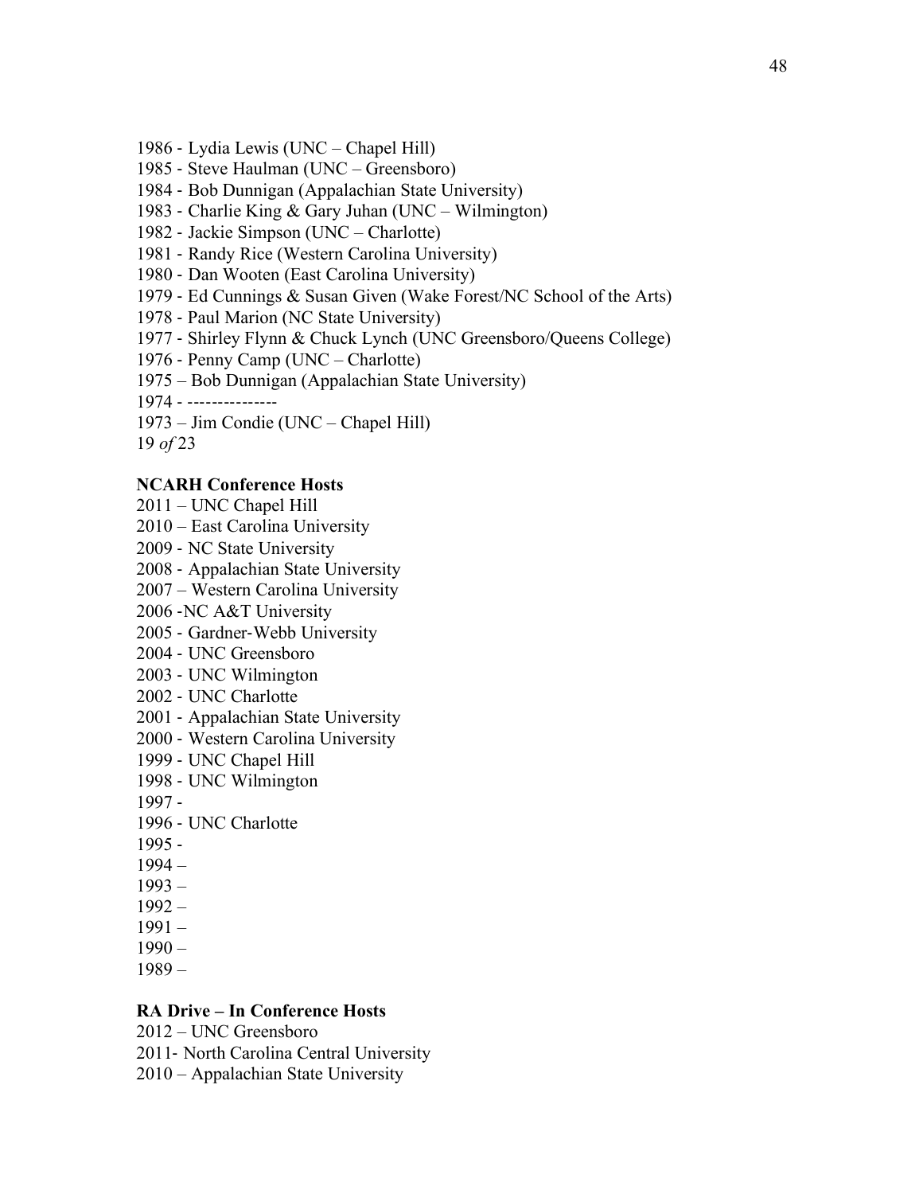1986 - Lydia Lewis (UNC – Chapel Hill)
1985 - Steve Haulman (UNC – Greensboro)
1984 - Bob Dunnigan (Appalachian State University)
1983 - Charlie King & Gary Juhan (UNC – Wilmington)
1982 - Jackie Simpson (UNC – Charlotte)
1981 - Randy Rice (Western Carolina University)
1980 - Dan Wooten (East Carolina University)
1979 - Ed Cunnings & Susan Given (Wake Forest/NC School of the Arts)
1978 - Paul Marion (NC State University)
1977 - Shirley Flynn & Chuck Lynch (UNC Greensboro/Queens College)
1976 - Penny Camp (UNC – Charlotte)
1975 – Bob Dunnigan (Appalachian State University)
1974 - ---------------
1973 – Jim Condie (UNC – Chapel Hill)
19 *of* 23

**NCARH Conference Hosts**

2011 – UNC Chapel Hill
2010 – East Carolina University
2009 - NC State University
2008 - Appalachian State University
2007 – Western Carolina University
2006 -NC A&T University
2005 - Gardner-Webb University
2004 - UNC Greensboro
2003 - UNC Wilmington
2002 - UNC Charlotte
2001 - Appalachian State University
2000 - Western Carolina University
1999 - UNC Chapel Hill
1998 - UNC Wilmington
1997 -
1996 - UNC Charlotte
1995 -
1994 –
1993 –
1992 –
1991 –
1990 –
1989 –

**RA Drive – In Conference Hosts**

2012 – UNC Greensboro
2011- North Carolina Central University
2010 – Appalachian State University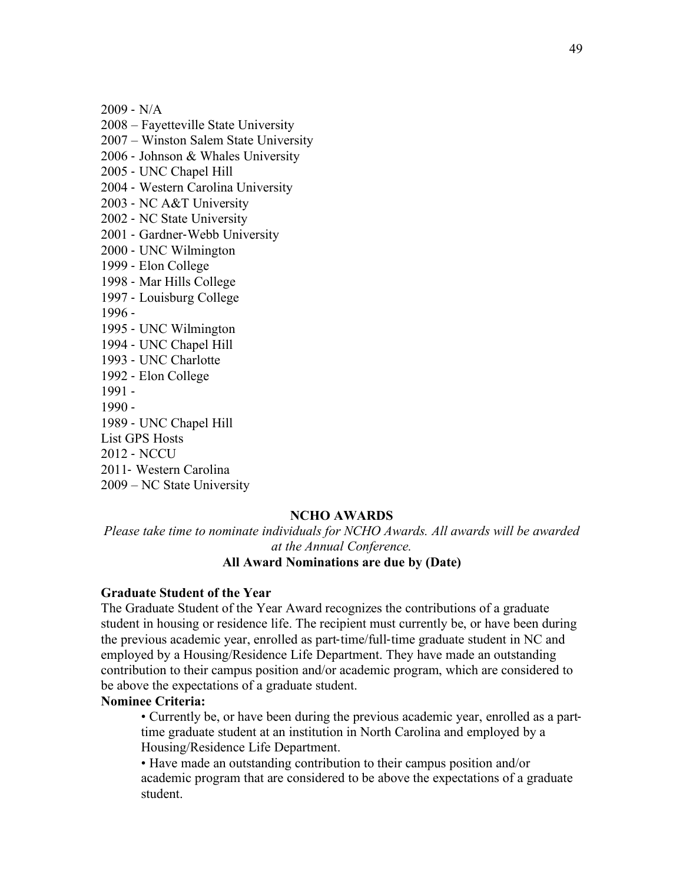2009 - N/A
2008 – Fayetteville State University
2007 – Winston Salem State University
2006 - Johnson & Whales University
2005 - UNC Chapel Hill
2004 - Western Carolina University
2003 - NC A&T University
2002 - NC State University
2001 - Gardner-Webb University
2000 - UNC Wilmington
1999 - Elon College
1998 - Mar Hills College
1997 - Louisburg College
1996 -
1995 - UNC Wilmington
1994 - UNC Chapel Hill
1993 - UNC Charlotte
1992 - Elon College
1991 -
1990 -
1989 - UNC Chapel Hill
List GPS Hosts
2012 - NCCU
2011- Western Carolina
2009 – NC State University

## NCHO AWARDS

*Please take time to nominate individuals for NCHO Awards. All awards will be awarded at the Annual Conference.*

**All Award Nominations are due by (Date)**

### Graduate Student of the Year

The Graduate Student of the Year Award recognizes the contributions of a graduate student in housing or residence life. The recipient must currently be, or have been during the previous academic year, enrolled as part-time/full-time graduate student in NC and employed by a Housing/Residence Life Department. They have made an outstanding contribution to their campus position and/or academic program, which are considered to be above the expectations of a graduate student.

**Nominee Criteria:**

- Currently be, or have been during the previous academic year, enrolled as a part-time graduate student at an institution in North Carolina and employed by a Housing/Residence Life Department.
- Have made an outstanding contribution to their campus position and/or academic program that are considered to be above the expectations of a graduate student.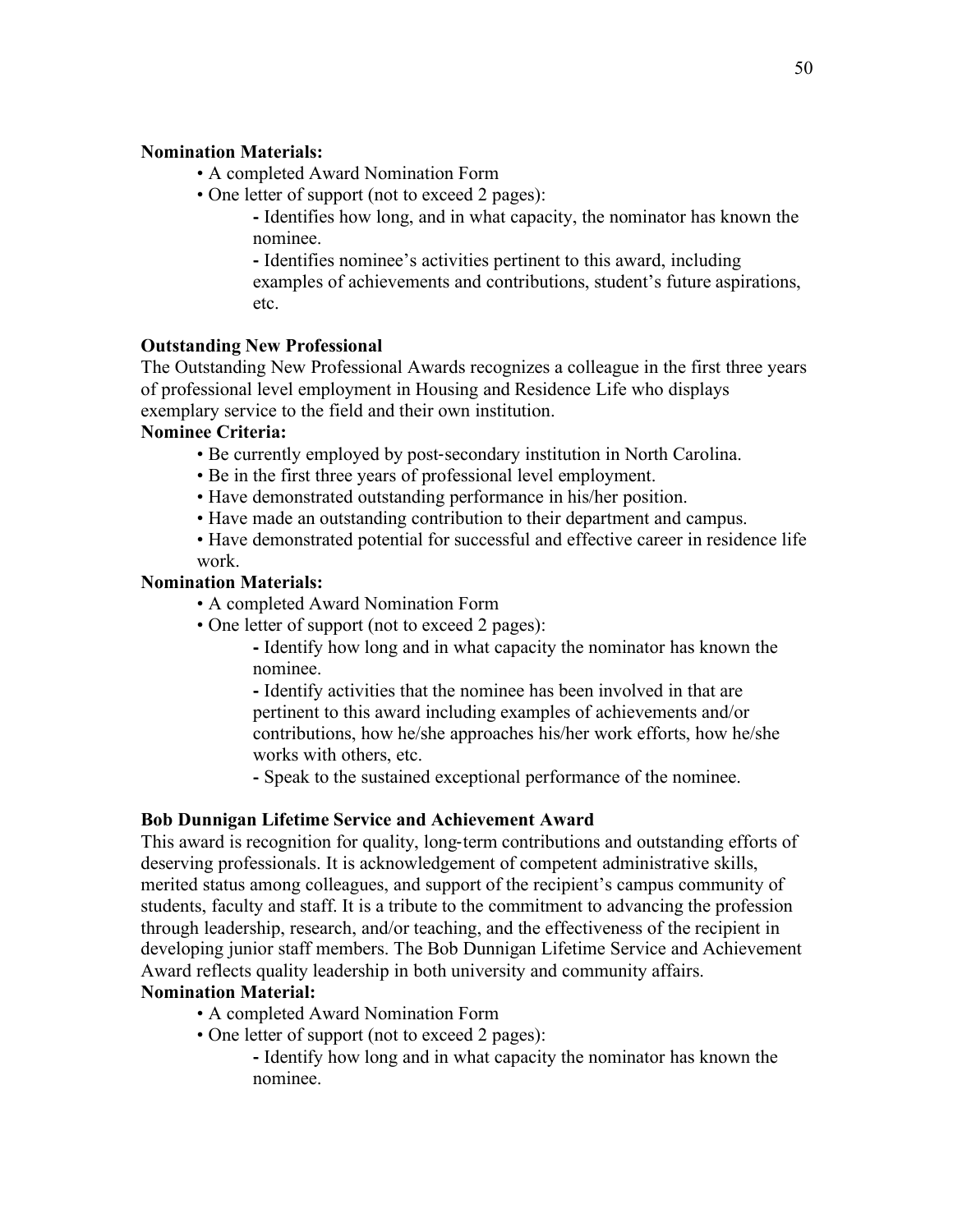**Nomination Materials:**

- A completed Award Nomination Form
- One letter of support (not to exceed 2 pages):
    - Identifies how long, and in what capacity, the nominator has known the nominee.
    - Identifies nominee's activities pertinent to this award, including examples of achievements and contributions, student's future aspirations, etc.

**Outstanding New Professional**

The Outstanding New Professional Awards recognizes a colleague in the first three years of professional level employment in Housing and Residence Life who displays exemplary service to the field and their own institution.

**Nominee Criteria:**

- Be currently employed by post-secondary institution in North Carolina.
- Be in the first three years of professional level employment.
- Have demonstrated outstanding performance in his/her position.
- Have made an outstanding contribution to their department and campus.
- Have demonstrated potential for successful and effective career in residence life work.

**Nomination Materials:**

- A completed Award Nomination Form
- One letter of support (not to exceed 2 pages):
    - Identify how long and in what capacity the nominator has known the nominee.
    - Identify activities that the nominee has been involved in that are pertinent to this award including examples of achievements and/or contributions, how he/she approaches his/her work efforts, how he/she works with others, etc.
    - Speak to the sustained exceptional performance of the nominee.

**Bob Dunnigan Lifetime Service and Achievement Award**

This award is recognition for quality, long-term contributions and outstanding efforts of deserving professionals. It is acknowledgement of competent administrative skills, merited status among colleagues, and support of the recipient's campus community of students, faculty and staff. It is a tribute to the commitment to advancing the profession through leadership, research, and/or teaching, and the effectiveness of the recipient in developing junior staff members. The Bob Dunnigan Lifetime Service and Achievement Award reflects quality leadership in both university and community affairs.

**Nomination Material:**

- A completed Award Nomination Form
- One letter of support (not to exceed 2 pages):
    - Identify how long and in what capacity the nominator has known the nominee.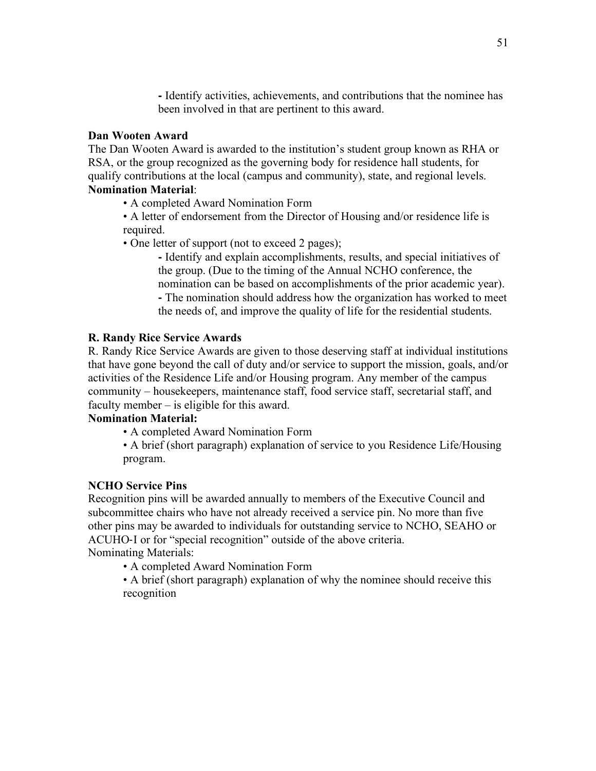- Identify activities, achievements, and contributions that the nominee has been involved in that are pertinent to this award.

**Dan Wooten Award**

The Dan Wooten Award is awarded to the institution's student group known as RHA or RSA, or the group recognized as the governing body for residence hall students, for qualify contributions at the local (campus and community), state, and regional levels.

**Nomination Material**:

- A completed Award Nomination Form
- A letter of endorsement from the Director of Housing and/or residence life is required.
- One letter of support (not to exceed 2 pages);
    - Identify and explain accomplishments, results, and special initiatives of the group. (Due to the timing of the Annual NCHO conference, the nomination can be based on accomplishments of the prior academic year).
    - The nomination should address how the organization has worked to meet the needs of, and improve the quality of life for the residential students.

**R. Randy Rice Service Awards**

R. Randy Rice Service Awards are given to those deserving staff at individual institutions that have gone beyond the call of duty and/or service to support the mission, goals, and/or activities of the Residence Life and/or Housing program. Any member of the campus community – housekeepers, maintenance staff, food service staff, secretarial staff, and faculty member – is eligible for this award.

**Nomination Material:**

- A completed Award Nomination Form
- A brief (short paragraph) explanation of service to you Residence Life/Housing program.

**NCHO Service Pins**

Recognition pins will be awarded annually to members of the Executive Council and subcommittee chairs who have not already received a service pin. No more than five other pins may be awarded to individuals for outstanding service to NCHO, SEAHO or ACUHO-I or for "special recognition" outside of the above criteria.

Nominating Materials:

- A completed Award Nomination Form
- A brief (short paragraph) explanation of why the nominee should receive this recognition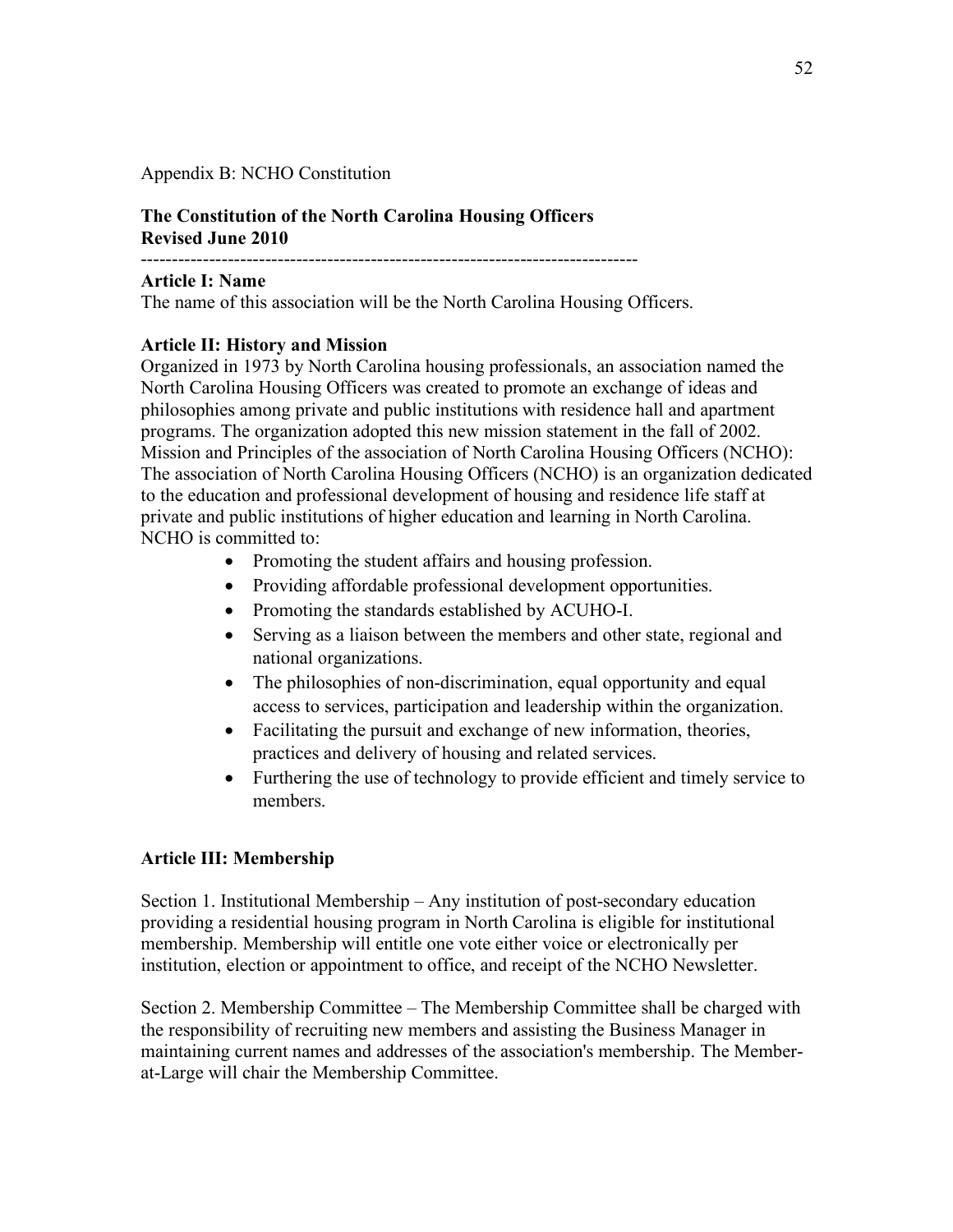Appendix B: NCHO Constitution

**The Constitution of the North Carolina Housing Officers**
**Revised June 2010**

--------------------------------------------------------------------------------

**Article I: Name**

The name of this association will be the North Carolina Housing Officers.

**Article II: History and Mission**

Organized in 1973 by North Carolina housing professionals, an association named the North Carolina Housing Officers was created to promote an exchange of ideas and philosophies among private and public institutions with residence hall and apartment programs. The organization adopted this new mission statement in the fall of 2002. Mission and Principles of the association of North Carolina Housing Officers (NCHO): The association of North Carolina Housing Officers (NCHO) is an organization dedicated to the education and professional development of housing and residence life staff at private and public institutions of higher education and learning in North Carolina. NCHO is committed to:

- Promoting the student affairs and housing profession.
- Providing affordable professional development opportunities.
- Promoting the standards established by ACUHO-I.
- Serving as a liaison between the members and other state, regional and national organizations.
- The philosophies of non-discrimination, equal opportunity and equal access to services, participation and leadership within the organization.
- Facilitating the pursuit and exchange of new information, theories, practices and delivery of housing and related services.
- Furthering the use of technology to provide efficient and timely service to members.

**Article III: Membership**

Section 1. Institutional Membership – Any institution of post-secondary education providing a residential housing program in North Carolina is eligible for institutional membership. Membership will entitle one vote either voice or electronically per institution, election or appointment to office, and receipt of the NCHO Newsletter.

Section 2. Membership Committee – The Membership Committee shall be charged with the responsibility of recruiting new members and assisting the Business Manager in maintaining current names and addresses of the association's membership. The Member-at-Large will chair the Membership Committee.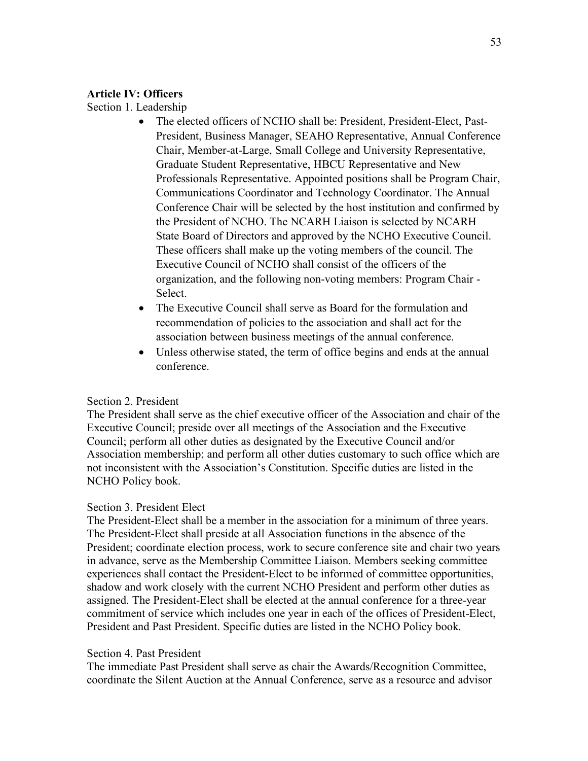**Article IV: Officers**

Section 1. Leadership

- The elected officers of NCHO shall be: President, President-Elect, Past-President, Business Manager, SEAHO Representative, Annual Conference Chair, Member-at-Large, Small College and University Representative, Graduate Student Representative, HBCU Representative and New Professionals Representative. Appointed positions shall be Program Chair, Communications Coordinator and Technology Coordinator. The Annual Conference Chair will be selected by the host institution and confirmed by the President of NCHO. The NCARH Liaison is selected by NCARH State Board of Directors and approved by the NCHO Executive Council. These officers shall make up the voting members of the council. The Executive Council of NCHO shall consist of the officers of the organization, and the following non-voting members: Program Chair - Select.
- The Executive Council shall serve as Board for the formulation and recommendation of policies to the association and shall act for the association between business meetings of the annual conference.
- Unless otherwise stated, the term of office begins and ends at the annual conference.

Section 2. President

The President shall serve as the chief executive officer of the Association and chair of the Executive Council; preside over all meetings of the Association and the Executive Council; perform all other duties as designated by the Executive Council and/or Association membership; and perform all other duties customary to such office which are not inconsistent with the Association's Constitution. Specific duties are listed in the NCHO Policy book.

Section 3. President Elect

The President-Elect shall be a member in the association for a minimum of three years. The President-Elect shall preside at all Association functions in the absence of the President; coordinate election process, work to secure conference site and chair two years in advance, serve as the Membership Committee Liaison. Members seeking committee experiences shall contact the President-Elect to be informed of committee opportunities, shadow and work closely with the current NCHO President and perform other duties as assigned. The President-Elect shall be elected at the annual conference for a three-year commitment of service which includes one year in each of the offices of President-Elect, President and Past President. Specific duties are listed in the NCHO Policy book.

Section 4. Past President

The immediate Past President shall serve as chair the Awards/Recognition Committee, coordinate the Silent Auction at the Annual Conference, serve as a resource and advisor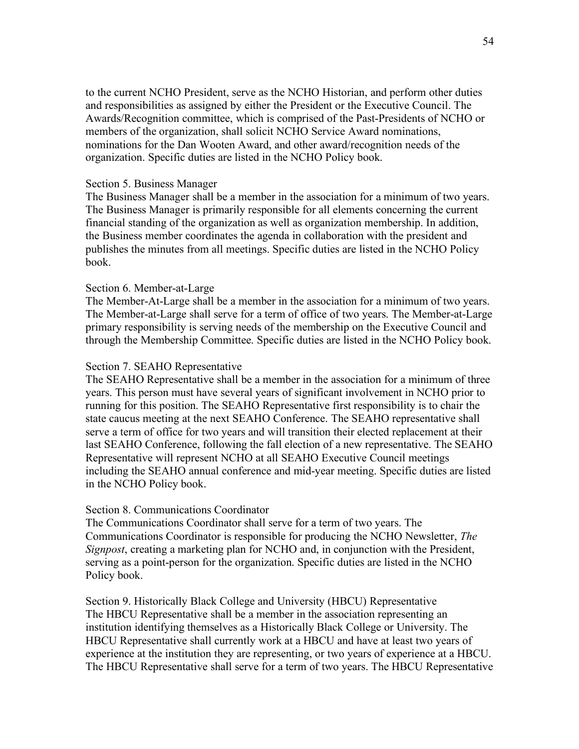to the current NCHO President, serve as the NCHO Historian, and perform other duties and responsibilities as assigned by either the President or the Executive Council. The Awards/Recognition committee, which is comprised of the Past-Presidents of NCHO or members of the organization, shall solicit NCHO Service Award nominations, nominations for the Dan Wooten Award, and other award/recognition needs of the organization. Specific duties are listed in the NCHO Policy book.

Section 5. Business Manager

The Business Manager shall be a member in the association for a minimum of two years. The Business Manager is primarily responsible for all elements concerning the current financial standing of the organization as well as organization membership. In addition, the Business member coordinates the agenda in collaboration with the president and publishes the minutes from all meetings. Specific duties are listed in the NCHO Policy book.

Section 6. Member-at-Large

The Member-At-Large shall be a member in the association for a minimum of two years. The Member-at-Large shall serve for a term of office of two years. The Member-at-Large primary responsibility is serving needs of the membership on the Executive Council and through the Membership Committee. Specific duties are listed in the NCHO Policy book.

Section 7. SEAHO Representative

The SEAHO Representative shall be a member in the association for a minimum of three years. This person must have several years of significant involvement in NCHO prior to running for this position. The SEAHO Representative first responsibility is to chair the state caucus meeting at the next SEAHO Conference. The SEAHO representative shall serve a term of office for two years and will transition their elected replacement at their last SEAHO Conference, following the fall election of a new representative. The SEAHO Representative will represent NCHO at all SEAHO Executive Council meetings including the SEAHO annual conference and mid-year meeting. Specific duties are listed in the NCHO Policy book.

Section 8. Communications Coordinator

The Communications Coordinator shall serve for a term of two years. The Communications Coordinator is responsible for producing the NCHO Newsletter, *The Signpost*, creating a marketing plan for NCHO and, in conjunction with the President, serving as a point-person for the organization. Specific duties are listed in the NCHO Policy book.

Section 9. Historically Black College and University (HBCU) Representative

The HBCU Representative shall be a member in the association representing an institution identifying themselves as a Historically Black College or University. The HBCU Representative shall currently work at a HBCU and have at least two years of experience at the institution they are representing, or two years of experience at a HBCU. The HBCU Representative shall serve for a term of two years. The HBCU Representative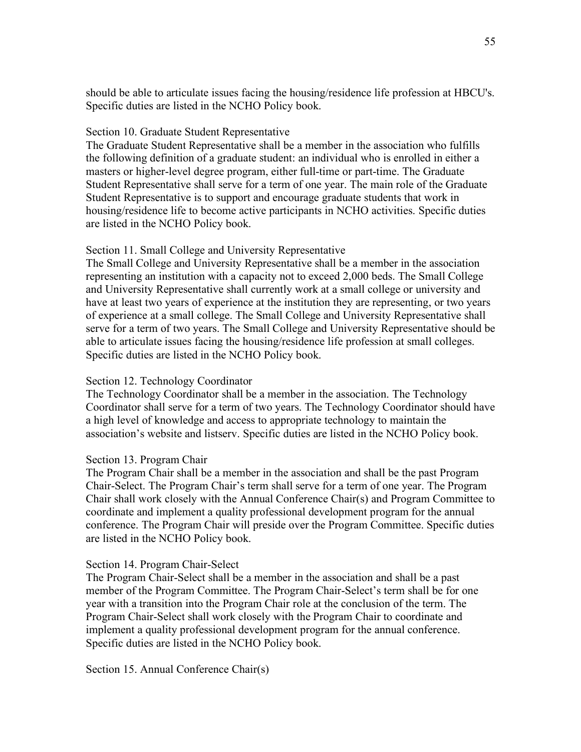should be able to articulate issues facing the housing/residence life profession at HBCU's. Specific duties are listed in the NCHO Policy book.

### Section 10. Graduate Student Representative

The Graduate Student Representative shall be a member in the association who fulfills the following definition of a graduate student: an individual who is enrolled in either a masters or higher-level degree program, either full-time or part-time. The Graduate Student Representative shall serve for a term of one year. The main role of the Graduate Student Representative is to support and encourage graduate students that work in housing/residence life to become active participants in NCHO activities. Specific duties are listed in the NCHO Policy book.

### Section 11. Small College and University Representative

The Small College and University Representative shall be a member in the association representing an institution with a capacity not to exceed 2,000 beds. The Small College and University Representative shall currently work at a small college or university and have at least two years of experience at the institution they are representing, or two years of experience at a small college. The Small College and University Representative shall serve for a term of two years. The Small College and University Representative should be able to articulate issues facing the housing/residence life profession at small colleges. Specific duties are listed in the NCHO Policy book.

### Section 12. Technology Coordinator

The Technology Coordinator shall be a member in the association. The Technology Coordinator shall serve for a term of two years. The Technology Coordinator should have a high level of knowledge and access to appropriate technology to maintain the association's website and listserv. Specific duties are listed in the NCHO Policy book.

### Section 13. Program Chair

The Program Chair shall be a member in the association and shall be the past Program Chair-Select. The Program Chair's term shall serve for a term of one year. The Program Chair shall work closely with the Annual Conference Chair(s) and Program Committee to coordinate and implement a quality professional development program for the annual conference. The Program Chair will preside over the Program Committee. Specific duties are listed in the NCHO Policy book.

### Section 14. Program Chair-Select

The Program Chair-Select shall be a member in the association and shall be a past member of the Program Committee. The Program Chair-Select's term shall be for one year with a transition into the Program Chair role at the conclusion of the term. The Program Chair-Select shall work closely with the Program Chair to coordinate and implement a quality professional development program for the annual conference. Specific duties are listed in the NCHO Policy book.

### Section 15. Annual Conference Chair(s)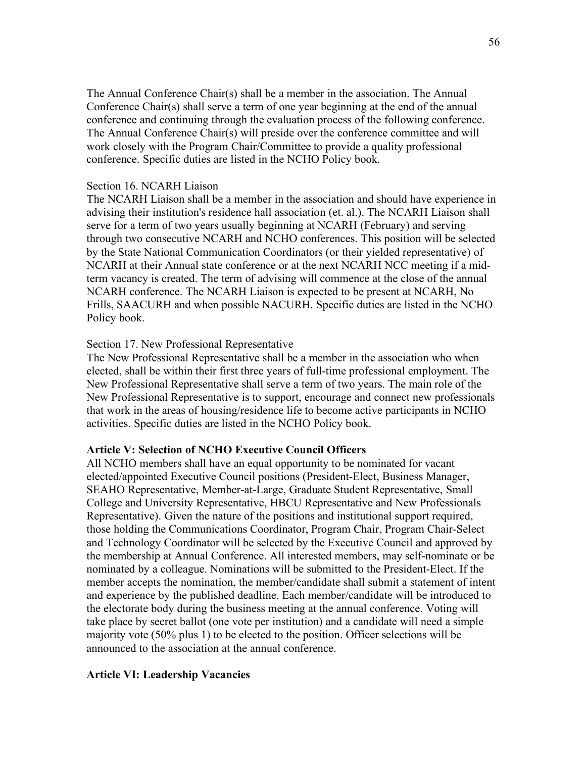The Annual Conference Chair(s) shall be a member in the association. The Annual Conference Chair(s) shall serve a term of one year beginning at the end of the annual conference and continuing through the evaluation process of the following conference. The Annual Conference Chair(s) will preside over the conference committee and will work closely with the Program Chair/Committee to provide a quality professional conference. Specific duties are listed in the NCHO Policy book.

Section 16. NCARH Liaison

The NCARH Liaison shall be a member in the association and should have experience in advising their institution's residence hall association (et. al.). The NCARH Liaison shall serve for a term of two years usually beginning at NCARH (February) and serving through two consecutive NCARH and NCHO conferences. This position will be selected by the State National Communication Coordinators (or their yielded representative) of NCARH at their Annual state conference or at the next NCARH NCC meeting if a mid-term vacancy is created. The term of advising will commence at the close of the annual NCARH conference. The NCARH Liaison is expected to be present at NCARH, No Frills, SAACURH and when possible NACURH. Specific duties are listed in the NCHO Policy book.

Section 17. New Professional Representative

The New Professional Representative shall be a member in the association who when elected, shall be within their first three years of full-time professional employment. The New Professional Representative shall serve a term of two years. The main role of the New Professional Representative is to support, encourage and connect new professionals that work in the areas of housing/residence life to become active participants in NCHO activities. Specific duties are listed in the NCHO Policy book.

**Article V: Selection of NCHO Executive Council Officers**

All NCHO members shall have an equal opportunity to be nominated for vacant elected/appointed Executive Council positions (President-Elect, Business Manager, SEAHO Representative, Member-at-Large, Graduate Student Representative, Small College and University Representative, HBCU Representative and New Professionals Representative). Given the nature of the positions and institutional support required, those holding the Communications Coordinator, Program Chair, Program Chair-Select and Technology Coordinator will be selected by the Executive Council and approved by the membership at Annual Conference. All interested members, may self-nominate or be nominated by a colleague. Nominations will be submitted to the President-Elect. If the member accepts the nomination, the member/candidate shall submit a statement of intent and experience by the published deadline. Each member/candidate will be introduced to the electorate body during the business meeting at the annual conference. Voting will take place by secret ballot (one vote per institution) and a candidate will need a simple majority vote (50% plus 1) to be elected to the position. Officer selections will be announced to the association at the annual conference.

**Article VI: Leadership Vacancies**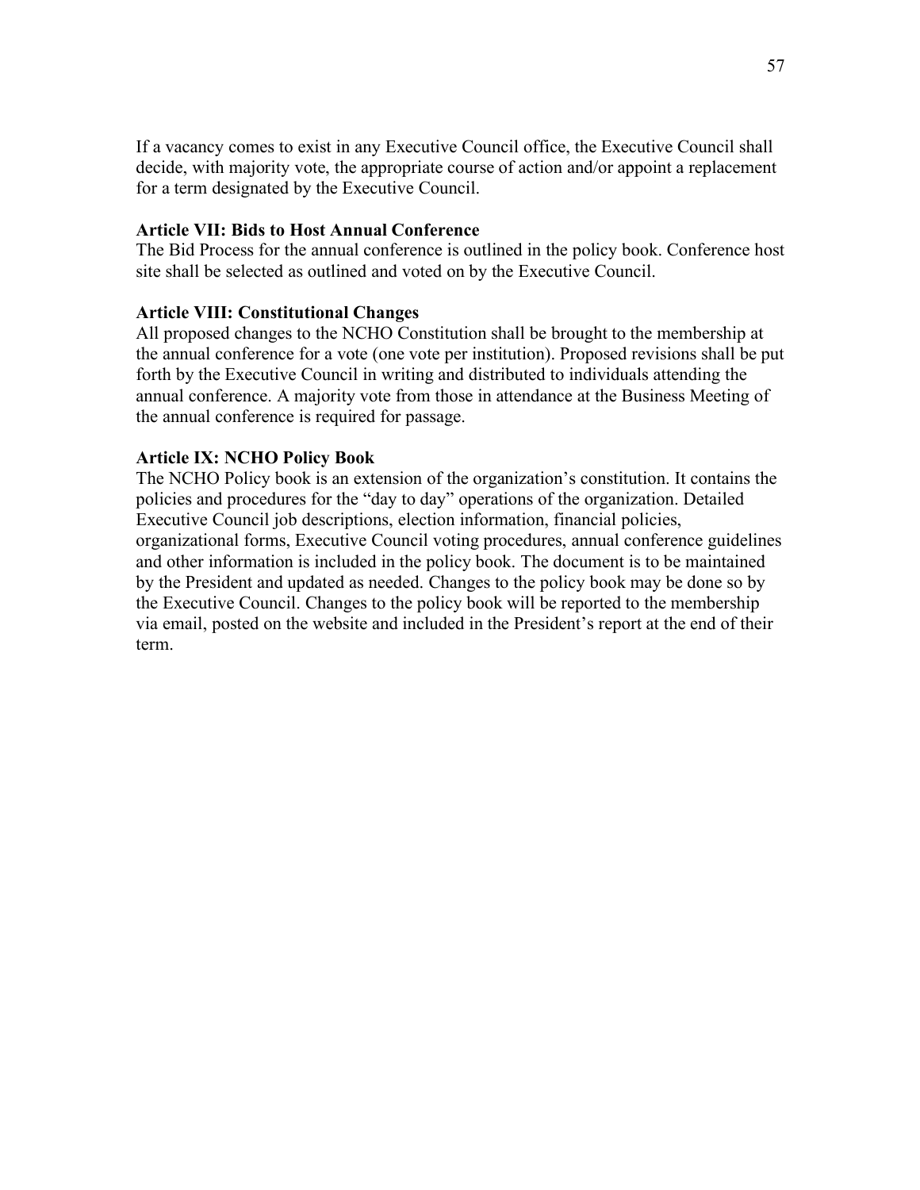If a vacancy comes to exist in any Executive Council office, the Executive Council shall decide, with majority vote, the appropriate course of action and/or appoint a replacement for a term designated by the Executive Council.

**Article VII: Bids to Host Annual Conference**

The Bid Process for the annual conference is outlined in the policy book. Conference host site shall be selected as outlined and voted on by the Executive Council.

**Article VIII: Constitutional Changes**

All proposed changes to the NCHO Constitution shall be brought to the membership at the annual conference for a vote (one vote per institution). Proposed revisions shall be put forth by the Executive Council in writing and distributed to individuals attending the annual conference. A majority vote from those in attendance at the Business Meeting of the annual conference is required for passage.

**Article IX: NCHO Policy Book**

The NCHO Policy book is an extension of the organization's constitution. It contains the policies and procedures for the "day to day" operations of the organization. Detailed Executive Council job descriptions, election information, financial policies, organizational forms, Executive Council voting procedures, annual conference guidelines and other information is included in the policy book. The document is to be maintained by the President and updated as needed. Changes to the policy book may be done so by the Executive Council. Changes to the policy book will be reported to the membership via email, posted on the website and included in the President's report at the end of their term.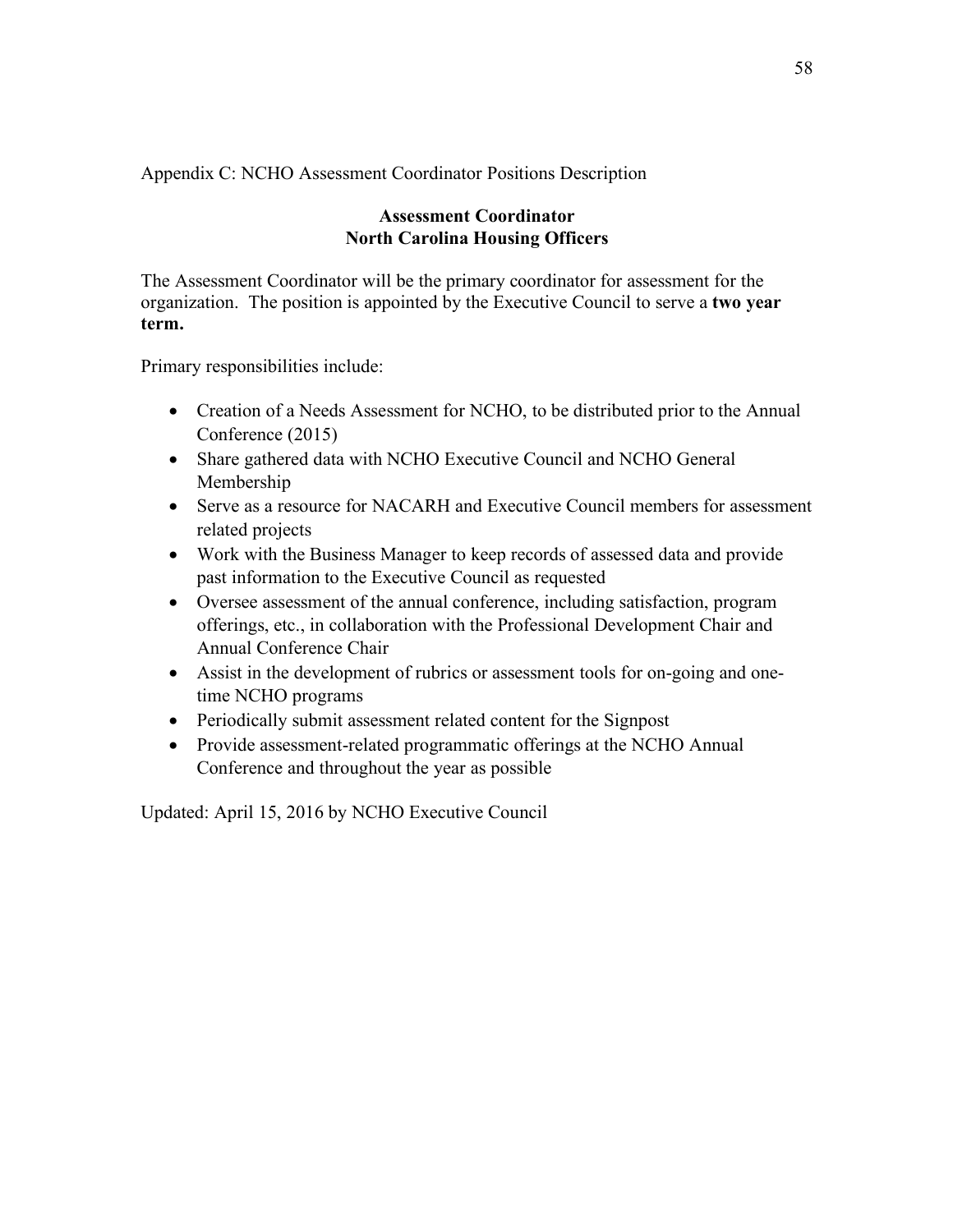Appendix C: NCHO Assessment Coordinator Positions Description

**Assessment Coordinator**
**North Carolina Housing Officers**

The Assessment Coordinator will be the primary coordinator for assessment for the organization. The position is appointed by the Executive Council to serve a **two year term.**

Primary responsibilities include:

- Creation of a Needs Assessment for NCHO, to be distributed prior to the Annual Conference (2015)
- Share gathered data with NCHO Executive Council and NCHO General Membership
- Serve as a resource for NACARH and Executive Council members for assessment related projects
- Work with the Business Manager to keep records of assessed data and provide past information to the Executive Council as requested
- Oversee assessment of the annual conference, including satisfaction, program offerings, etc., in collaboration with the Professional Development Chair and Annual Conference Chair
- Assist in the development of rubrics or assessment tools for on-going and one-time NCHO programs
- Periodically submit assessment related content for the Signpost
- Provide assessment-related programmatic offerings at the NCHO Annual Conference and throughout the year as possible

Updated: April 15, 2016 by NCHO Executive Council